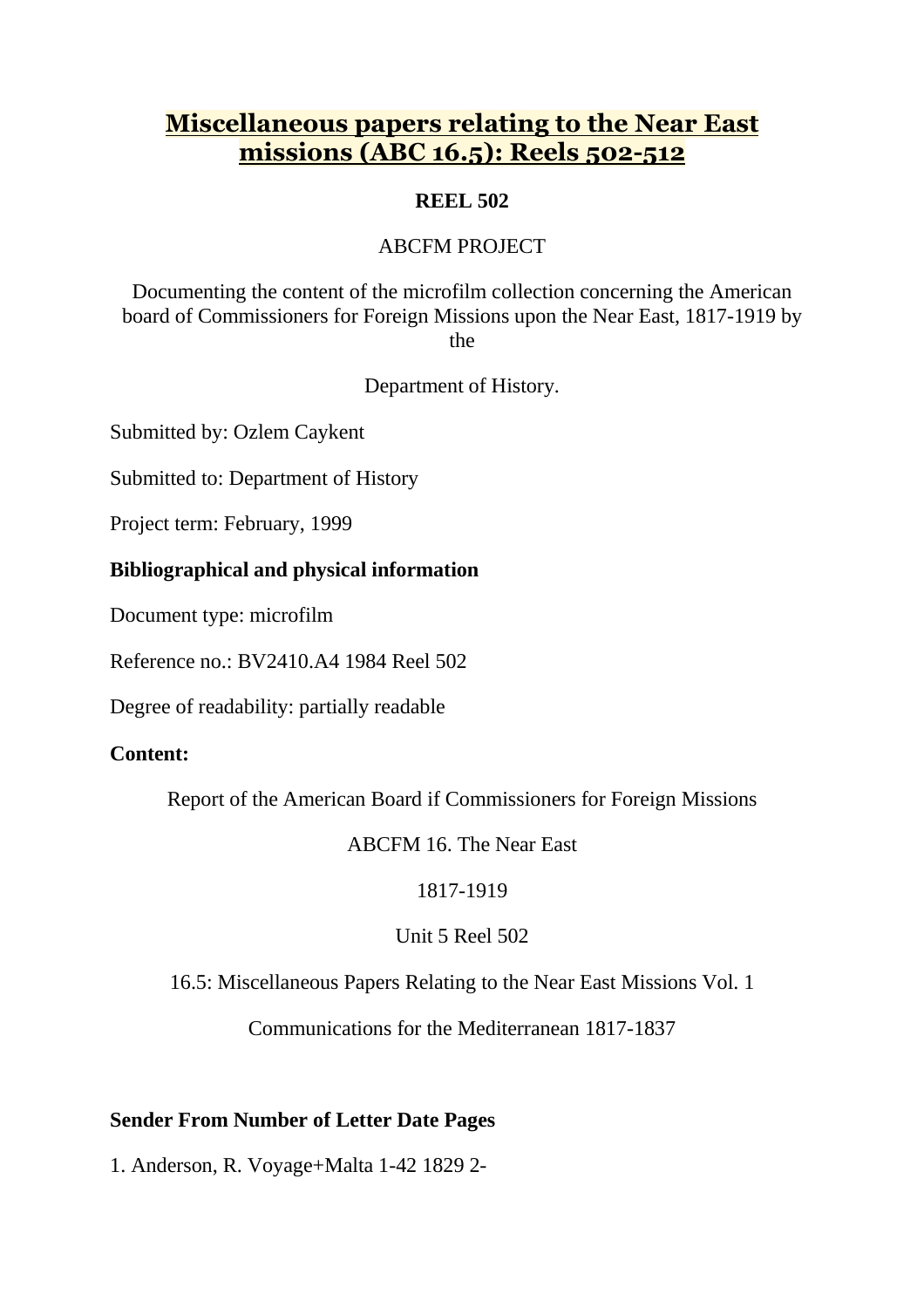# Miscellaneous papers relating to the Near East missions (ABC 16.5): Reels 502-512

**REEL 502**

ABCFM PROJECT

Documenting the content of the microfilm collection concerning the American board of Commissioners for Foreign Missions upon the Near East, 1817-1919 by the

Department of History.

Submitted by: Ozlem Caykent

Submitted to: Department of History

Project term: February, 1999

**Bibliographical and physical information**

Document type: microfilm

Reference no.: BV2410.A4 1984 Reel 502

Degree of readability: partially readable

**Content:**

Report of the American Board if Commissioners for Foreign Missions

ABCFM 16. The Near East

1817-1919

Unit 5 Reel 502

16.5: Miscellaneous Papers Relating to the Near East Missions Vol. 1

Communications for the Mediterranean 1817-1837

**Sender From Number of Letter Date Pages**

1. Anderson, R. Voyage+Malta 1-42 1829 2-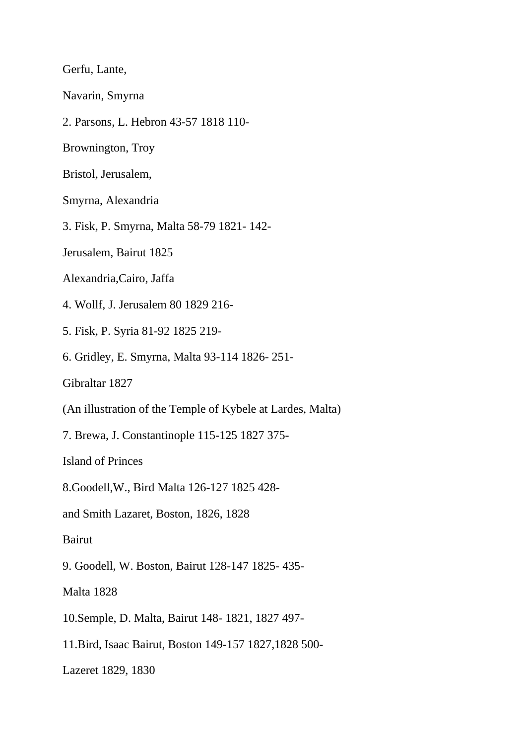Gerfu, Lante,

Navarin, Smyrna

2. Parsons, L. Hebron 43-57 1818 110-

Brownington, Troy

Bristol, Jerusalem,

Smyrna, Alexandria

3. Fisk, P. Smyrna, Malta 58-79 1821- 142-

Jerusalem, Bairut 1825

Alexandria,Cairo, Jaffa

4. Wollf, J. Jerusalem 80 1829 216-

5. Fisk, P. Syria 81-92 1825 219-

6. Gridley, E. Smyrna, Malta 93-114 1826- 251-

Gibraltar 1827

(An illustration of the Temple of Kybele at Lardes, Malta)

7. Brewa, J. Constantinople 115-125 1827 375-

Island of Princes

8.Goodell,W., Bird Malta 126-127 1825 428-

and Smith Lazaret, Boston, 1826, 1828

Bairut

9. Goodell, W. Boston, Bairut 128-147 1825- 435-

Malta 1828

10.Semple, D. Malta, Bairut 148- 1821, 1827 497-

11.Bird, Isaac Bairut, Boston 149-157 1827,1828 500-

Lazeret 1829, 1830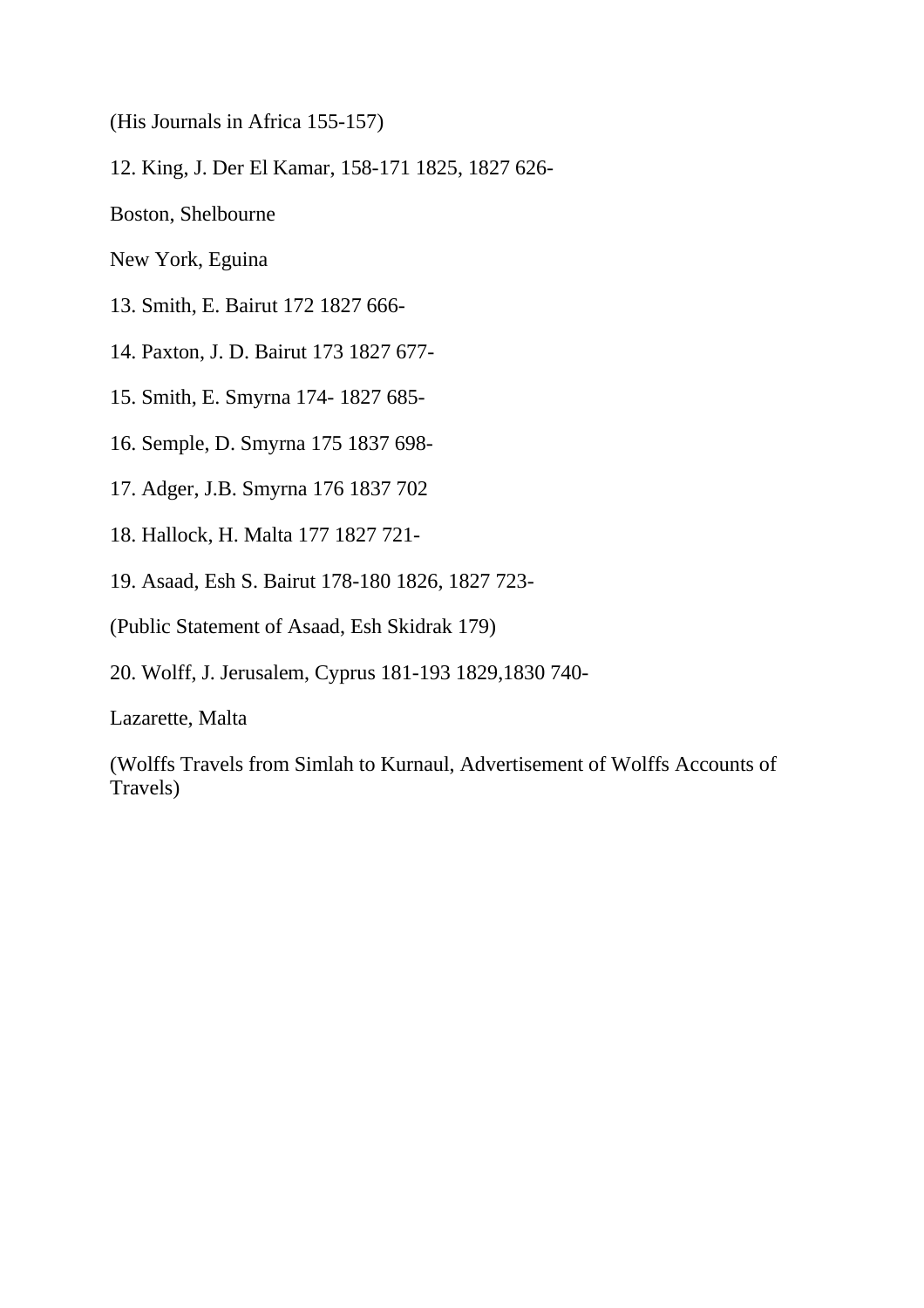(His Journals in Africa 155-157)

12. King, J. Der El Kamar, 158-171 1825, 1827 626-

Boston, Shelbourne

New York, Eguina

13. Smith, E. Bairut 172 1827 666-

14. Paxton, J. D. Bairut 173 1827 677-

15. Smith, E. Smyrna 174- 1827 685-

16. Semple, D. Smyrna 175 1837 698-

17. Adger, J.B. Smyrna 176 1837 702

18. Hallock, H. Malta 177 1827 721-

19. Asaad, Esh S. Bairut 178-180 1826, 1827 723-

(Public Statement of Asaad, Esh Skidrak 179)

20. Wolff, J. Jerusalem, Cyprus 181-193 1829,1830 740-

Lazarette, Malta

(Wolffs Travels from Simlah to Kurnaul, Advertisement of Wolffs Accounts of Travels)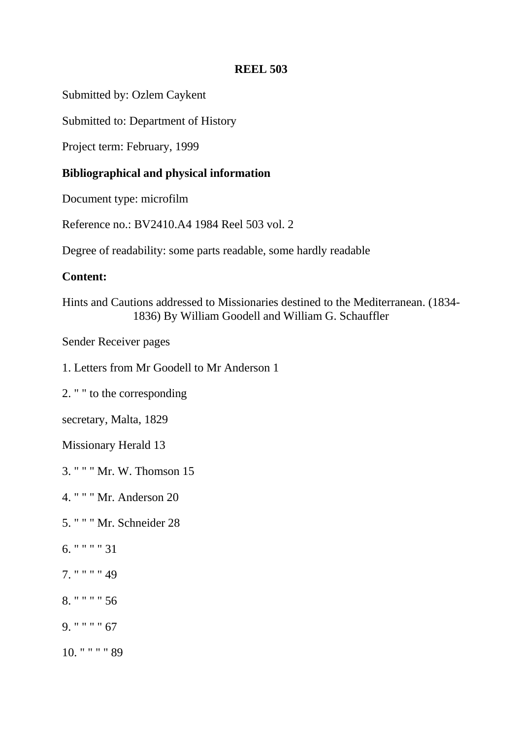**REEL 503**

Submitted by: Ozlem Caykent

Submitted to: Department of History

Project term: February, 1999

**Bibliographical and physical information**

Document type: microfilm

Reference no.: BV2410.A4 1984 Reel 503 vol. 2

Degree of readability: some parts readable, some hardly readable

**Content:**

Hints and Cautions addressed to Missionaries destined to the Mediterranean. (1834-1836) By William Goodell and William G. Schauffler

Sender Receiver pages

1. Letters from Mr Goodell to Mr Anderson 1

2. " " to the corresponding

secretary, Malta, 1829

Missionary Herald 13

3. " " " Mr. W. Thomson 15

4. " " " Mr. Anderson 20

5. " " " Mr. Schneider 28

6. " " " " 31

7. " " " " 49

8. " " " " 56

9. " " " " 67

10. " " " " 89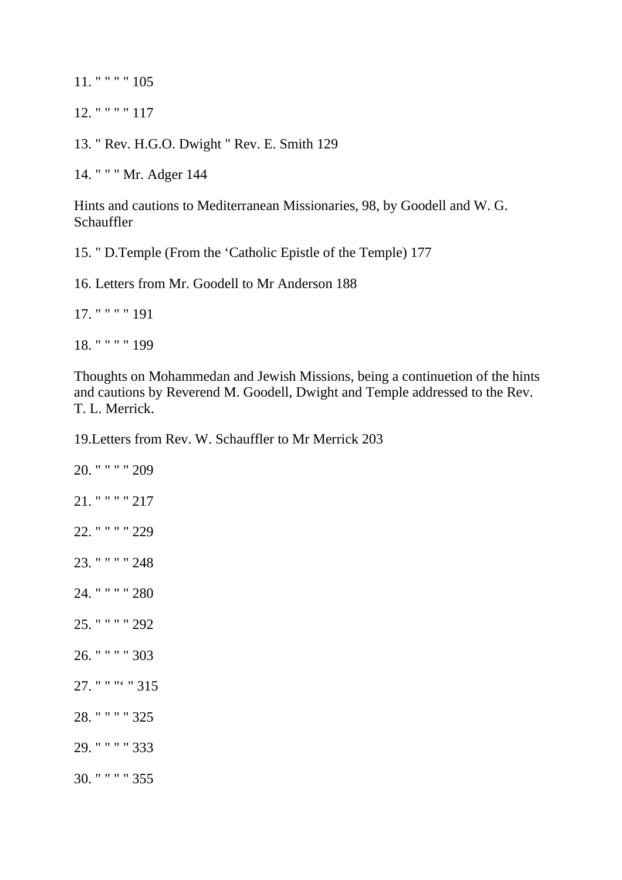11. " " " " 105

12. " " " " 117

13. " Rev. H.G.O. Dwight " Rev. E. Smith 129

14. " " " Mr. Adger 144

Hints and cautions to Mediterranean Missionaries, 98, by Goodell and W. G. Schauffler

15. " D.Temple (From the 'Catholic Epistle of the Temple) 177

16. Letters from Mr. Goodell to Mr Anderson 188

17. " " " " 191

18. " " " " 199

Thoughts on Mohammedan and Jewish Missions, being a continuetion of the hints and cautions by Reverend M. Goodell, Dwight and Temple addressed to the Rev. T. L. Merrick.

19.Letters from Rev. W. Schauffler to Mr Merrick 203

20. " " " " 209

21. " " " " 217

22. " " " " 229

23. " " " " 248

24. " " " " 280

25. " " " " 292

26. " " " " 303

27. " " "' " 315

28. " " " " 325

29. " " " " 333

30. " " " " 355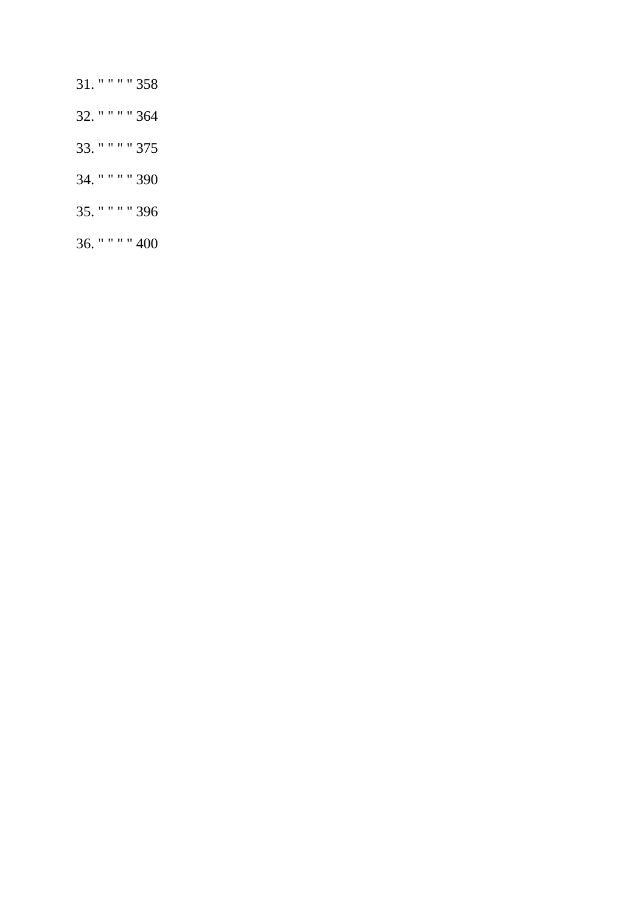31. " " " " 358

32. " " " " 364

33. " " " " 375

34. " " " " 390

35. " " " " 396

36. " " " " 400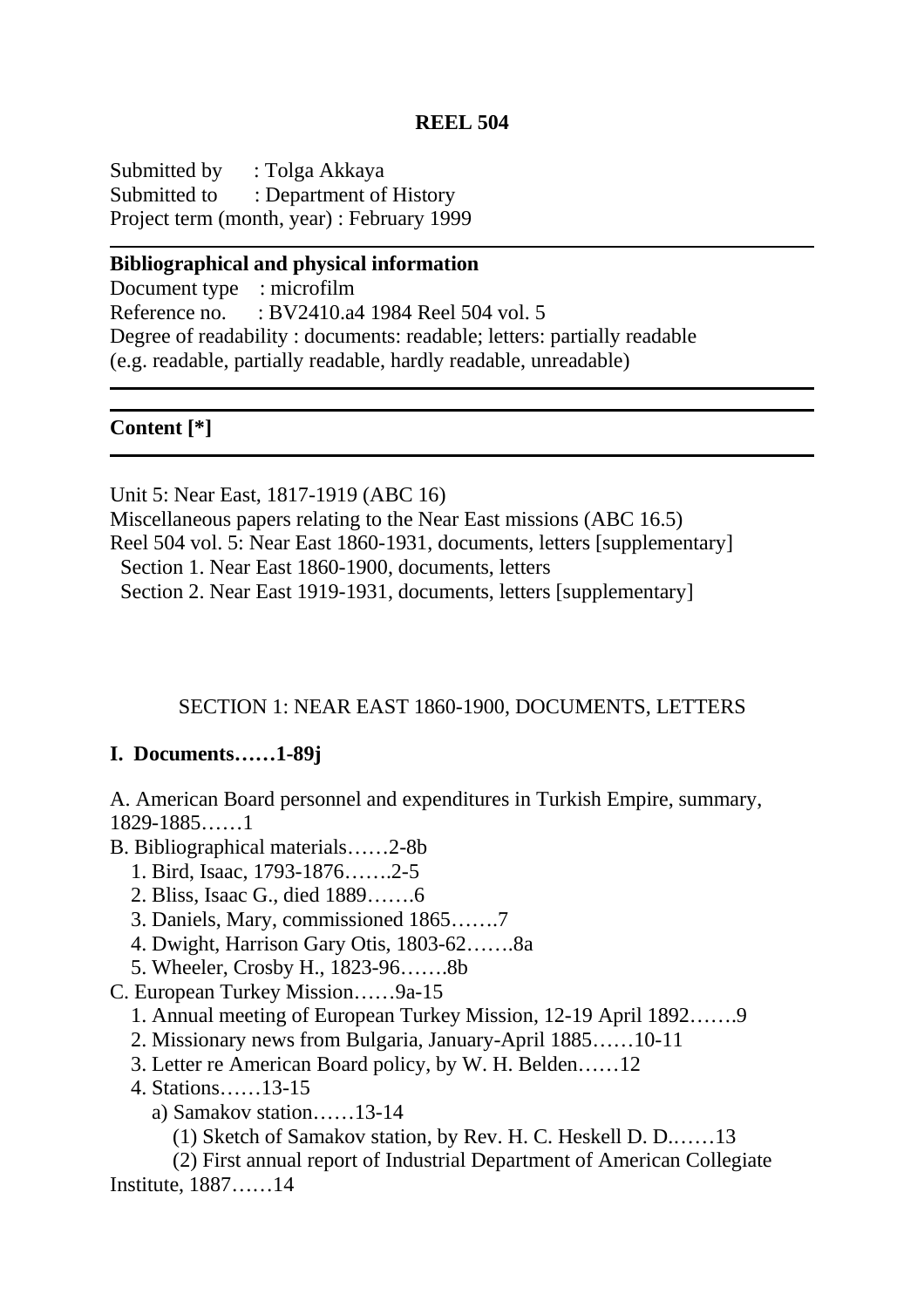**REEL 504**

Submitted by : Tolga Akkaya
Submitted to : Department of History
Project term (month, year) : February 1999

---

**Bibliographical and physical information**

Document type : microfilm
Reference no. : BV2410.a4 1984 Reel 504 vol. 5
Degree of readability : documents: readable; letters: partially readable
(e.g. readable, partially readable, hardly readable, unreadable)

---

**Content [*]**

---

Unit 5: Near East, 1817-1919 (ABC 16)
Miscellaneous papers relating to the Near East missions (ABC 16.5)
Reel 504 vol. 5: Near East 1860-1931, documents, letters [supplementary]
Section 1. Near East 1860-1900, documents, letters
Section 2. Near East 1919-1931, documents, letters [supplementary]

SECTION 1: NEAR EAST 1860-1900, DOCUMENTS, LETTERS

**I. Documents……1-89j**

A. American Board personnel and expenditures in Turkish Empire, summary, 1829-1885……1
B. Bibliographical materials……2-8b
   1. Bird, Isaac, 1793-1876…….2-5
   2. Bliss, Isaac G., died 1889…….6
   3. Daniels, Mary, commissioned 1865…….7
   4. Dwight, Harrison Gary Otis, 1803-62…….8a
   5. Wheeler, Crosby H., 1823-96…….8b
C. European Turkey Mission……9a-15
   1. Annual meeting of European Turkey Mission, 12-19 April 1892…….9
   2. Missionary news from Bulgaria, January-April 1885……10-11
   3. Letter re American Board policy, by W. H. Belden……12
   4. Stations……13-15
      a) Samakov station……13-14
         (1) Sketch of Samakov station, by Rev. H. C. Heskell D. D.……13
         (2) First annual report of Industrial Department of American Collegiate Institute, 1887……14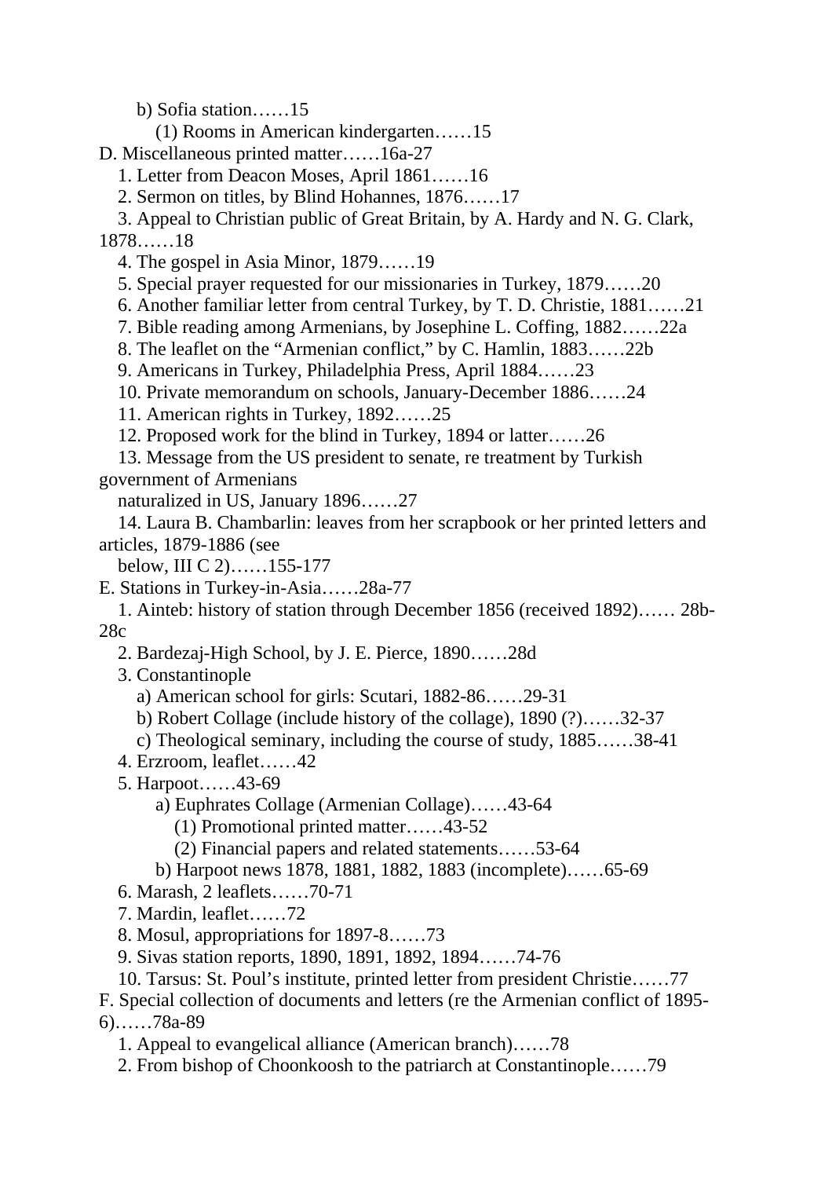b) Sofia station……15

(1) Rooms in American kindergarten……15

D. Miscellaneous printed matter……16a-27

1. Letter from Deacon Moses, April 1861……16
2. Sermon on titles, by Blind Hohannes, 1876……17
3. Appeal to Christian public of Great Britain, by A. Hardy and N. G. Clark, 1878……18
4. The gospel in Asia Minor, 1879……19
5. Special prayer requested for our missionaries in Turkey, 1879……20
6. Another familiar letter from central Turkey, by T. D. Christie, 1881……21
7. Bible reading among Armenians, by Josephine L. Coffing, 1882……22a
8. The leaflet on the "Armenian conflict," by C. Hamlin, 1883……22b
9. Americans in Turkey, Philadelphia Press, April 1884……23
10. Private memorandum on schools, January-December 1886……24
11. American rights in Turkey, 1892……25
12. Proposed work for the blind in Turkey, 1894 or latter……26
13. Message from the US president to senate, re treatment by Turkish government of Armenians naturalized in US, January 1896……27
14. Laura B. Chambarlin: leaves from her scrapbook or her printed letters and articles, 1879-1886 (see below, III C 2)……155-177

E. Stations in Turkey-in-Asia……28a-77

1. Ainteb: history of station through December 1856 (received 1892)…… 28b-28c
2. Bardezaj-High School, by J. E. Pierce, 1890……28d
3. Constantinople
   a) American school for girls: Scutari, 1882-86……29-31
   b) Robert Collage (include history of the collage), 1890 (?)……32-37
   c) Theological seminary, including the course of study, 1885……38-41
4. Erzroom, leaflet……42
5. Harpoot……43-69
   a) Euphrates Collage (Armenian Collage)……43-64
      (1) Promotional printed matter……43-52
      (2) Financial papers and related statements……53-64
   b) Harpoot news 1878, 1881, 1882, 1883 (incomplete)……65-69
6. Marash, 2 leaflets……70-71
7. Mardin, leaflet……72
8. Mosul, appropriations for 1897-8……73
9. Sivas station reports, 1890, 1891, 1892, 1894……74-76
10. Tarsus: St. Poul's institute, printed letter from president Christie……77

F. Special collection of documents and letters (re the Armenian conflict of 1895-6)……78a-89

1. Appeal to evangelical alliance (American branch)……78
2. From bishop of Choonkoosh to the patriarch at Constantinople……79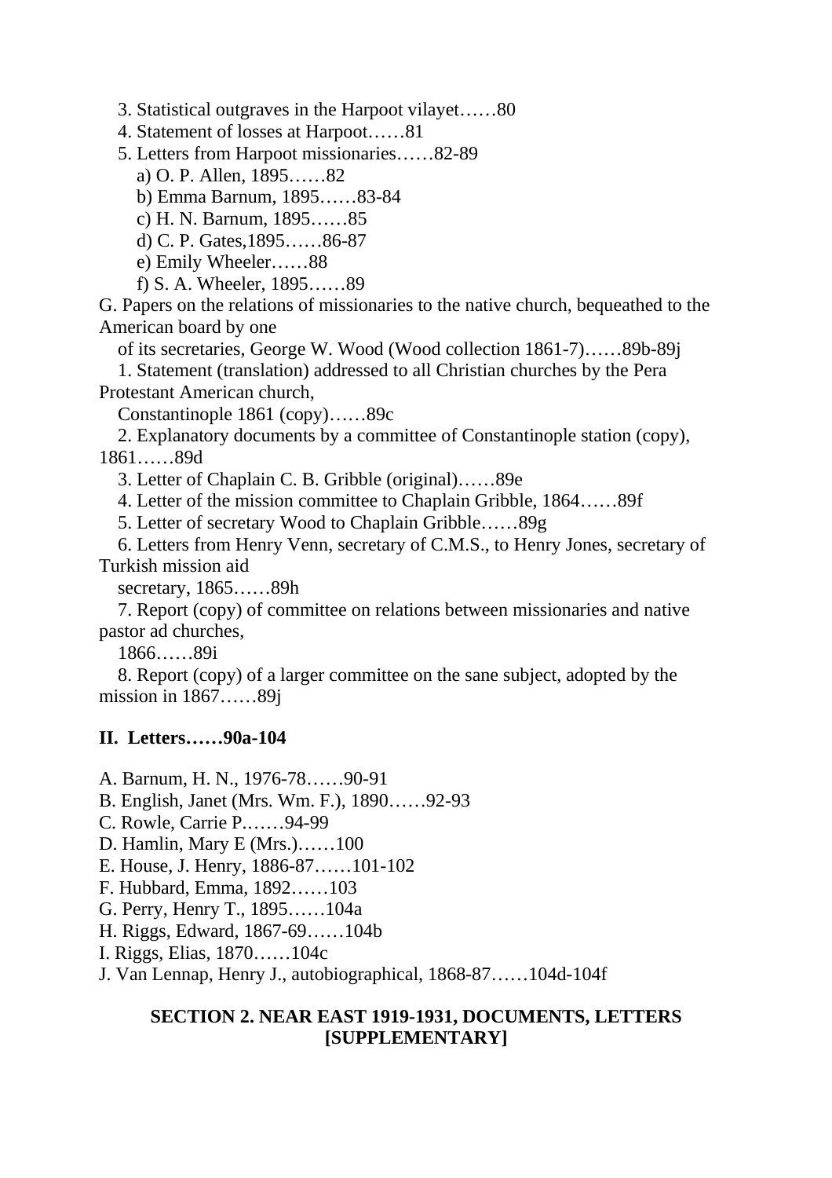3. Statistical outgraves in the Harpoot vilayet……80

4. Statement of losses at Harpoot……81

5. Letters from Harpoot missionaries……82-89

   a) O. P. Allen, 1895……82

   b) Emma Barnum, 1895……83-84

   c) H. N. Barnum, 1895……85

   d) C. P. Gates,1895……86-87

   e) Emily Wheeler……88

   f) S. A. Wheeler, 1895……89

G. Papers on the relations of missionaries to the native church, bequeathed to the American board by one of its secretaries, George W. Wood (Wood collection 1861-7)……89b-89j

1. Statement (translation) addressed to all Christian churches by the Pera Protestant American church, Constantinople 1861 (copy)……89c

2. Explanatory documents by a committee of Constantinople station (copy), 1861……89d

3. Letter of Chaplain C. B. Gribble (original)……89e

4. Letter of the mission committee to Chaplain Gribble, 1864……89f

5. Letter of secretary Wood to Chaplain Gribble……89g

6. Letters from Henry Venn, secretary of C.M.S., to Henry Jones, secretary of Turkish mission aid secretary, 1865……89h

7. Report (copy) of committee on relations between missionaries and native pastor ad churches, 1866……89i

8. Report (copy) of a larger committee on the sane subject, adopted by the mission in 1867……89j

## II. Letters……90a-104

A. Barnum, H. N., 1976-78……90-91

B. English, Janet (Mrs. Wm. F.), 1890……92-93

C. Rowle, Carrie P.……94-99

D. Hamlin, Mary E (Mrs.)……100

E. House, J. Henry, 1886-87……101-102

F. Hubbard, Emma, 1892……103

G. Perry, Henry T., 1895……104a

H. Riggs, Edward, 1867-69……104b

I. Riggs, Elias, 1870……104c

J. Van Lennap, Henry J., autobiographical, 1868-87……104d-104f

## SECTION 2. NEAR EAST 1919-1931, DOCUMENTS, LETTERS [SUPPLEMENTARY]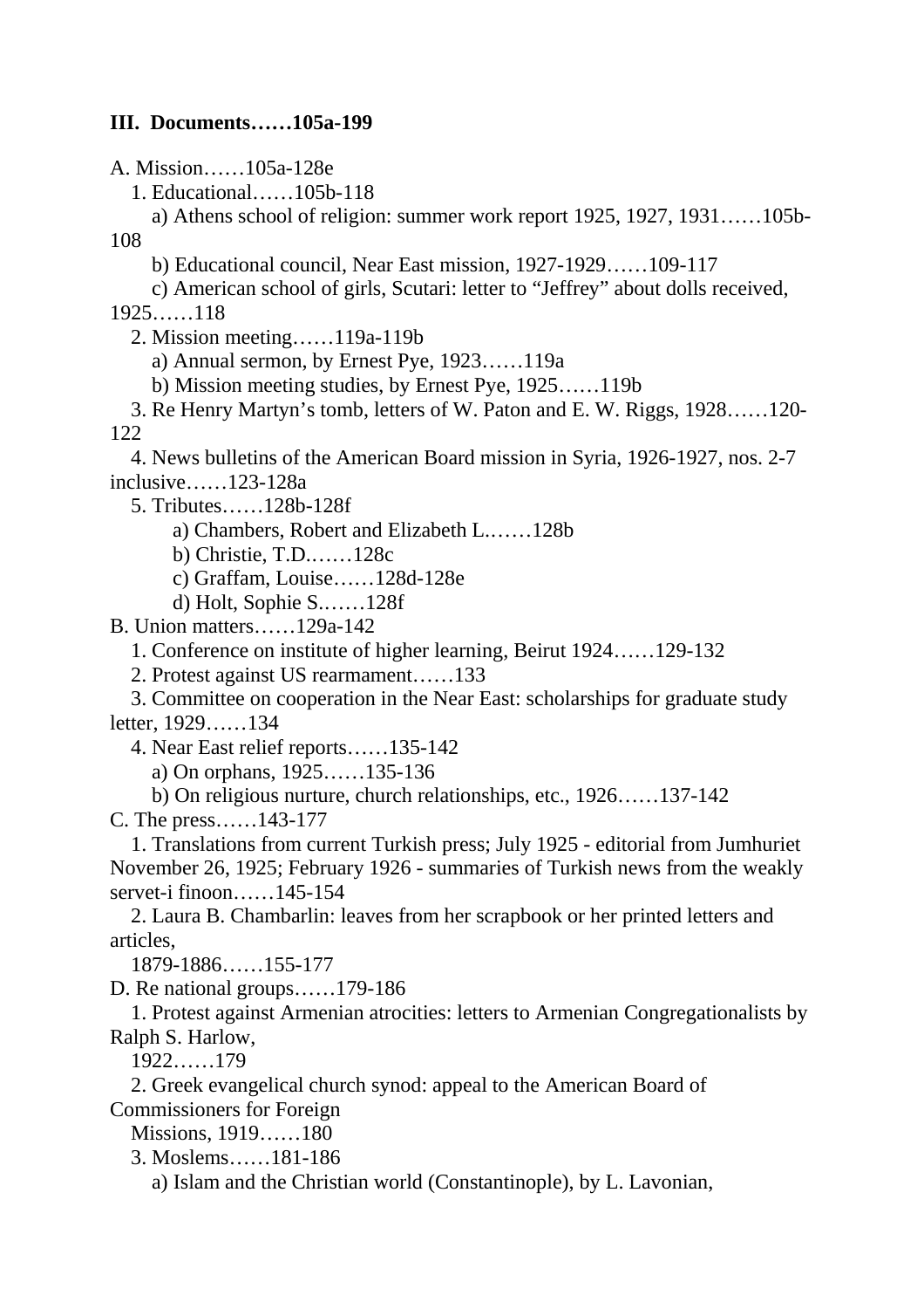**III. Documents……105a-199**

A. Mission……105a-128e

1. Educational……105b-118
    - a) Athens school of religion: summer work report 1925, 1927, 1931……105b-108
    - b) Educational council, Near East mission, 1927-1929……109-117
    - c) American school of girls, Scutari: letter to "Jeffrey" about dolls received, 1925……118
2. Mission meeting……119a-119b
    - a) Annual sermon, by Ernest Pye, 1923……119a
    - b) Mission meeting studies, by Ernest Pye, 1925……119b
3. Re Henry Martyn's tomb, letters of W. Paton and E. W. Riggs, 1928……120-122
4. News bulletins of the American Board mission in Syria, 1926-1927, nos. 2-7 inclusive……123-128a
5. Tributes……128b-128f
    - a) Chambers, Robert and Elizabeth L.……128b
    - b) Christie, T.D.……128c
    - c) Graffam, Louise……128d-128e
    - d) Holt, Sophie S.……128f

B. Union matters……129a-142

1. Conference on institute of higher learning, Beirut 1924……129-132
2. Protest against US rearmament……133
3. Committee on cooperation in the Near East: scholarships for graduate study letter, 1929……134
4. Near East relief reports……135-142
    - a) On orphans, 1925……135-136
    - b) On religious nurture, church relationships, etc., 1926……137-142

C. The press……143-177

1. Translations from current Turkish press; July 1925 - editorial from Jumhuriet November 26, 1925; February 1926 - summaries of Turkish news from the weakly servet-i finoon……145-154
2. Laura B. Chambarlin: leaves from her scrapbook or her printed letters and articles, 1879-1886……155-177

D. Re national groups……179-186

1. Protest against Armenian atrocities: letters to Armenian Congregationalists by Ralph S. Harlow, 1922……179
2. Greek evangelical church synod: appeal to the American Board of Commissioners for Foreign Missions, 1919……180
3. Moslems……181-186
    - a) Islam and the Christian world (Constantinople), by L. Lavonian,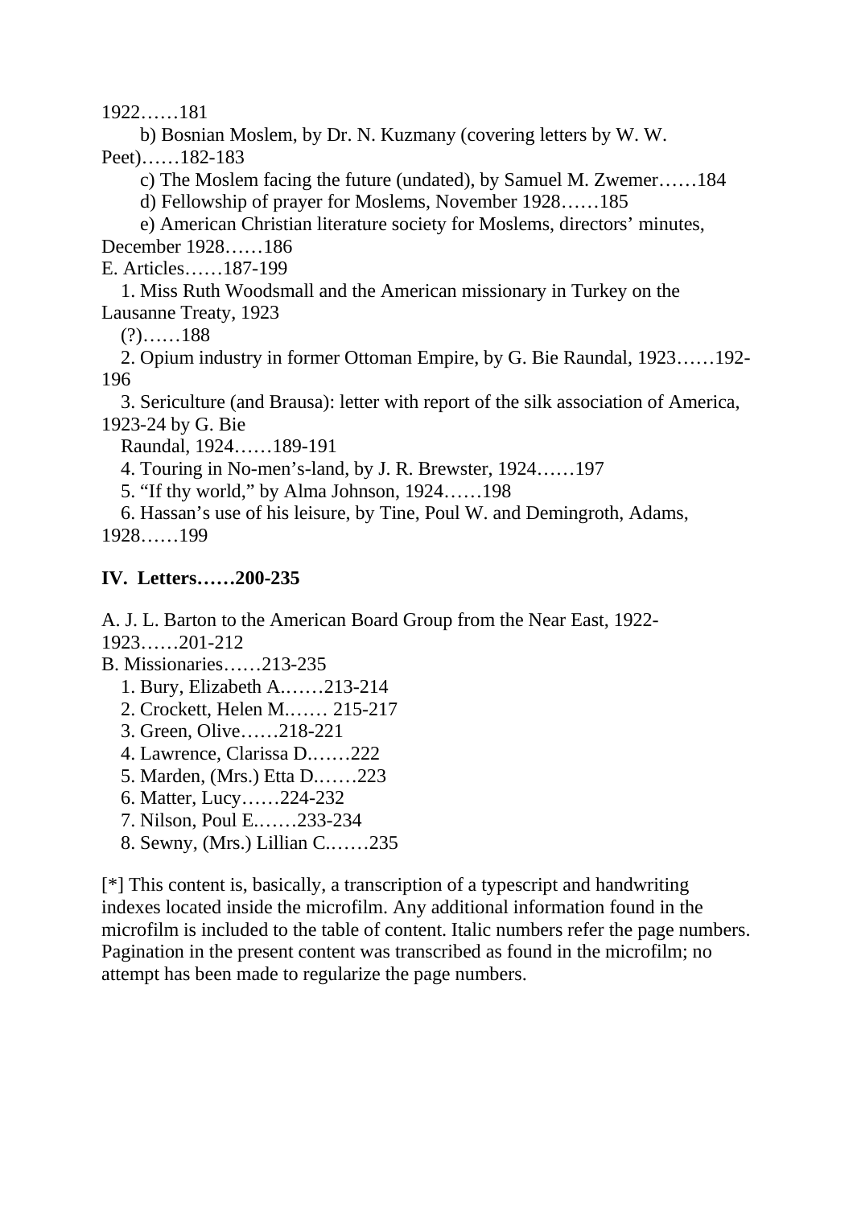1922……181

b) Bosnian Moslem, by Dr. N. Kuzmany (covering letters by W. W. Peet)……182-183

c) The Moslem facing the future (undated), by Samuel M. Zwemer……184

d) Fellowship of prayer for Moslems, November 1928……185

e) American Christian literature society for Moslems, directors' minutes, December 1928……186

E. Articles……187-199

1. Miss Ruth Woodsmall and the American missionary in Turkey on the Lausanne Treaty, 1923 (?)……188

2. Opium industry in former Ottoman Empire, by G. Bie Raundal, 1923……192-196

3. Sericulture (and Brausa): letter with report of the silk association of America, 1923-24 by G. Bie Raundal, 1924……189-191

4. Touring in No-men's-land, by J. R. Brewster, 1924……197

5. "If thy world," by Alma Johnson, 1924……198

6. Hassan's use of his leisure, by Tine, Poul W. and Demingroth, Adams, 1928……199

## IV. Letters……200-235

A. J. L. Barton to the American Board Group from the Near East, 1922-1923……201-212

B. Missionaries……213-235

1. Bury, Elizabeth A.……213-214
2. Crockett, Helen M.…… 215-217
3. Green, Olive……218-221
4. Lawrence, Clarissa D.……222
5. Marden, (Mrs.) Etta D.……223
6. Matter, Lucy……224-232
7. Nilson, Poul E.……233-234
8. Sewny, (Mrs.) Lillian C.……235

[*] This content is, basically, a transcription of a typescript and handwriting indexes located inside the microfilm. Any additional information found in the microfilm is included to the table of content. Italic numbers refer the page numbers. Pagination in the present content was transcribed as found in the microfilm; no attempt has been made to regularize the page numbers.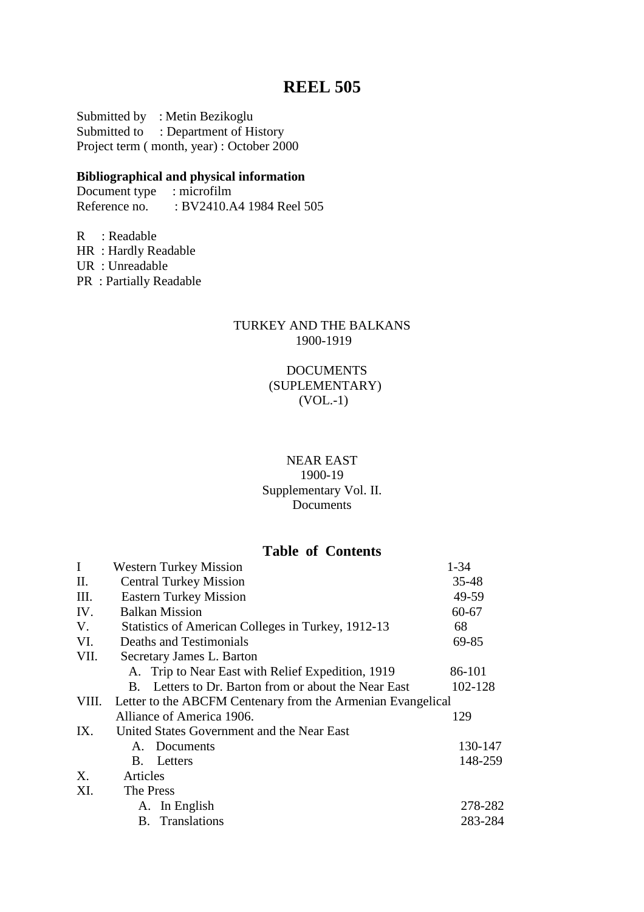# REEL 505

Submitted by : Metin Bezikoglu
Submitted to : Department of History
Project term ( month, year) : October 2000

**Bibliographical and physical information**

Document type : microfilm
Reference no. : BV2410.A4 1984 Reel 505

R : Readable
HR : Hardly Readable
UR : Unreadable
PR : Partially Readable

TURKEY AND THE BALKANS
1900-1919

DOCUMENTS
(SUPLEMENTARY)
(VOL.-1)

NEAR EAST
1900-19
Supplementary Vol. II.
Documents

## Table of Contents

| | | |
|---|---|---|
| I | Western Turkey Mission | 1-34 |
| II. | Central Turkey Mission | 35-48 |
| III. | Eastern Turkey Mission | 49-59 |
| IV. | Balkan Mission | 60-67 |
| V. | Statistics of American Colleges in Turkey, 1912-13 | 68 |
| VI. | Deaths and Testimonials | 69-85 |
| VII. | Secretary James L. Barton | |
| | A. Trip to Near East with Relief Expedition, 1919 | 86-101 |
| | B. Letters to Dr. Barton from or about the Near East | 102-128 |
| VIII. | Letter to the ABCFM Centenary from the Armenian Evangelical Alliance of America 1906. | 129 |
| IX. | United States Government and the Near East | |
| | A. Documents | 130-147 |
| | B. Letters | 148-259 |
| X. | Articles | |
| XI. | The Press | |
| | A. In English | 278-282 |
| | B. Translations | 283-284 |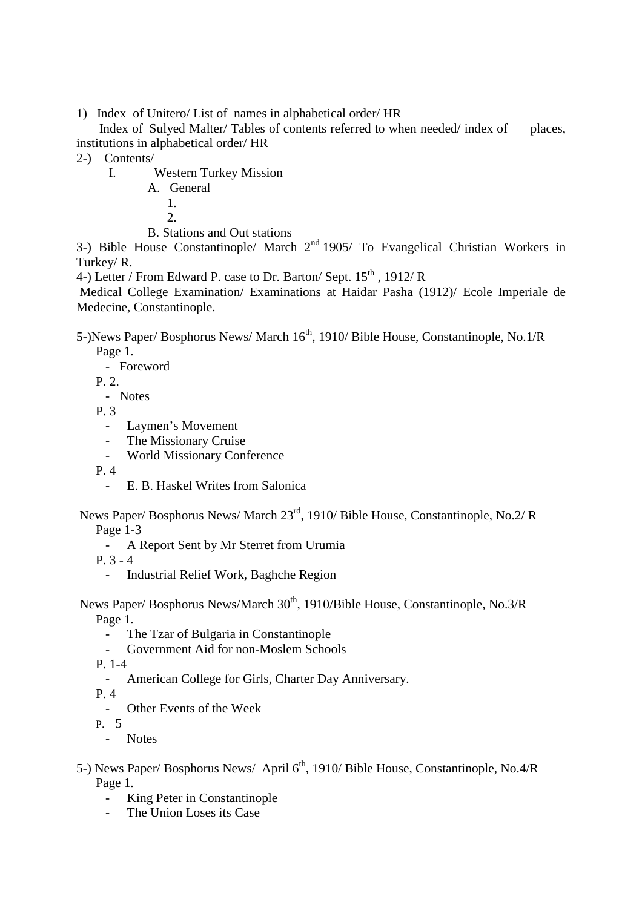1) Index of Unitero/ List of names in alphabetical order/ HR

Index of Sulyed Malter/ Tables of contents referred to when needed/ index of places, institutions in alphabetical order/ HR

2-) Contents/

- I. Western Turkey Mission
  - A. General
    - 1.
    - 2.
  - B. Stations and Out stations

3-) Bible House Constantinople/ March 2nd 1905/ To Evangelical Christian Workers in Turkey/ R.

4-) Letter / From Edward P. case to Dr. Barton/ Sept. 15th , 1912/ R

Medical College Examination/ Examinations at Haidar Pasha (1912)/ Ecole Imperiale de Medecine, Constantinople.

5-)News Paper/ Bosphorus News/ March 16th, 1910/ Bible House, Constantinople, No.1/R

Page 1.
- Foreword

P. 2.
- Notes

P. 3
- Laymen's Movement
- The Missionary Cruise
- World Missionary Conference

P. 4
- E. B. Haskel Writes from Salonica

News Paper/ Bosphorus News/ March 23rd, 1910/ Bible House, Constantinople, No.2/ R

Page 1-3
- A Report Sent by Mr Sterret from Urumia

P. 3 - 4
- Industrial Relief Work, Baghche Region

News Paper/ Bosphorus News/March 30th, 1910/Bible House, Constantinople, No.3/R

Page 1.
- The Tzar of Bulgaria in Constantinople
- Government Aid for non-Moslem Schools

P. 1-4
- American College for Girls, Charter Day Anniversary.

P. 4
- Other Events of the Week

P. 5
- Notes

5-) News Paper/ Bosphorus News/ April 6th, 1910/ Bible House, Constantinople, No.4/R

Page 1.
- King Peter in Constantinople
- The Union Loses its Case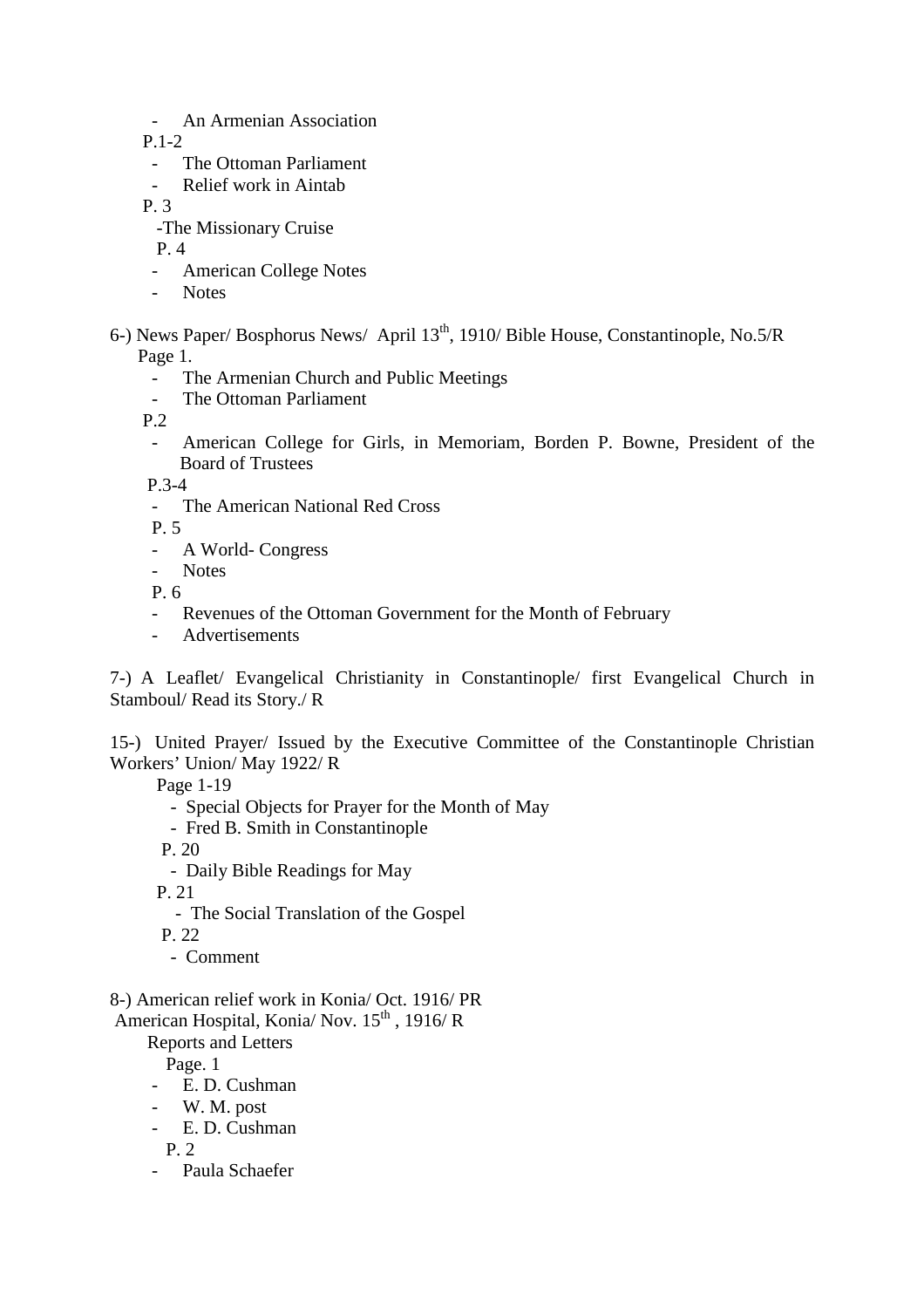- An Armenian Association

P.1-2

- The Ottoman Parliament
- Relief work in Aintab

P. 3

-The Missionary Cruise

P. 4

- American College Notes
- Notes

6-) News Paper/ Bosphorus News/ April 13th, 1910/ Bible House, Constantinople, No.5/R

Page 1.

- The Armenian Church and Public Meetings
- The Ottoman Parliament

P.2

- American College for Girls, in Memoriam, Borden P. Bowne, President of the Board of Trustees

P.3-4

- The American National Red Cross

P. 5

- A World- Congress
- Notes

P. 6

- Revenues of the Ottoman Government for the Month of February
- Advertisements

7-) A Leaflet/ Evangelical Christianity in Constantinople/ first Evangelical Church in Stamboul/ Read its Story./ R

15-) United Prayer/ Issued by the Executive Committee of the Constantinople Christian Workers' Union/ May 1922/ R

Page 1-19

- Special Objects for Prayer for the Month of May
- Fred B. Smith in Constantinople

P. 20

- Daily Bible Readings for May

P. 21

- The Social Translation of the Gospel

P. 22

- Comment

8-) American relief work in Konia/ Oct. 1916/ PR

American Hospital, Konia/ Nov. 15th , 1916/ R

Reports and Letters

Page. 1

- E. D. Cushman
- W. M. post
- E. D. Cushman

P. 2

- Paula Schaefer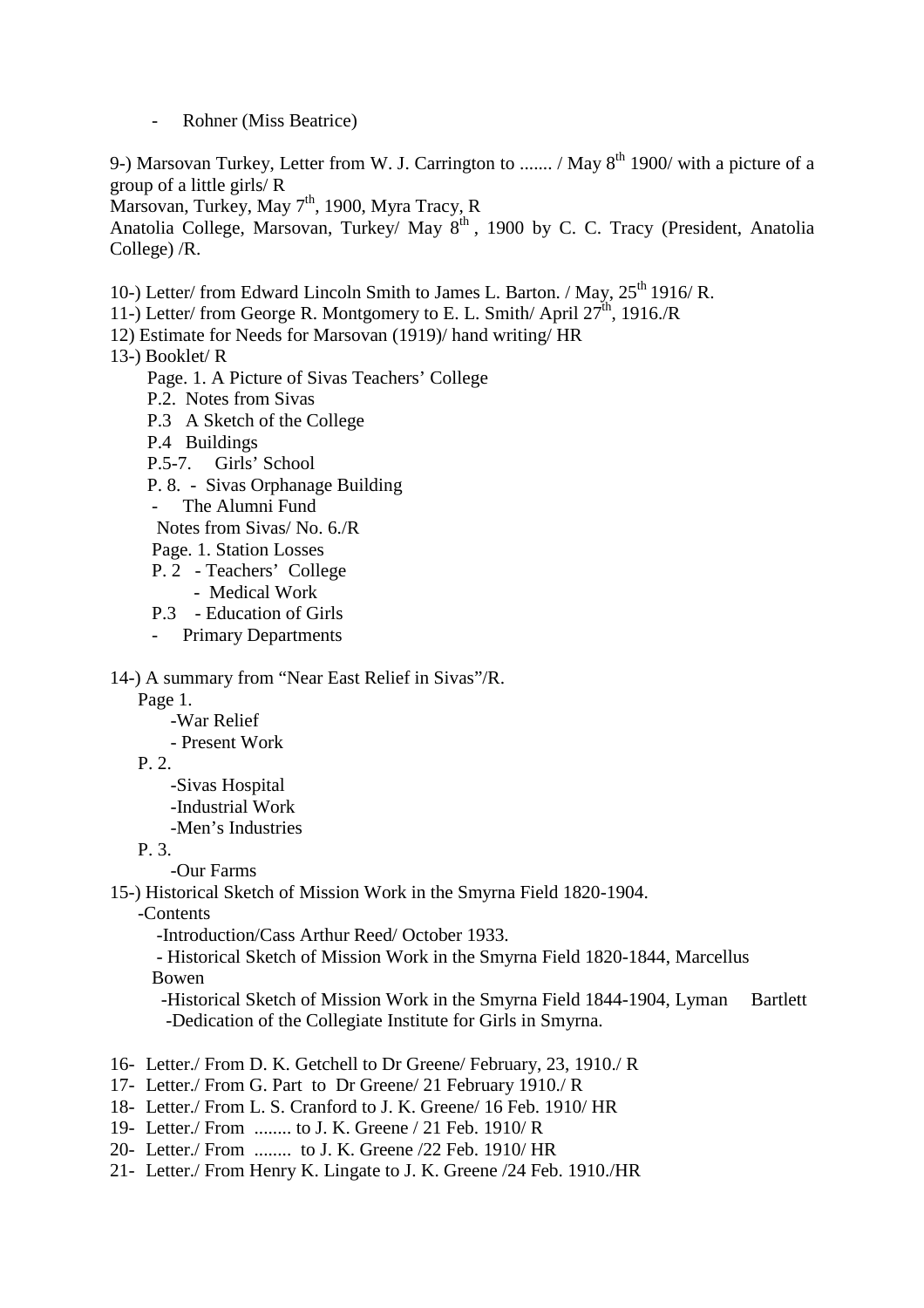- Rohner (Miss Beatrice)

9-) Marsovan Turkey, Letter from W. J. Carrington to ....... / May 8th 1900/ with a picture of a group of a little girls/ R

Marsovan, Turkey, May 7th, 1900, Myra Tracy, R

Anatolia College, Marsovan, Turkey/ May 8th , 1900 by C. C. Tracy (President, Anatolia College) /R.

10-) Letter/ from Edward Lincoln Smith to James L. Barton. / May, 25th 1916/ R.

11-) Letter/ from George R. Montgomery to E. L. Smith/ April 27th, 1916./R

12) Estimate for Needs for Marsovan (1919)/ hand writing/ HR

13-) Booklet/ R

Page. 1. A Picture of Sivas Teachers' College
P.2. Notes from Sivas
P.3 A Sketch of the College
P.4 Buildings
P.5-7. Girls' School
P. 8. - Sivas Orphanage Building
- The Alumni Fund

Notes from Sivas/ No. 6./R
Page. 1. Station Losses
P. 2 - Teachers' College
- Medical Work
P.3 - Education of Girls
- Primary Departments

14-) A summary from "Near East Relief in Sivas"/R.

Page 1.
-War Relief
- Present Work

P. 2.
-Sivas Hospital
-Industrial Work
-Men's Industries

P. 3.
-Our Farms

15-) Historical Sketch of Mission Work in the Smyrna Field 1820-1904.

-Contents
-Introduction/Cass Arthur Reed/ October 1933.
- Historical Sketch of Mission Work in the Smyrna Field 1820-1844, Marcellus Bowen
-Historical Sketch of Mission Work in the Smyrna Field 1844-1904, Lyman Bartlett
-Dedication of the Collegiate Institute for Girls in Smyrna.

16- Letter./ From D. K. Getchell to Dr Greene/ February, 23, 1910./ R
17- Letter./ From G. Part to Dr Greene/ 21 February 1910./ R
18- Letter./ From L. S. Cranford to J. K. Greene/ 16 Feb. 1910/ HR
19- Letter./ From ........ to J. K. Greene / 21 Feb. 1910/ R
20- Letter./ From ........ to J. K. Greene /22 Feb. 1910/ HR
21- Letter./ From Henry K. Lingate to J. K. Greene /24 Feb. 1910./HR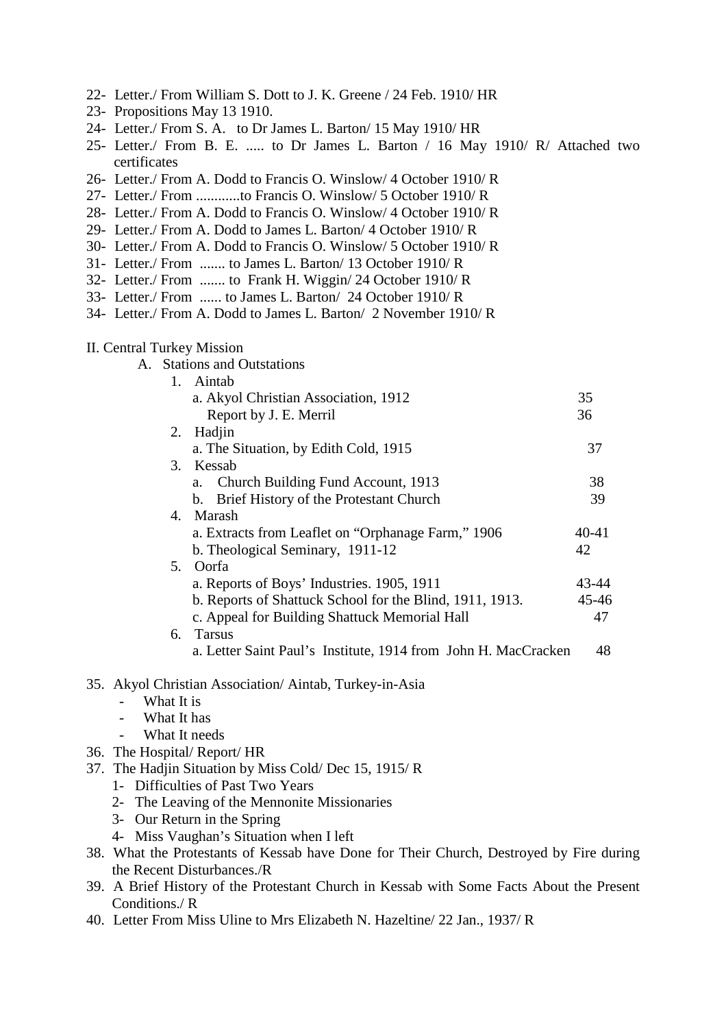22- Letter./ From William S. Dott to J. K. Greene / 24 Feb. 1910/ HR
23- Propositions May 13 1910.
24- Letter./ From S. A. to Dr James L. Barton/ 15 May 1910/ HR
25- Letter./ From B. E. ..... to Dr James L. Barton / 16 May 1910/ R/ Attached two certificates
26- Letter./ From A. Dodd to Francis O. Winslow/ 4 October 1910/ R
27- Letter./ From ............to Francis O. Winslow/ 5 October 1910/ R
28- Letter./ From A. Dodd to Francis O. Winslow/ 4 October 1910/ R
29- Letter./ From A. Dodd to James L. Barton/ 4 October 1910/ R
30- Letter./ From A. Dodd to Francis O. Winslow/ 5 October 1910/ R
31- Letter./ From ....... to James L. Barton/ 13 October 1910/ R
32- Letter./ From ....... to Frank H. Wiggin/ 24 October 1910/ R
33- Letter./ From ...... to James L. Barton/ 24 October 1910/ R
34- Letter./ From A. Dodd to James L. Barton/ 2 November 1910/ R

II. Central Turkey Mission

A. Stations and Outstations

1. Aintab
   - a. Akyol Christian Association, 1912 — 35
   - Report by J. E. Merril — 36
2. Hadjin
   - a. The Situation, by Edith Cold, 1915 — 37
3. Kessab
   - a. Church Building Fund Account, 1913 — 38
   - b. Brief History of the Protestant Church — 39
4. Marash
   - a. Extracts from Leaflet on "Orphanage Farm," 1906 — 40-41
   - b. Theological Seminary, 1911-12 — 42
5. Oorfa
   - a. Reports of Boys' Industries. 1905, 1911 — 43-44
   - b. Reports of Shattuck School for the Blind, 1911, 1913. — 45-46
   - c. Appeal for Building Shattuck Memorial Hall — 47
6. Tarsus
   - a. Letter Saint Paul's Institute, 1914 from John H. MacCracken — 48

35. Akyol Christian Association/ Aintab, Turkey-in-Asia
    - What It is
    - What It has
    - What It needs
36. The Hospital/ Report/ HR
37. The Hadjin Situation by Miss Cold/ Dec 15, 1915/ R
    1- Difficulties of Past Two Years
    2- The Leaving of the Mennonite Missionaries
    3- Our Return in the Spring
    4- Miss Vaughan's Situation when I left
38. What the Protestants of Kessab have Done for Their Church, Destroyed by Fire during the Recent Disturbances./R
39. A Brief History of the Protestant Church in Kessab with Some Facts About the Present Conditions./ R
40. Letter From Miss Uline to Mrs Elizabeth N. Hazeltine/ 22 Jan., 1937/ R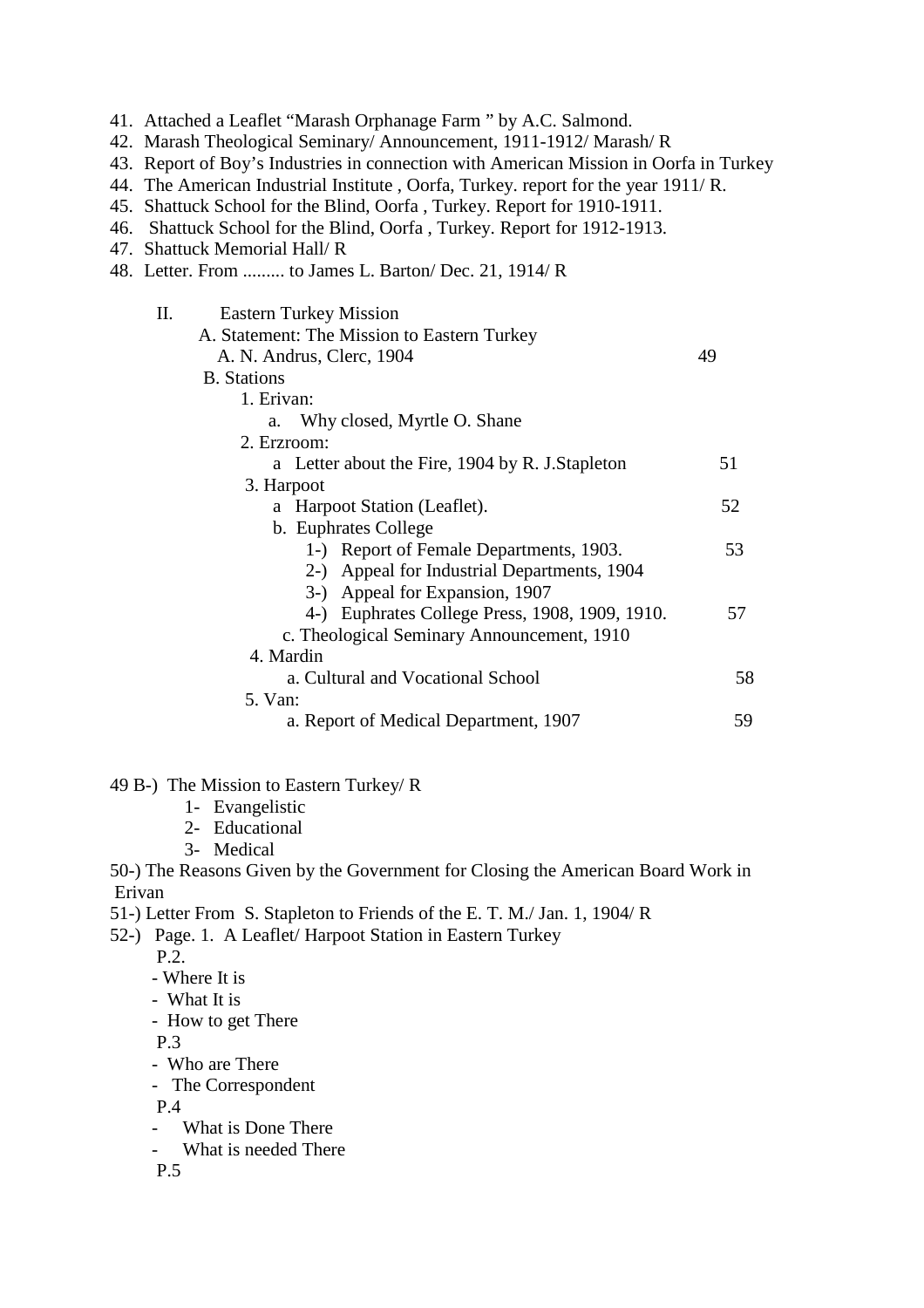41. Attached a Leaflet "Marash Orphanage Farm " by A.C. Salmond.
42. Marash Theological Seminary/ Announcement, 1911-1912/ Marash/ R
43. Report of Boy's Industries in connection with American Mission in Oorfa in Turkey
44. The American Industrial Institute , Oorfa, Turkey. report for the year 1911/ R.
45. Shattuck School for the Blind, Oorfa , Turkey. Report for 1910-1911.
46. Shattuck School for the Blind, Oorfa , Turkey. Report for 1912-1913.
47. Shattuck Memorial Hall/ R
48. Letter. From ......... to James L. Barton/ Dec. 21, 1914/ R

II. Eastern Turkey Mission
   - A. Statement: The Mission to Eastern Turkey
     - A. N. Andrus, Clerc, 1904 — 49
   - B. Stations
     - 1. Erivan:
       - a. Why closed, Myrtle O. Shane
     - 2. Erzroom:
       - a Letter about the Fire, 1904 by R. J.Stapleton — 51
     - 3. Harpoot
       - a Harpoot Station (Leaflet). — 52
       - b. Euphrates College
         - 1-) Report of Female Departments, 1903. — 53
         - 2-) Appeal for Industrial Departments, 1904
         - 3-) Appeal for Expansion, 1907
         - 4-) Euphrates College Press, 1908, 1909, 1910. — 57
       - c. Theological Seminary Announcement, 1910
     - 4. Mardin
       - a. Cultural and Vocational School — 58
     - 5. Van:
       - a. Report of Medical Department, 1907 — 59

49 B-) The Mission to Eastern Turkey/ R
- 1- Evangelistic
- 2- Educational
- 3- Medical

50-) The Reasons Given by the Government for Closing the American Board Work in Erivan

51-) Letter From S. Stapleton to Friends of the E. T. M./ Jan. 1, 1904/ R

52-) Page. 1. A Leaflet/ Harpoot Station in Eastern Turkey

P.2.
- Where It is
- What It is
- How to get There

P.3
- Who are There
- The Correspondent

P.4
- What is Done There
- What is needed There

P.5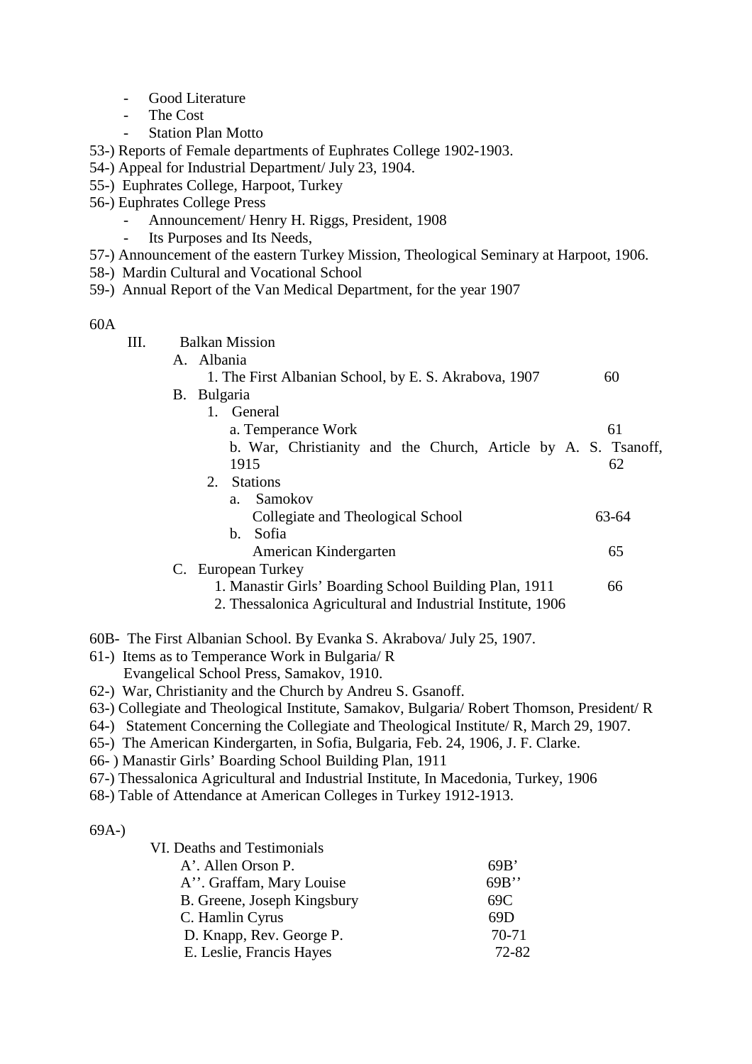- Good Literature
- The Cost
- Station Plan Motto

53-) Reports of Female departments of Euphrates College 1902-1903.
54-) Appeal for Industrial Department/ July 23, 1904.
55-) Euphrates College, Harpoot, Turkey
56-) Euphrates College Press
- Announcement/ Henry H. Riggs, President, 1908
- Its Purposes and Its Needs,

57-) Announcement of the eastern Turkey Mission, Theological Seminary at Harpoot, 1906.
58-) Mardin Cultural and Vocational School
59-) Annual Report of the Van Medical Department, for the year 1907

60A

III. Balkan Mission
- A. Albania
    - 1. The First Albanian School, by E. S. Akrabova, 1907 — 60
- B. Bulgaria
    - 1. General
        - a. Temperance Work — 61
        - b. War, Christianity and the Church, Article by A. S. Tsanoff, 1915 — 62
    - 2. Stations
        - a. Samokov
            - Collegiate and Theological School — 63-64
        - b. Sofia
            - American Kindergarten — 65
- C. European Turkey
    - 1. Manastir Girls' Boarding School Building Plan, 1911 — 66
    - 2. Thessalonica Agricultural and Industrial Institute, 1906

60B- The First Albanian School. By Evanka S. Akrabova/ July 25, 1907.
61-) Items as to Temperance Work in Bulgaria/ R
Evangelical School Press, Samakov, 1910.
62-) War, Christianity and the Church by Andreu S. Gsanoff.
63-) Collegiate and Theological Institute, Samakov, Bulgaria/ Robert Thomson, President/ R
64-) Statement Concerning the Collegiate and Theological Institute/ R, March 29, 1907.
65-) The American Kindergarten, in Sofia, Bulgaria, Feb. 24, 1906, J. F. Clarke.
66- ) Manastir Girls' Boarding School Building Plan, 1911
67-) Thessalonica Agricultural and Industrial Institute, In Macedonia, Turkey, 1906
68-) Table of Attendance at American Colleges in Turkey 1912-1913.

69A-)

VI. Deaths and Testimonials
- A'. Allen Orson P. — 69B'
- A''. Graffam, Mary Louise — 69B''
- B. Greene, Joseph Kingsbury — 69C
- C. Hamlin Cyrus — 69D
- D. Knapp, Rev. George P. — 70-71
- E. Leslie, Francis Hayes — 72-82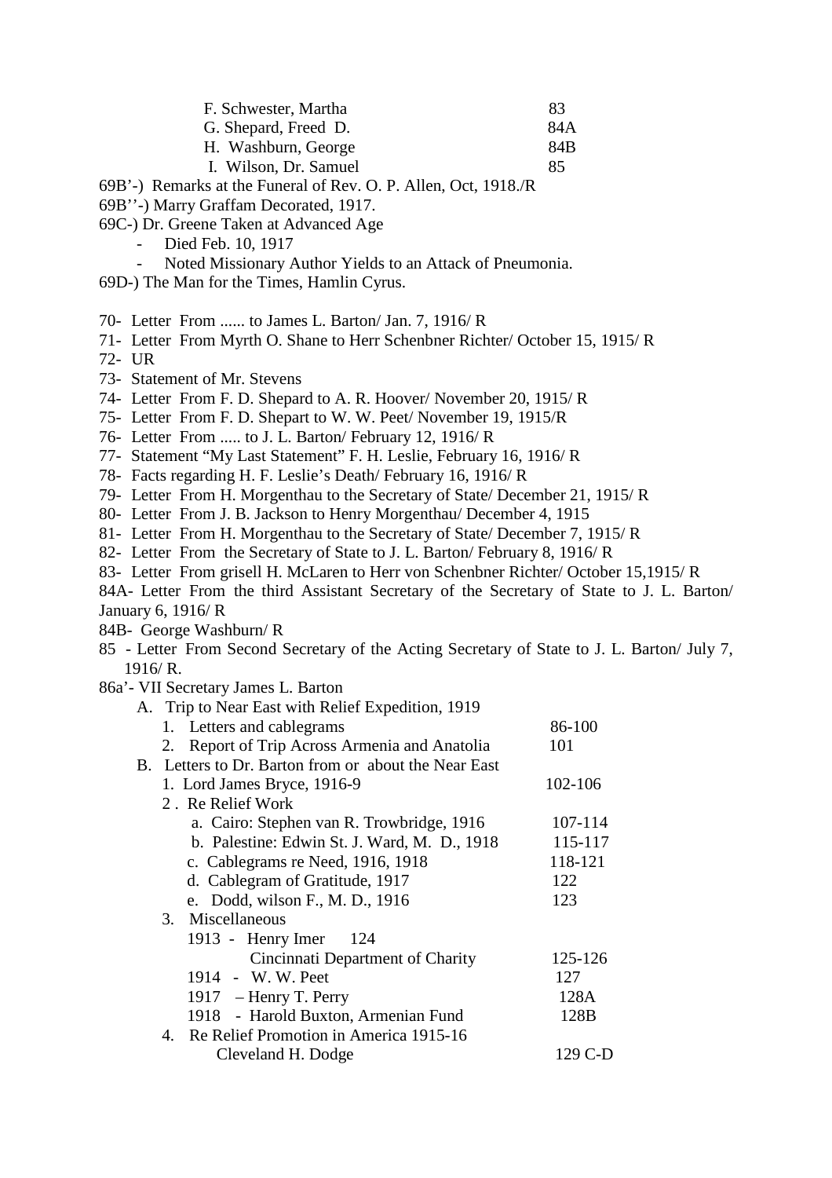F. Schwester, Martha 83
G. Shepard, Freed D. 84A
H. Washburn, George 84B
I. Wilson, Dr. Samuel 85

69B'-) Remarks at the Funeral of Rev. O. P. Allen, Oct, 1918./R

69B''-) Marry Graffam Decorated, 1917.

69C-) Dr. Greene Taken at Advanced Age

- Died Feb. 10, 1917
- Noted Missionary Author Yields to an Attack of Pneumonia.

69D-) The Man for the Times, Hamlin Cyrus.

70- Letter From ...... to James L. Barton/ Jan. 7, 1916/ R

71- Letter From Myrth O. Shane to Herr Schenbner Richter/ October 15, 1915/ R

72- UR

73- Statement of Mr. Stevens

74- Letter From F. D. Shepard to A. R. Hoover/ November 20, 1915/ R

75- Letter From F. D. Shepart to W. W. Peet/ November 19, 1915/R

76- Letter From ..... to J. L. Barton/ February 12, 1916/ R

77- Statement "My Last Statement" F. H. Leslie, February 16, 1916/ R

78- Facts regarding H. F. Leslie's Death/ February 16, 1916/ R

79- Letter From H. Morgenthau to the Secretary of State/ December 21, 1915/ R

80- Letter From J. B. Jackson to Henry Morgenthau/ December 4, 1915

81- Letter From H. Morgenthau to the Secretary of State/ December 7, 1915/ R

82- Letter From the Secretary of State to J. L. Barton/ February 8, 1916/ R

83- Letter From grisell H. McLaren to Herr von Schenbner Richter/ October 15,1915/ R

84A- Letter From the third Assistant Secretary of the Secretary of State to J. L. Barton/ January 6, 1916/ R

84B- George Washburn/ R

85 - Letter From Second Secretary of the Acting Secretary of State to J. L. Barton/ July 7, 1916/ R.

86a'- VII Secretary James L. Barton

A. Trip to Near East with Relief Expedition, 1919
   1. Letters and cablegrams 86-100
   2. Report of Trip Across Armenia and Anatolia 101
B. Letters to Dr. Barton from or about the Near East
   1. Lord James Bryce, 1916-9 102-106
   2. Re Relief Work
      a. Cairo: Stephen van R. Trowbridge, 1916 107-114
      b. Palestine: Edwin St. J. Ward, M. D., 1918 115-117
      c. Cablegrams re Need, 1916, 1918 118-121
      d. Cablegram of Gratitude, 1917 122
      e. Dodd, wilson F., M. D., 1916 123
   3. Miscellaneous
      1913 - Henry Imer 124
      Cincinnati Department of Charity 125-126
      1914 - W. W. Peet 127
      1917 – Henry T. Perry 128A
      1918 - Harold Buxton, Armenian Fund 128B
   4. Re Relief Promotion in America 1915-16
      Cleveland H. Dodge 129 C-D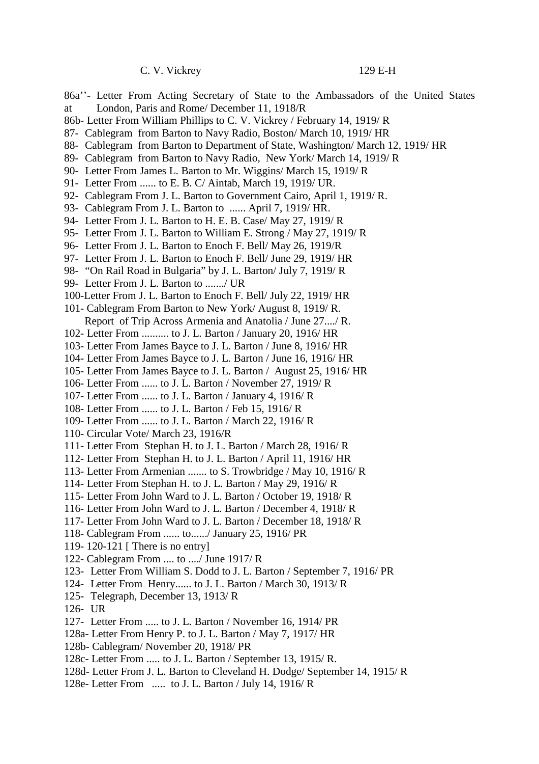C. V. Vickrey 129 E-H

86a''- Letter From Acting Secretary of State to the Ambassadors of the United States at London, Paris and Rome/ December 11, 1918/R

86b- Letter From William Phillips to C. V. Vickrey / February 14, 1919/ R

87- Cablegram from Barton to Navy Radio, Boston/ March 10, 1919/ HR

88- Cablegram from Barton to Department of State, Washington/ March 12, 1919/ HR

89- Cablegram from Barton to Navy Radio, New York/ March 14, 1919/ R

90- Letter From James L. Barton to Mr. Wiggins/ March 15, 1919/ R

91- Letter From ...... to E. B. C/ Aintab, March 19, 1919/ UR.

92- Cablegram From J. L. Barton to Government Cairo, April 1, 1919/ R.

93- Cablegram From J. L. Barton to ...... April 7, 1919/ HR.

94- Letter From J. L. Barton to H. E. B. Case/ May 27, 1919/ R

95- Letter From J. L. Barton to William E. Strong / May 27, 1919/ R

96- Letter From J. L. Barton to Enoch F. Bell/ May 26, 1919/R

97- Letter From J. L. Barton to Enoch F. Bell/ June 29, 1919/ HR

98- "On Rail Road in Bulgaria" by J. L. Barton/ July 7, 1919/ R

99- Letter From J. L. Barton to ......./ UR

100-Letter From J. L. Barton to Enoch F. Bell/ July 22, 1919/ HR

101- Cablegram From Barton to New York/ August 8, 1919/ R.
  Report of Trip Across Armenia and Anatolia / June 27..../ R.

102- Letter From .......... to J. L. Barton / January 20, 1916/ HR

103- Letter From James Bayce to J. L. Barton / June 8, 1916/ HR

104- Letter From James Bayce to J. L. Barton / June 16, 1916/ HR

105- Letter From James Bayce to J. L. Barton / August 25, 1916/ HR

106- Letter From ...... to J. L. Barton / November 27, 1919/ R

107- Letter From ...... to J. L. Barton / January 4, 1916/ R

108- Letter From ...... to J. L. Barton / Feb 15, 1916/ R

109- Letter From ...... to J. L. Barton / March 22, 1916/ R

110- Circular Vote/ March 23, 1916/R

111- Letter From Stephan H. to J. L. Barton / March 28, 1916/ R

112- Letter From Stephan H. to J. L. Barton / April 11, 1916/ HR

113- Letter From Armenian ....... to S. Trowbridge / May 10, 1916/ R

114- Letter From Stephan H. to J. L. Barton / May 29, 1916/ R

115- Letter From John Ward to J. L. Barton / October 19, 1918/ R

116- Letter From John Ward to J. L. Barton / December 4, 1918/ R

117- Letter From John Ward to J. L. Barton / December 18, 1918/ R

118- Cablegram From ...... to....../ January 25, 1916/ PR

119- 120-121 [ There is no entry]

122- Cablegram From .... to ..../ June 1917/ R

123- Letter From William S. Dodd to J. L. Barton / September 7, 1916/ PR

124- Letter From Henry...... to J. L. Barton / March 30, 1913/ R

125- Telegraph, December 13, 1913/ R

126- UR

127- Letter From ..... to J. L. Barton / November 16, 1914/ PR

128a- Letter From Henry P. to J. L. Barton / May 7, 1917/ HR

128b- Cablegram/ November 20, 1918/ PR

128c- Letter From ..... to J. L. Barton / September 13, 1915/ R.

128d- Letter From J. L. Barton to Cleveland H. Dodge/ September 14, 1915/ R

128e- Letter From ..... to J. L. Barton / July 14, 1916/ R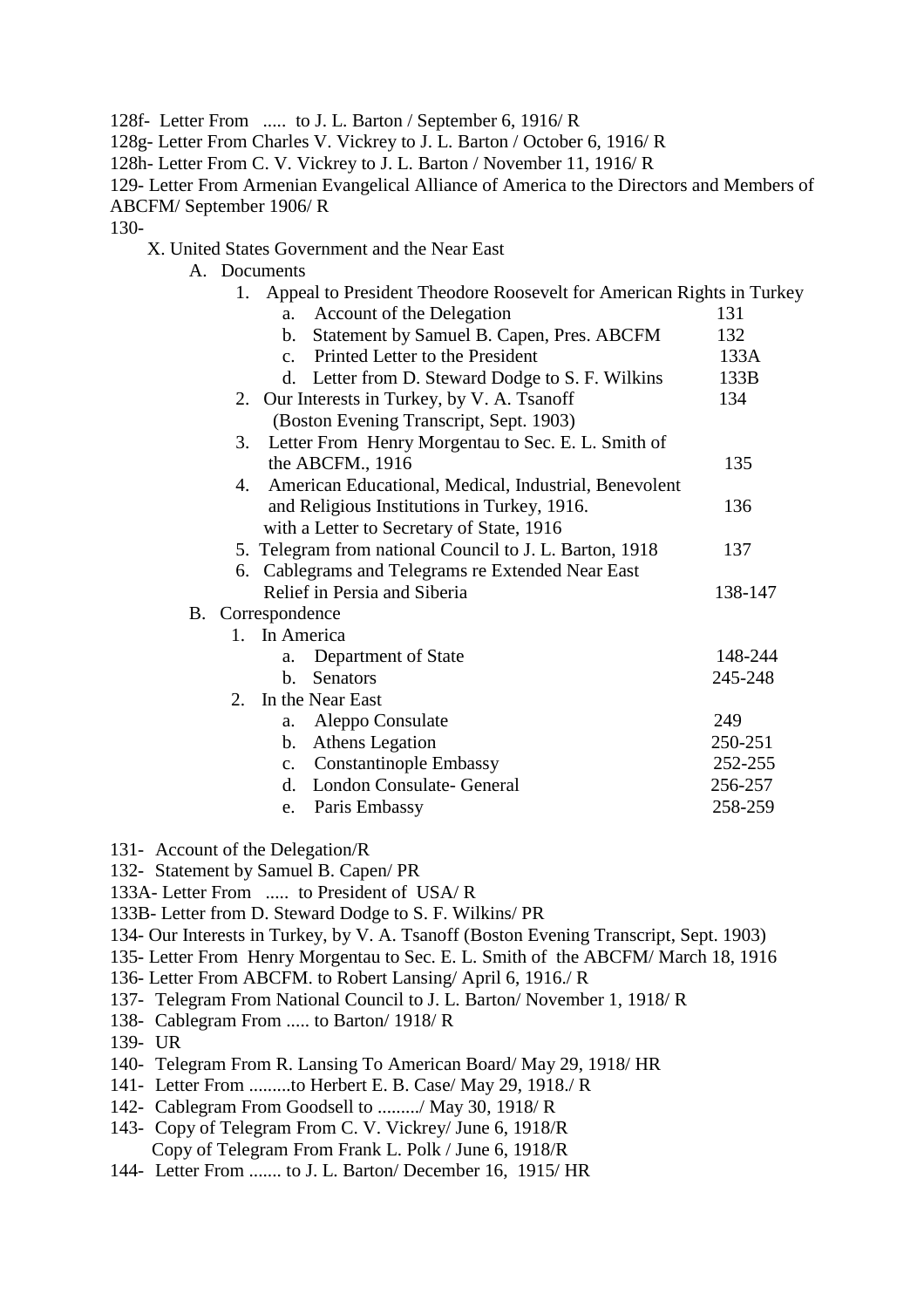128f- Letter From ..... to J. L. Barton / September 6, 1916/ R
128g- Letter From Charles V. Vickrey to J. L. Barton / October 6, 1916/ R
128h- Letter From C. V. Vickrey to J. L. Barton / November 11, 1916/ R
129- Letter From Armenian Evangelical Alliance of America to the Directors and Members of ABCFM/ September 1906/ R
130-

X. United States Government and the Near East

A. Documents

1. Appeal to President Theodore Roosevelt for American Rights in Turkey
   a. Account of the Delegation 131
   b. Statement by Samuel B. Capen, Pres. ABCFM 132
   c. Printed Letter to the President 133A
   d. Letter from D. Steward Dodge to S. F. Wilkins 133B
2. Our Interests in Turkey, by V. A. Tsanoff (Boston Evening Transcript, Sept. 1903) 134
3. Letter From Henry Morgentau to Sec. E. L. Smith of the ABCFM., 1916 135
4. American Educational, Medical, Industrial, Benevolent and Religious Institutions in Turkey, 1916. with a Letter to Secretary of State, 1916 136
5. Telegram from national Council to J. L. Barton, 1918 137
6. Cablegrams and Telegrams re Extended Near East Relief in Persia and Siberia 138-147

B. Correspondence

1. In America
   a. Department of State 148-244
   b. Senators 245-248
2. In the Near East
   a. Aleppo Consulate 249
   b. Athens Legation 250-251
   c. Constantinople Embassy 252-255
   d. London Consulate- General 256-257
   e. Paris Embassy 258-259

131- Account of the Delegation/R
132- Statement by Samuel B. Capen/ PR
133A- Letter From ..... to President of USA/ R
133B- Letter from D. Steward Dodge to S. F. Wilkins/ PR
134- Our Interests in Turkey, by V. A. Tsanoff (Boston Evening Transcript, Sept. 1903)
135- Letter From Henry Morgentau to Sec. E. L. Smith of the ABCFM/ March 18, 1916
136- Letter From ABCFM. to Robert Lansing/ April 6, 1916./ R
137- Telegram From National Council to J. L. Barton/ November 1, 1918/ R
138- Cablegram From ..... to Barton/ 1918/ R
139- UR
140- Telegram From R. Lansing To American Board/ May 29, 1918/ HR
141- Letter From .........to Herbert E. B. Case/ May 29, 1918./ R
142- Cablegram From Goodsell to ........./ May 30, 1918/ R
143- Copy of Telegram From C. V. Vickrey/ June 6, 1918/R
Copy of Telegram From Frank L. Polk / June 6, 1918/R
144- Letter From ....... to J. L. Barton/ December 16, 1915/ HR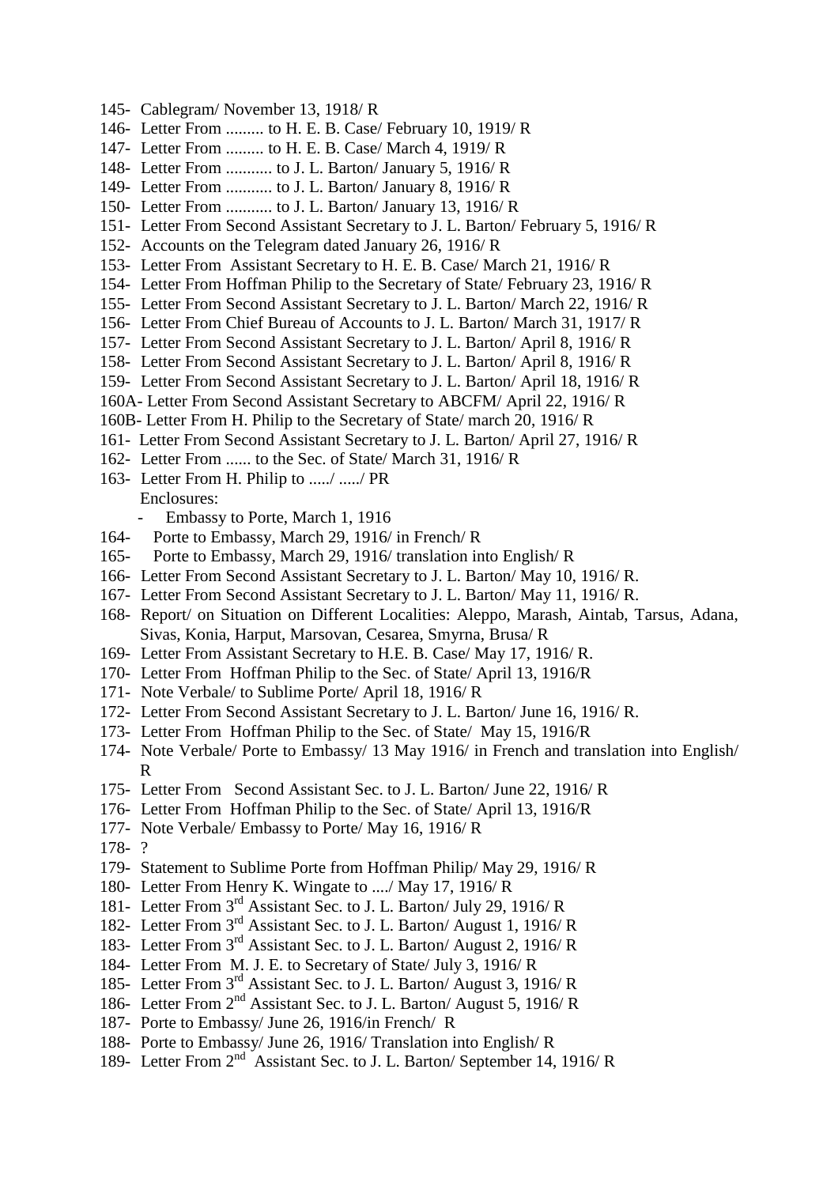145- Cablegram/ November 13, 1918/ R
146- Letter From ......... to H. E. B. Case/ February 10, 1919/ R
147- Letter From ......... to H. E. B. Case/ March 4, 1919/ R
148- Letter From ........... to J. L. Barton/ January 5, 1916/ R
149- Letter From ........... to J. L. Barton/ January 8, 1916/ R
150- Letter From ........... to J. L. Barton/ January 13, 1916/ R
151- Letter From Second Assistant Secretary to J. L. Barton/ February 5, 1916/ R
152- Accounts on the Telegram dated January 26, 1916/ R
153- Letter From Assistant Secretary to H. E. B. Case/ March 21, 1916/ R
154- Letter From Hoffman Philip to the Secretary of State/ February 23, 1916/ R
155- Letter From Second Assistant Secretary to J. L. Barton/ March 22, 1916/ R
156- Letter From Chief Bureau of Accounts to J. L. Barton/ March 31, 1917/ R
157- Letter From Second Assistant Secretary to J. L. Barton/ April 8, 1916/ R
158- Letter From Second Assistant Secretary to J. L. Barton/ April 8, 1916/ R
159- Letter From Second Assistant Secretary to J. L. Barton/ April 18, 1916/ R
160A- Letter From Second Assistant Secretary to ABCFM/ April 22, 1916/ R
160B- Letter From H. Philip to the Secretary of State/ march 20, 1916/ R
161- Letter From Second Assistant Secretary to J. L. Barton/ April 27, 1916/ R
162- Letter From ...... to the Sec. of State/ March 31, 1916/ R
163- Letter From H. Philip to ...../ ...../ PR
Enclosures:
- Embassy to Porte, March 1, 1916

164- Porte to Embassy, March 29, 1916/ in French/ R
165- Porte to Embassy, March 29, 1916/ translation into English/ R
166- Letter From Second Assistant Secretary to J. L. Barton/ May 10, 1916/ R.
167- Letter From Second Assistant Secretary to J. L. Barton/ May 11, 1916/ R.
168- Report/ on Situation on Different Localities: Aleppo, Marash, Aintab, Tarsus, Adana, Sivas, Konia, Harput, Marsovan, Cesarea, Smyrna, Brusa/ R
169- Letter From Assistant Secretary to H.E. B. Case/ May 17, 1916/ R.
170- Letter From Hoffman Philip to the Sec. of State/ April 13, 1916/R
171- Note Verbale/ to Sublime Porte/ April 18, 1916/ R
172- Letter From Second Assistant Secretary to J. L. Barton/ June 16, 1916/ R.
173- Letter From Hoffman Philip to the Sec. of State/ May 15, 1916/R
174- Note Verbale/ Porte to Embassy/ 13 May 1916/ in French and translation into English/ R
175- Letter From Second Assistant Sec. to J. L. Barton/ June 22, 1916/ R
176- Letter From Hoffman Philip to the Sec. of State/ April 13, 1916/R
177- Note Verbale/ Embassy to Porte/ May 16, 1916/ R
178- ?
179- Statement to Sublime Porte from Hoffman Philip/ May 29, 1916/ R
180- Letter From Henry K. Wingate to ..../ May 17, 1916/ R
181- Letter From 3rd Assistant Sec. to J. L. Barton/ July 29, 1916/ R
182- Letter From 3rd Assistant Sec. to J. L. Barton/ August 1, 1916/ R
183- Letter From 3rd Assistant Sec. to J. L. Barton/ August 2, 1916/ R
184- Letter From M. J. E. to Secretary of State/ July 3, 1916/ R
185- Letter From 3rd Assistant Sec. to J. L. Barton/ August 3, 1916/ R
186- Letter From 2nd Assistant Sec. to J. L. Barton/ August 5, 1916/ R
187- Porte to Embassy/ June 26, 1916/in French/ R
188- Porte to Embassy/ June 26, 1916/ Translation into English/ R
189- Letter From 2nd Assistant Sec. to J. L. Barton/ September 14, 1916/ R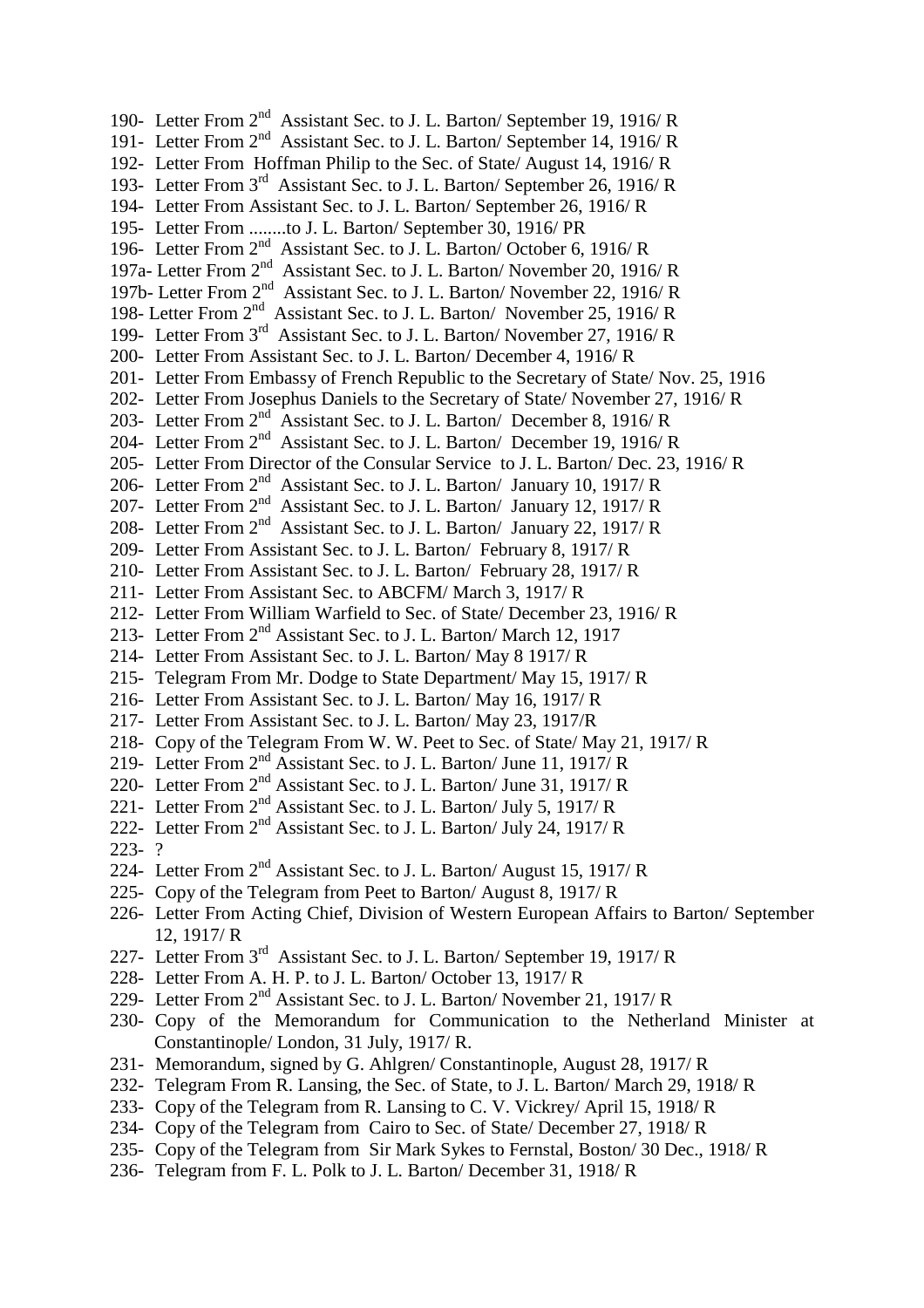190- Letter From 2nd Assistant Sec. to J. L. Barton/ September 19, 1916/ R
191- Letter From 2nd Assistant Sec. to J. L. Barton/ September 14, 1916/ R
192- Letter From Hoffman Philip to the Sec. of State/ August 14, 1916/ R
193- Letter From 3rd Assistant Sec. to J. L. Barton/ September 26, 1916/ R
194- Letter From Assistant Sec. to J. L. Barton/ September 26, 1916/ R
195- Letter From ........to J. L. Barton/ September 30, 1916/ PR
196- Letter From 2nd Assistant Sec. to J. L. Barton/ October 6, 1916/ R
197a- Letter From 2nd Assistant Sec. to J. L. Barton/ November 20, 1916/ R
197b- Letter From 2nd Assistant Sec. to J. L. Barton/ November 22, 1916/ R
198- Letter From 2nd Assistant Sec. to J. L. Barton/ November 25, 1916/ R
199- Letter From 3rd Assistant Sec. to J. L. Barton/ November 27, 1916/ R
200- Letter From Assistant Sec. to J. L. Barton/ December 4, 1916/ R
201- Letter From Embassy of French Republic to the Secretary of State/ Nov. 25, 1916
202- Letter From Josephus Daniels to the Secretary of State/ November 27, 1916/ R
203- Letter From 2nd Assistant Sec. to J. L. Barton/ December 8, 1916/ R
204- Letter From 2nd Assistant Sec. to J. L. Barton/ December 19, 1916/ R
205- Letter From Director of the Consular Service to J. L. Barton/ Dec. 23, 1916/ R
206- Letter From 2nd Assistant Sec. to J. L. Barton/ January 10, 1917/ R
207- Letter From 2nd Assistant Sec. to J. L. Barton/ January 12, 1917/ R
208- Letter From 2nd Assistant Sec. to J. L. Barton/ January 22, 1917/ R
209- Letter From Assistant Sec. to J. L. Barton/ February 8, 1917/ R
210- Letter From Assistant Sec. to J. L. Barton/ February 28, 1917/ R
211- Letter From Assistant Sec. to ABCFM/ March 3, 1917/ R
212- Letter From William Warfield to Sec. of State/ December 23, 1916/ R
213- Letter From 2nd Assistant Sec. to J. L. Barton/ March 12, 1917
214- Letter From Assistant Sec. to J. L. Barton/ May 8 1917/ R
215- Telegram From Mr. Dodge to State Department/ May 15, 1917/ R
216- Letter From Assistant Sec. to J. L. Barton/ May 16, 1917/ R
217- Letter From Assistant Sec. to J. L. Barton/ May 23, 1917/R
218- Copy of the Telegram From W. W. Peet to Sec. of State/ May 21, 1917/ R
219- Letter From 2nd Assistant Sec. to J. L. Barton/ June 11, 1917/ R
220- Letter From 2nd Assistant Sec. to J. L. Barton/ June 31, 1917/ R
221- Letter From 2nd Assistant Sec. to J. L. Barton/ July 5, 1917/ R
222- Letter From 2nd Assistant Sec. to J. L. Barton/ July 24, 1917/ R
223- ?
224- Letter From 2nd Assistant Sec. to J. L. Barton/ August 15, 1917/ R
225- Copy of the Telegram from Peet to Barton/ August 8, 1917/ R
226- Letter From Acting Chief, Division of Western European Affairs to Barton/ September 12, 1917/ R
227- Letter From 3rd Assistant Sec. to J. L. Barton/ September 19, 1917/ R
228- Letter From A. H. P. to J. L. Barton/ October 13, 1917/ R
229- Letter From 2nd Assistant Sec. to J. L. Barton/ November 21, 1917/ R
230- Copy of the Memorandum for Communication to the Netherland Minister at Constantinople/ London, 31 July, 1917/ R.
231- Memorandum, signed by G. Ahlgren/ Constantinople, August 28, 1917/ R
232- Telegram From R. Lansing, the Sec. of State, to J. L. Barton/ March 29, 1918/ R
233- Copy of the Telegram from R. Lansing to C. V. Vickrey/ April 15, 1918/ R
234- Copy of the Telegram from Cairo to Sec. of State/ December 27, 1918/ R
235- Copy of the Telegram from Sir Mark Sykes to Fernstal, Boston/ 30 Dec., 1918/ R
236- Telegram from F. L. Polk to J. L. Barton/ December 31, 1918/ R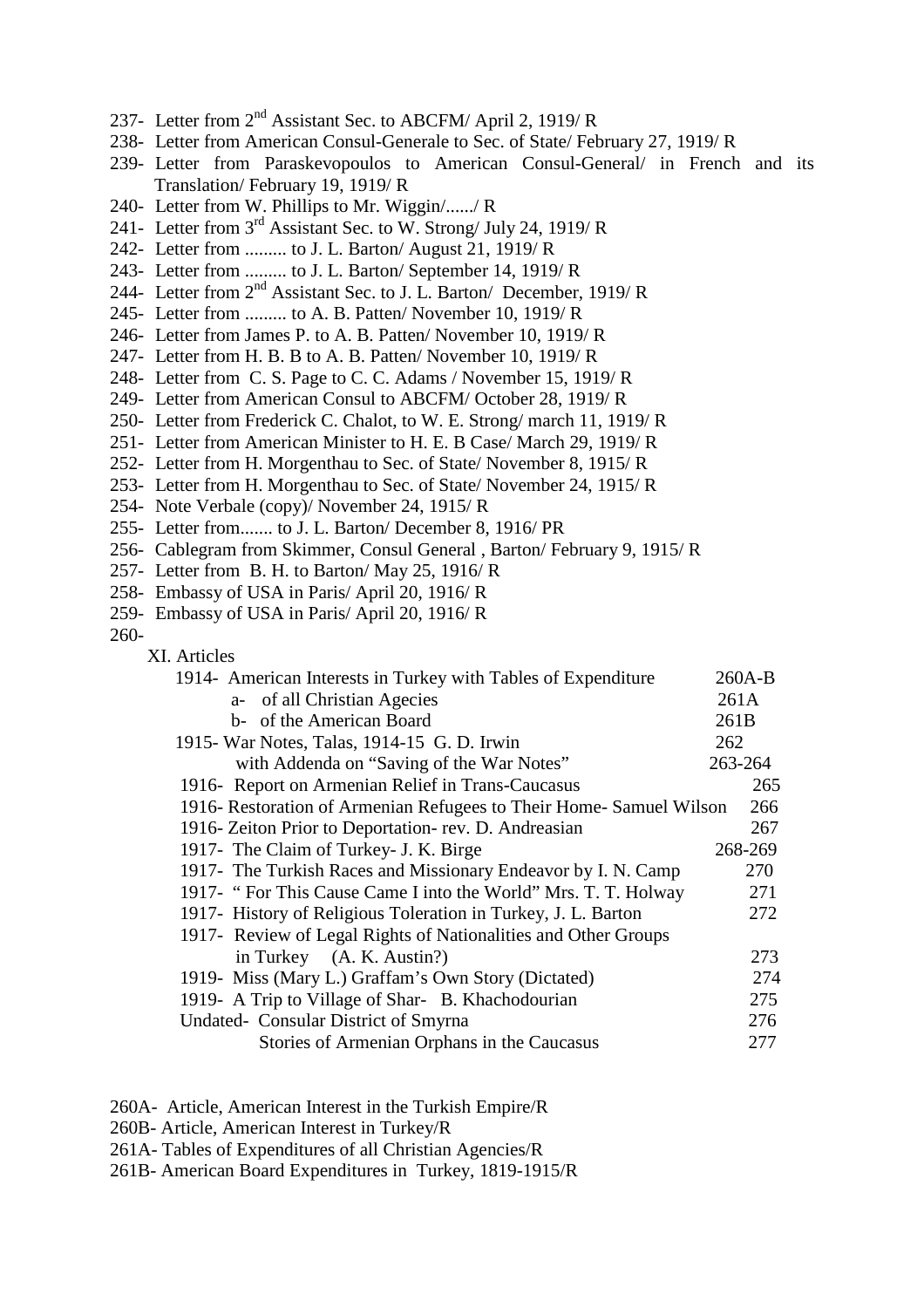237- Letter from 2nd Assistant Sec. to ABCFM/ April 2, 1919/ R

238- Letter from American Consul-Generale to Sec. of State/ February 27, 1919/ R

239- Letter from Paraskevopoulos to American Consul-General/ in French and its Translation/ February 19, 1919/ R

240- Letter from W. Phillips to Mr. Wiggin/....../ R

241- Letter from 3rd Assistant Sec. to W. Strong/ July 24, 1919/ R

242- Letter from ......... to J. L. Barton/ August 21, 1919/ R

243- Letter from ......... to J. L. Barton/ September 14, 1919/ R

244- Letter from 2nd Assistant Sec. to J. L. Barton/ December, 1919/ R

245- Letter from ......... to A. B. Patten/ November 10, 1919/ R

246- Letter from James P. to A. B. Patten/ November 10, 1919/ R

247- Letter from H. B. B to A. B. Patten/ November 10, 1919/ R

248- Letter from C. S. Page to C. C. Adams / November 15, 1919/ R

249- Letter from American Consul to ABCFM/ October 28, 1919/ R

250- Letter from Frederick C. Chalot, to W. E. Strong/ march 11, 1919/ R

251- Letter from American Minister to H. E. B Case/ March 29, 1919/ R

252- Letter from H. Morgenthau to Sec. of State/ November 8, 1915/ R

253- Letter from H. Morgenthau to Sec. of State/ November 24, 1915/ R

254- Note Verbale (copy)/ November 24, 1915/ R

255- Letter from....... to J. L. Barton/ December 8, 1916/ PR

256- Cablegram from Skimmer, Consul General , Barton/ February 9, 1915/ R

257- Letter from B. H. to Barton/ May 25, 1916/ R

258- Embassy of USA in Paris/ April 20, 1916/ R

259- Embassy of USA in Paris/ April 20, 1916/ R

260-

XI. Articles

| | |
|---|---|
| 1914- American Interests in Turkey with Tables of Expenditure | 260A-B |
| a- of all Christian Agecies | 261A |
| b- of the American Board | 261B |
| 1915- War Notes, Talas, 1914-15 G. D. Irwin | 262 |
| with Addenda on "Saving of the War Notes" | 263-264 |
| 1916- Report on Armenian Relief in Trans-Caucasus | 265 |
| 1916- Restoration of Armenian Refugees to Their Home- Samuel Wilson | 266 |
| 1916- Zeiton Prior to Deportation- rev. D. Andreasian | 267 |
| 1917- The Claim of Turkey- J. K. Birge | 268-269 |
| 1917- The Turkish Races and Missionary Endeavor by I. N. Camp | 270 |
| 1917- " For This Cause Came I into the World" Mrs. T. T. Holway | 271 |
| 1917- History of Religious Toleration in Turkey, J. L. Barton | 272 |
| 1917- Review of Legal Rights of Nationalities and Other Groups in Turkey (A. K. Austin?) | 273 |
| 1919- Miss (Mary L.) Graffam's Own Story (Dictated) | 274 |
| 1919- A Trip to Village of Shar- B. Khachodourian | 275 |
| Undated- Consular District of Smyrna | 276 |
| Stories of Armenian Orphans in the Caucasus | 277 |

260A- Article, American Interest in the Turkish Empire/R

260B- Article, American Interest in Turkey/R

261A- Tables of Expenditures of all Christian Agencies/R

261B- American Board Expenditures in Turkey, 1819-1915/R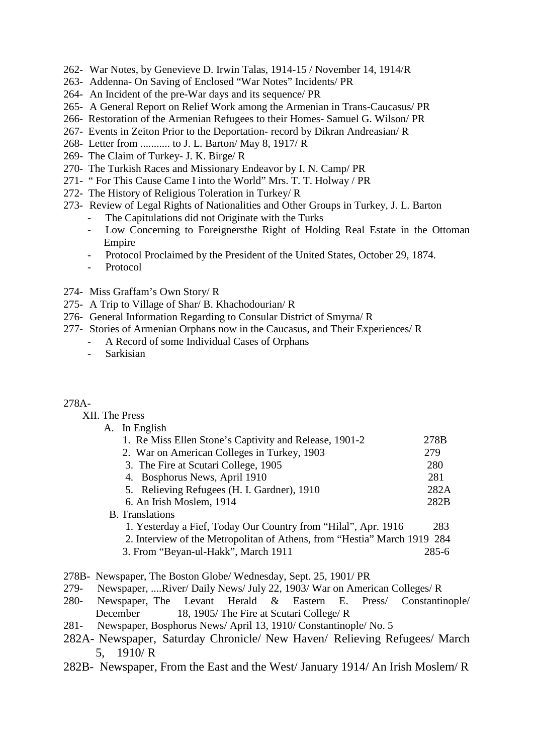262- War Notes, by Genevieve D. Irwin Talas, 1914-15 / November 14, 1914/R
263- Addenna- On Saving of Enclosed "War Notes" Incidents/ PR
264- An Incident of the pre-War days and its sequence/ PR
265- A General Report on Relief Work among the Armenian in Trans-Caucasus/ PR
266- Restoration of the Armenian Refugees to their Homes- Samuel G. Wilson/ PR
267- Events in Zeiton Prior to the Deportation- record by Dikran Andreasian/ R
268- Letter from ........... to J. L. Barton/ May 8, 1917/ R
269- The Claim of Turkey- J. K. Birge/ R
270- The Turkish Races and Missionary Endeavor by I. N. Camp/ PR
271- " For This Cause Came I into the World" Mrs. T. T. Holway / PR
272- The History of Religious Toleration in Turkey/ R
273- Review of Legal Rights of Nationalities and Other Groups in Turkey, J. L. Barton
- The Capitulations did not Originate with the Turks
- Low Concerning to Foreignersthe Right of Holding Real Estate in the Ottoman Empire
- Protocol Proclaimed by the President of the United States, October 29, 1874.
- Protocol

274- Miss Graffam's Own Story/ R
275- A Trip to Village of Shar/ B. Khachodourian/ R
276- General Information Regarding to Consular District of Smyrna/ R
277- Stories of Armenian Orphans now in the Caucasus, and Their Experiences/ R
- A Record of some Individual Cases of Orphans
- Sarkisian

278A-

XII. The Press

A. In English

| | |
|---|---|
| 1. Re Miss Ellen Stone's Captivity and Release, 1901-2 | 278B |
| 2. War on American Colleges in Turkey, 1903 | 279 |
| 3. The Fire at Scutari College, 1905 | 280 |
| 4. Bosphorus News, April 1910 | 281 |
| 5. Relieving Refugees (H. I. Gardner), 1910 | 282A |
| 6. An Irish Moslem, 1914 | 282B |

B. Translations

| | |
|---|---|
| 1. Yesterday a Fief, Today Our Country from "Hilal", Apr. 1916 | 283 |
| 2. Interview of the Metropolitan of Athens, from "Hestia" March 1919 | 284 |
| 3. From "Beyan-ul-Hakk", March 1911 | 285-6 |

278B- Newspaper, The Boston Globe/ Wednesday, Sept. 25, 1901/ PR
279- Newspaper, ....River/ Daily News/ July 22, 1903/ War on American Colleges/ R
280- Newspaper, The Levant Herald & Eastern E. Press/ Constantinople/ December 18, 1905/ The Fire at Scutari College/ R
281- Newspaper, Bosphorus News/ April 13, 1910/ Constantinople/ No. 5
282A- Newspaper, Saturday Chronicle/ New Haven/ Relieving Refugees/ March 5, 1910/ R
282B- Newspaper, From the East and the West/ January 1914/ An Irish Moslem/ R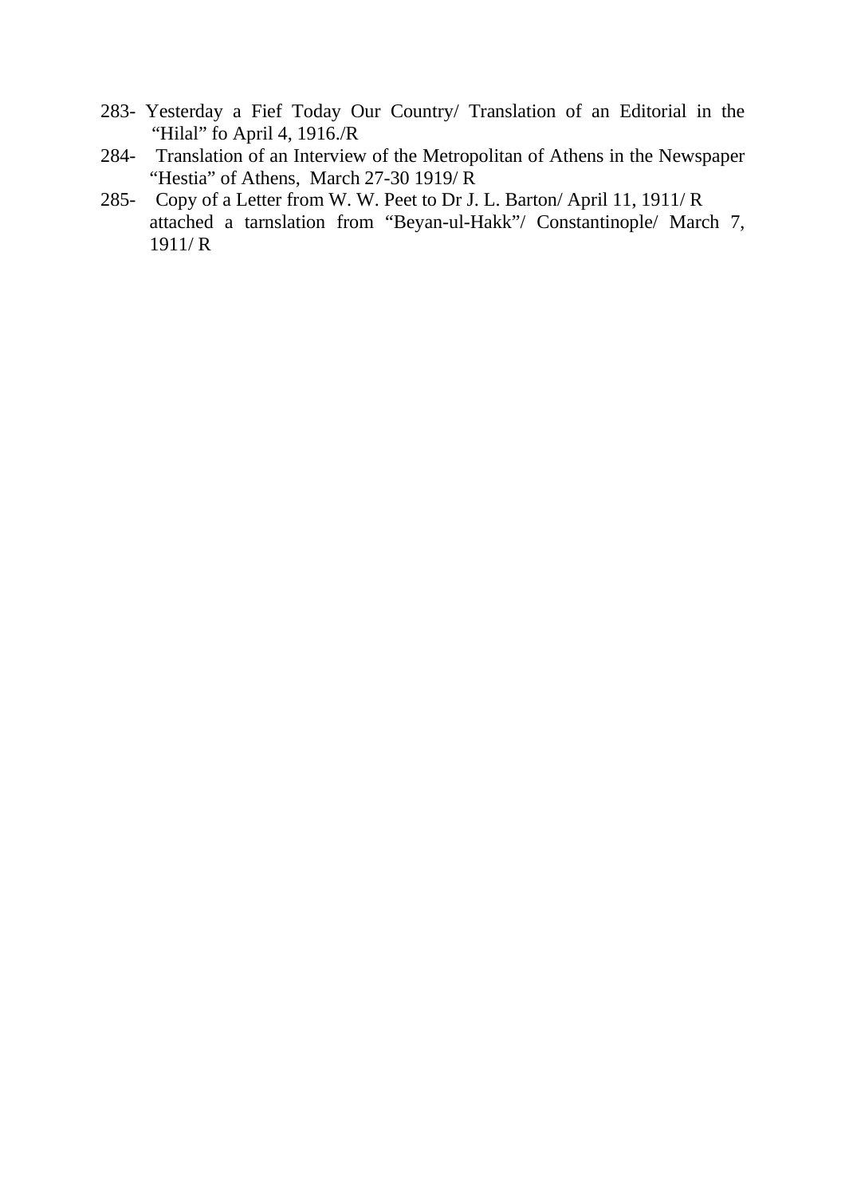283- Yesterday a Fief Today Our Country/ Translation of an Editorial in the "Hilal" fo April 4, 1916./R

284- Translation of an Interview of the Metropolitan of Athens in the Newspaper "Hestia" of Athens, March 27-30 1919/ R

285- Copy of a Letter from W. W. Peet to Dr J. L. Barton/ April 11, 1911/ R attached a tarnslation from "Beyan-ul-Hakk"/ Constantinople/ March 7, 1911/ R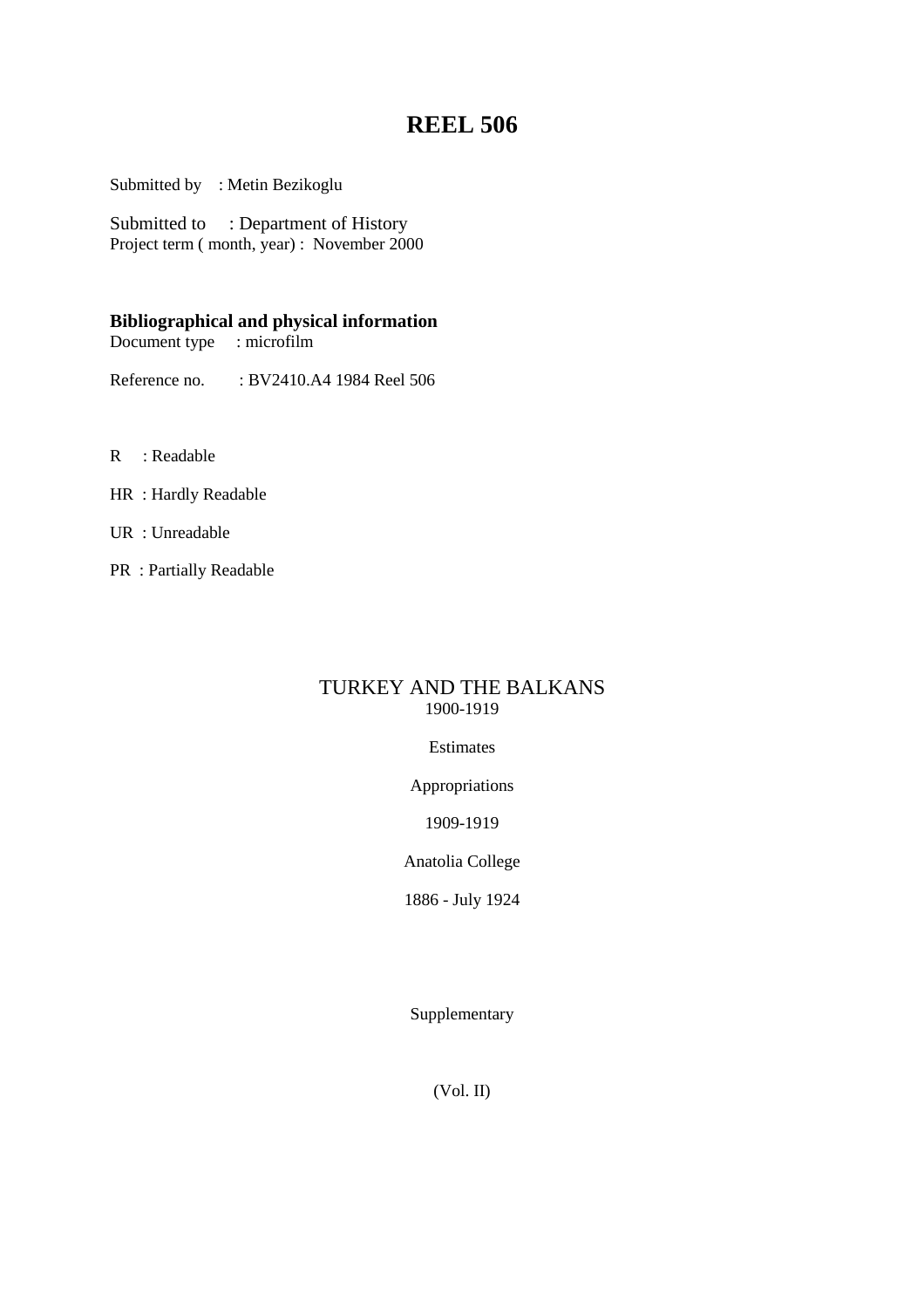# REEL 506

Submitted by : Metin Bezikoglu

Submitted to : Department of History
Project term ( month, year) : November 2000

**Bibliographical and physical information**
Document type : microfilm

Reference no. : BV2410.A4 1984 Reel 506

R : Readable

HR : Hardly Readable

UR : Unreadable

PR : Partially Readable

TURKEY AND THE BALKANS
1900-1919

Estimates

Appropriations

1909-1919

Anatolia College

1886 - July 1924

Supplementary

(Vol. II)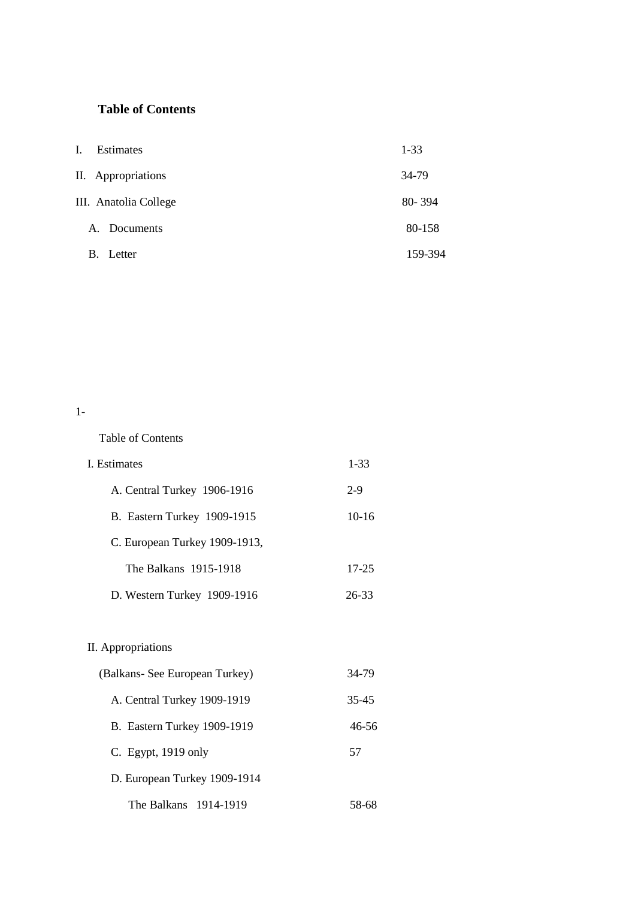**Table of Contents**

| | |
|---|---|
| I. Estimates | 1-33 |
| II. Appropriations | 34-79 |
| III. Anatolia College | 80- 394 |
| A. Documents | 80-158 |
| B. Letter | 159-394 |

1-

Table of Contents

| | |
|---|---|
| I. Estimates | 1-33 |
| A. Central Turkey 1906-1916 | 2-9 |
| B. Eastern Turkey 1909-1915 | 10-16 |
| C. European Turkey 1909-1913, | |
| The Balkans 1915-1918 | 17-25 |
| D. Western Turkey 1909-1916 | 26-33 |
| | |
| II. Appropriations | |
| (Balkans- See European Turkey) | 34-79 |
| A. Central Turkey 1909-1919 | 35-45 |
| B. Eastern Turkey 1909-1919 | 46-56 |
| C. Egypt, 1919 only | 57 |
| D. European Turkey 1909-1914 | |
| The Balkans 1914-1919 | 58-68 |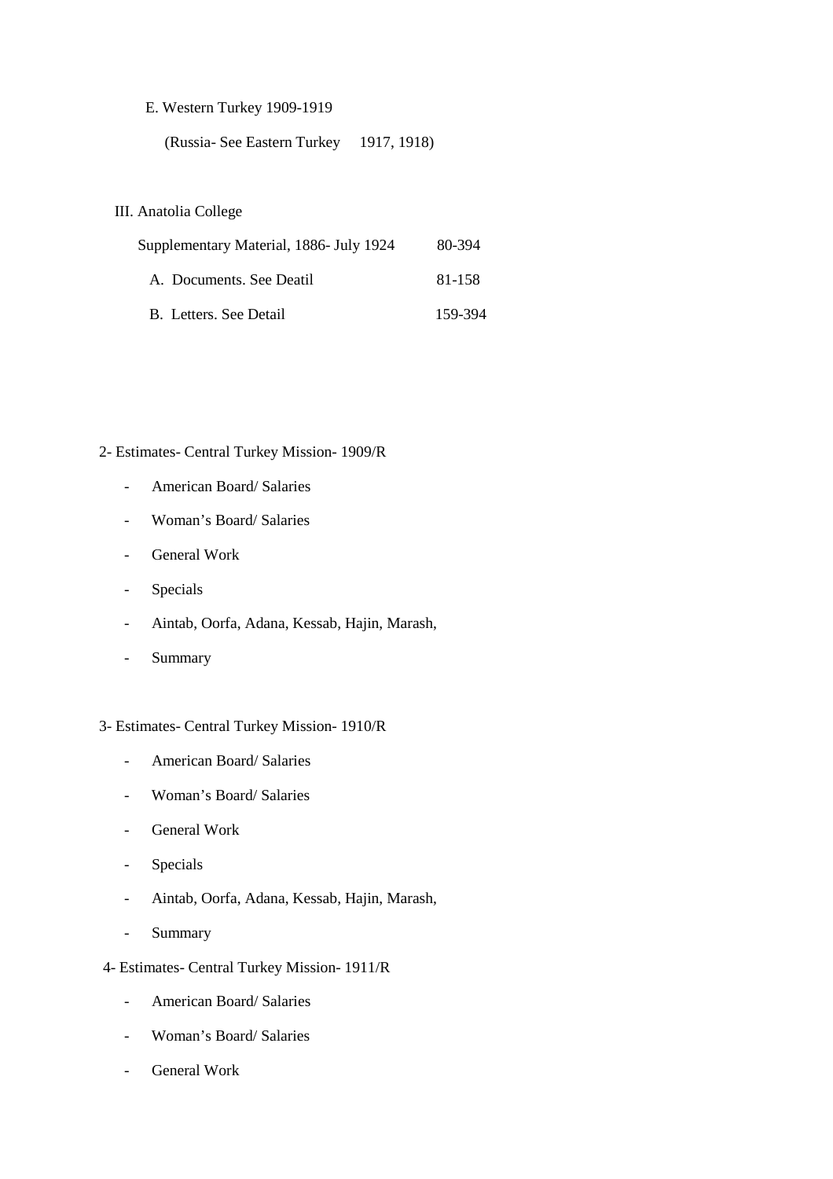E. Western Turkey 1909-1919

(Russia- See Eastern Turkey 1917, 1918)

III. Anatolia College

| | |
|---|---|
| Supplementary Material, 1886- July 1924 | 80-394 |
| A. Documents. See Deatil | 81-158 |
| B. Letters. See Detail | 159-394 |

2- Estimates- Central Turkey Mission- 1909/R

- American Board/ Salaries
- Woman's Board/ Salaries
- General Work
- Specials
- Aintab, Oorfa, Adana, Kessab, Hajin, Marash,
- Summary

3- Estimates- Central Turkey Mission- 1910/R

- American Board/ Salaries
- Woman's Board/ Salaries
- General Work
- Specials
- Aintab, Oorfa, Adana, Kessab, Hajin, Marash,
- Summary

4- Estimates- Central Turkey Mission- 1911/R

- American Board/ Salaries
- Woman's Board/ Salaries
- General Work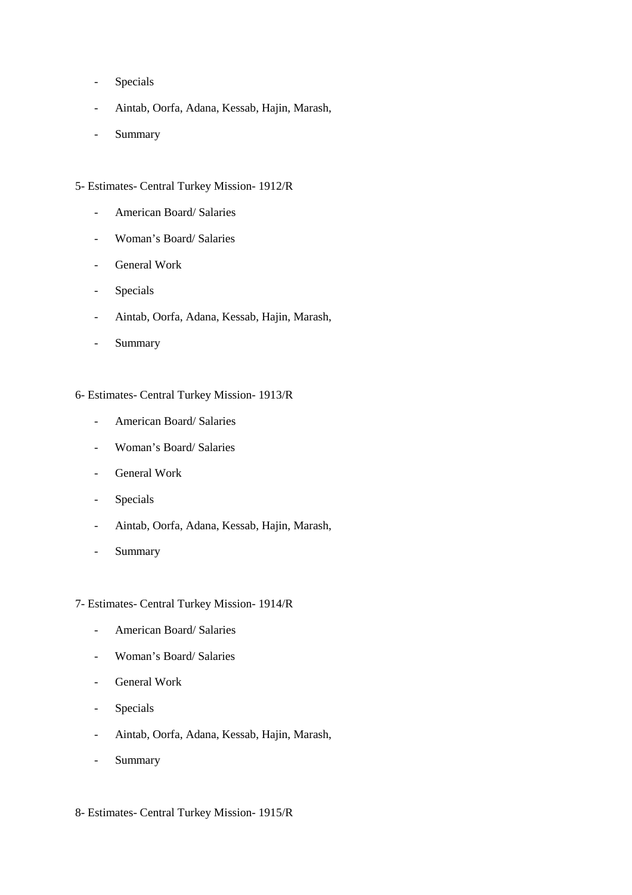- Specials
- Aintab, Oorfa, Adana, Kessab, Hajin, Marash,
- Summary

5- Estimates- Central Turkey Mission- 1912/R

- American Board/ Salaries
- Woman's Board/ Salaries
- General Work
- Specials
- Aintab, Oorfa, Adana, Kessab, Hajin, Marash,
- Summary

6- Estimates- Central Turkey Mission- 1913/R

- American Board/ Salaries
- Woman's Board/ Salaries
- General Work
- Specials
- Aintab, Oorfa, Adana, Kessab, Hajin, Marash,
- Summary

7- Estimates- Central Turkey Mission- 1914/R

- American Board/ Salaries
- Woman's Board/ Salaries
- General Work
- Specials
- Aintab, Oorfa, Adana, Kessab, Hajin, Marash,
- Summary

8- Estimates- Central Turkey Mission- 1915/R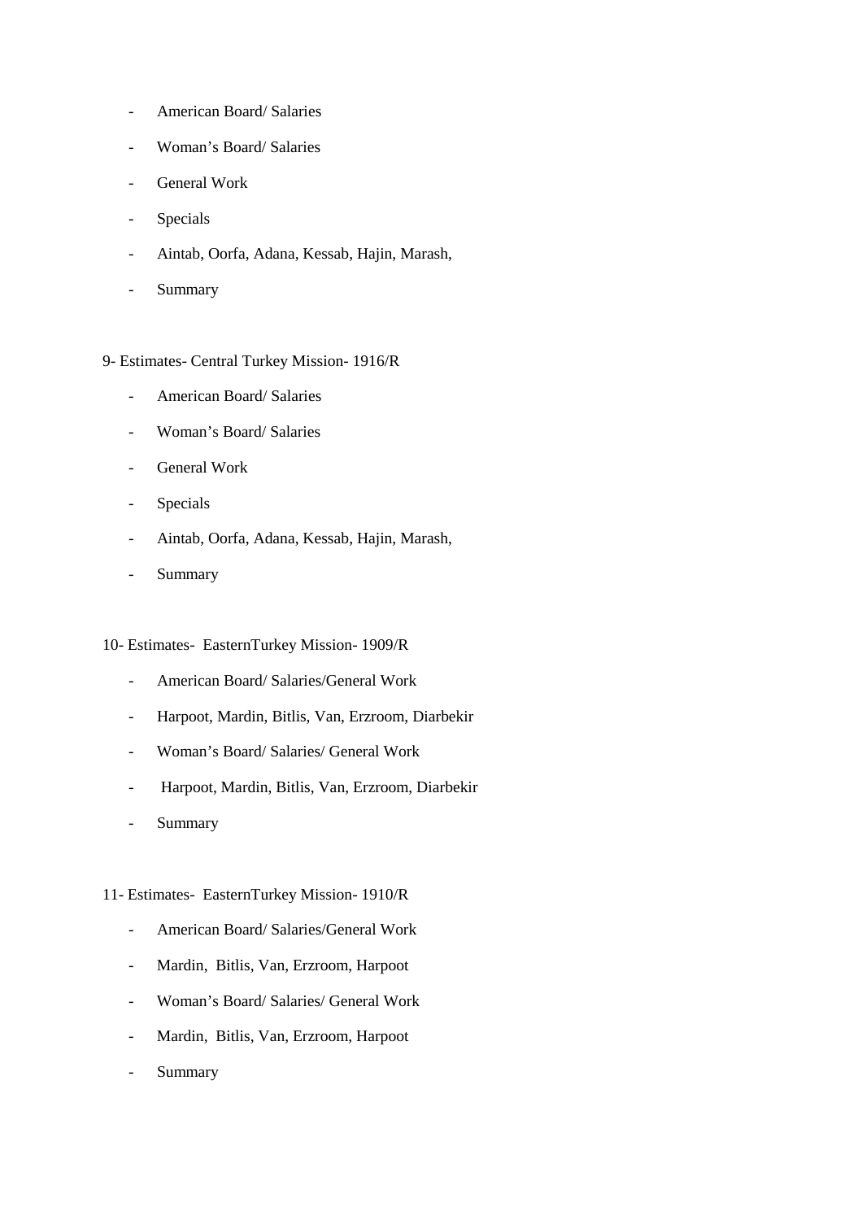- American Board/ Salaries
- Woman's Board/ Salaries
- General Work
- Specials
- Aintab, Oorfa, Adana, Kessab, Hajin, Marash,
- Summary

9- Estimates- Central Turkey Mission- 1916/R

- American Board/ Salaries
- Woman's Board/ Salaries
- General Work
- Specials
- Aintab, Oorfa, Adana, Kessab, Hajin, Marash,
- Summary

10- Estimates- EasternTurkey Mission- 1909/R

- American Board/ Salaries/General Work
- Harpoot, Mardin, Bitlis, Van, Erzroom, Diarbekir
- Woman's Board/ Salaries/ General Work
- Harpoot, Mardin, Bitlis, Van, Erzroom, Diarbekir
- Summary

11- Estimates- EasternTurkey Mission- 1910/R

- American Board/ Salaries/General Work
- Mardin, Bitlis, Van, Erzroom, Harpoot
- Woman's Board/ Salaries/ General Work
- Mardin, Bitlis, Van, Erzroom, Harpoot
- Summary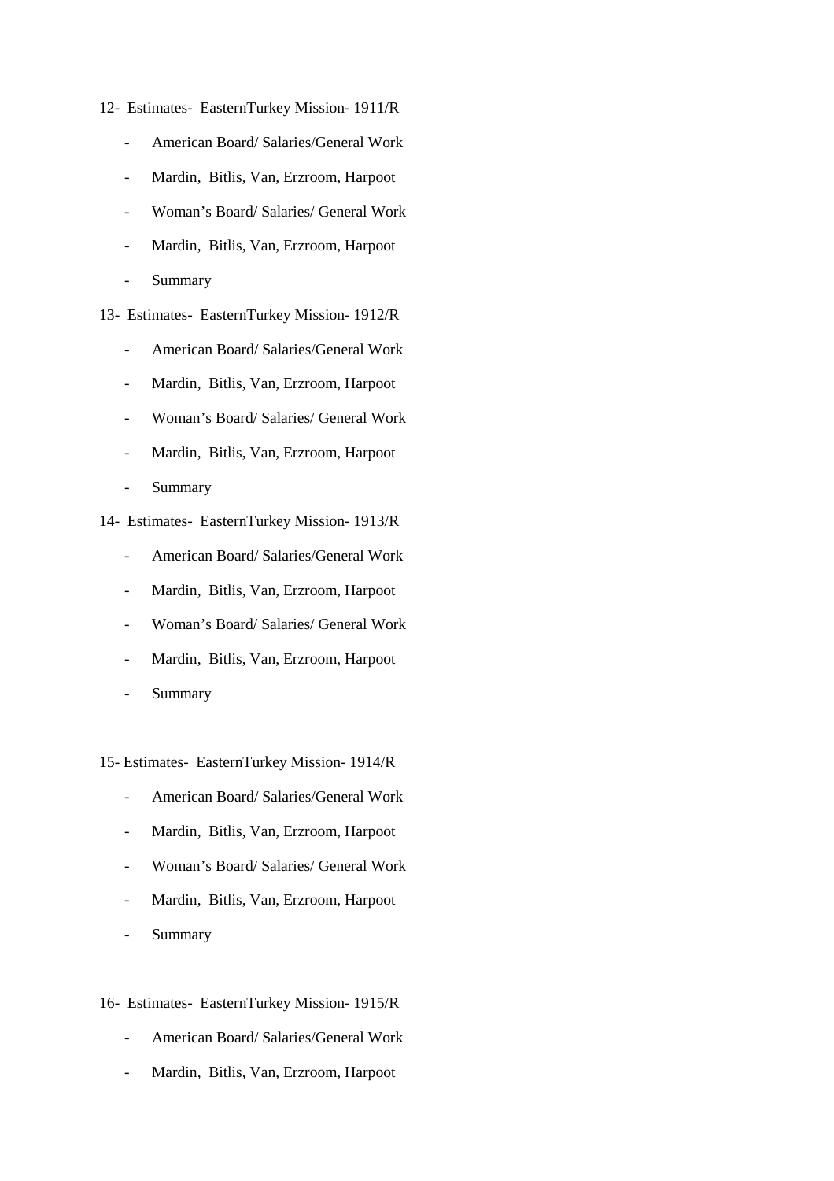12- Estimates- EasternTurkey Mission- 1911/R

- American Board/ Salaries/General Work
- Mardin, Bitlis, Van, Erzroom, Harpoot
- Woman's Board/ Salaries/ General Work
- Mardin, Bitlis, Van, Erzroom, Harpoot
- Summary

13- Estimates- EasternTurkey Mission- 1912/R

- American Board/ Salaries/General Work
- Mardin, Bitlis, Van, Erzroom, Harpoot
- Woman's Board/ Salaries/ General Work
- Mardin, Bitlis, Van, Erzroom, Harpoot
- Summary

14- Estimates- EasternTurkey Mission- 1913/R

- American Board/ Salaries/General Work
- Mardin, Bitlis, Van, Erzroom, Harpoot
- Woman's Board/ Salaries/ General Work
- Mardin, Bitlis, Van, Erzroom, Harpoot
- Summary

15- Estimates- EasternTurkey Mission- 1914/R

- American Board/ Salaries/General Work
- Mardin, Bitlis, Van, Erzroom, Harpoot
- Woman's Board/ Salaries/ General Work
- Mardin, Bitlis, Van, Erzroom, Harpoot
- Summary

16- Estimates- EasternTurkey Mission- 1915/R

- American Board/ Salaries/General Work
- Mardin, Bitlis, Van, Erzroom, Harpoot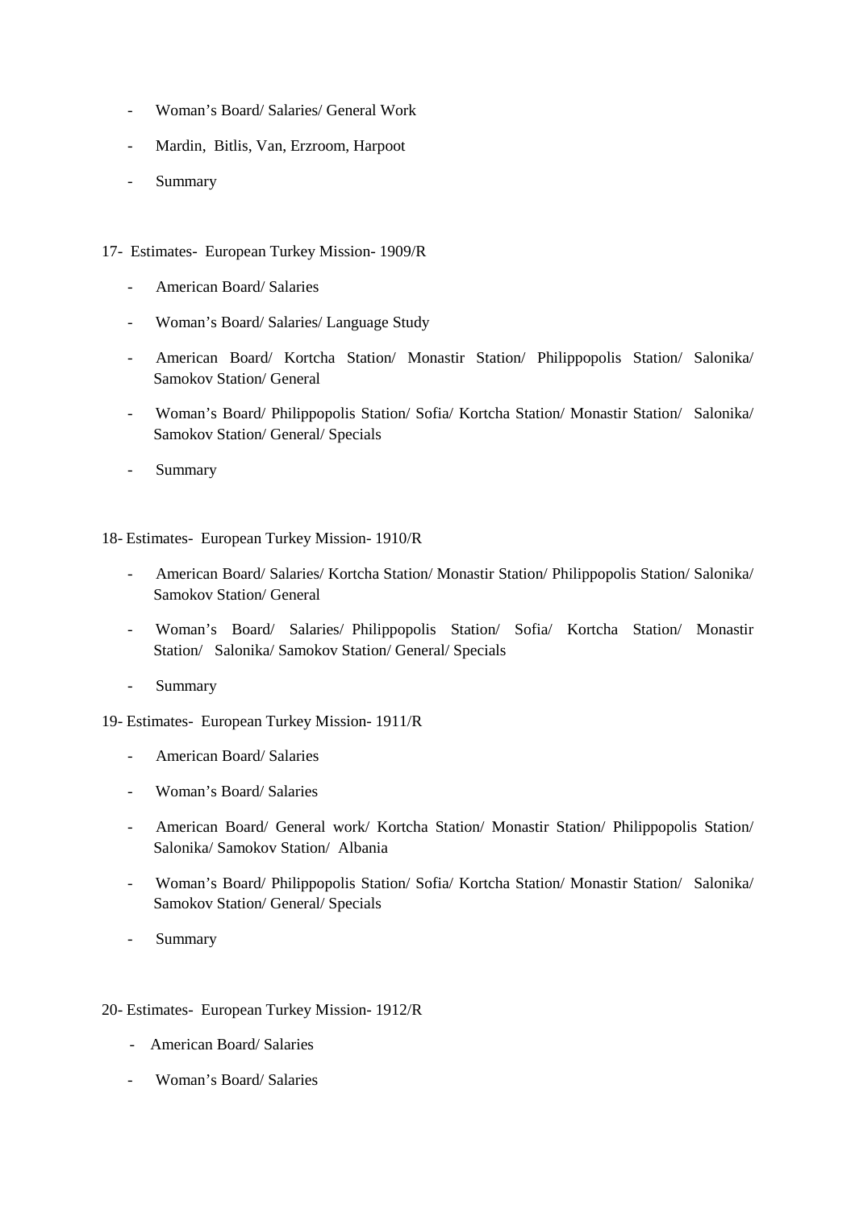- Woman's Board/ Salaries/ General Work
- Mardin, Bitlis, Van, Erzroom, Harpoot
- Summary

17- Estimates- European Turkey Mission- 1909/R

- American Board/ Salaries
- Woman's Board/ Salaries/ Language Study
- American Board/ Kortcha Station/ Monastir Station/ Philippopolis Station/ Salonika/ Samokov Station/ General
- Woman's Board/ Philippopolis Station/ Sofia/ Kortcha Station/ Monastir Station/ Salonika/ Samokov Station/ General/ Specials
- Summary

18- Estimates- European Turkey Mission- 1910/R

- American Board/ Salaries/ Kortcha Station/ Monastir Station/ Philippopolis Station/ Salonika/ Samokov Station/ General
- Woman's Board/ Salaries/ Philippopolis Station/ Sofia/ Kortcha Station/ Monastir Station/ Salonika/ Samokov Station/ General/ Specials
- Summary

19- Estimates- European Turkey Mission- 1911/R

- American Board/ Salaries
- Woman's Board/ Salaries
- American Board/ General work/ Kortcha Station/ Monastir Station/ Philippopolis Station/ Salonika/ Samokov Station/ Albania
- Woman's Board/ Philippopolis Station/ Sofia/ Kortcha Station/ Monastir Station/ Salonika/ Samokov Station/ General/ Specials
- Summary

20- Estimates- European Turkey Mission- 1912/R

- American Board/ Salaries
- Woman's Board/ Salaries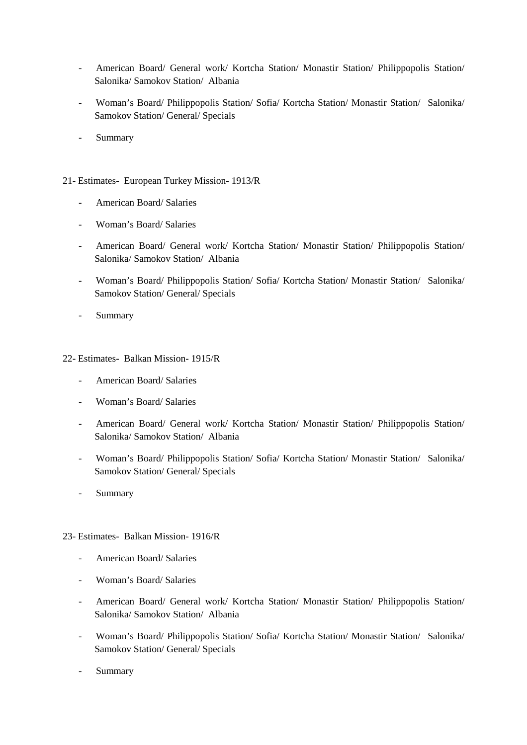- American Board/ General work/ Kortcha Station/ Monastir Station/ Philippopolis Station/ Salonika/ Samokov Station/ Albania
- Woman's Board/ Philippopolis Station/ Sofia/ Kortcha Station/ Monastir Station/ Salonika/ Samokov Station/ General/ Specials
- Summary

21- Estimates- European Turkey Mission- 1913/R

- American Board/ Salaries
- Woman's Board/ Salaries
- American Board/ General work/ Kortcha Station/ Monastir Station/ Philippopolis Station/ Salonika/ Samokov Station/ Albania
- Woman's Board/ Philippopolis Station/ Sofia/ Kortcha Station/ Monastir Station/ Salonika/ Samokov Station/ General/ Specials
- Summary

22- Estimates- Balkan Mission- 1915/R

- American Board/ Salaries
- Woman's Board/ Salaries
- American Board/ General work/ Kortcha Station/ Monastir Station/ Philippopolis Station/ Salonika/ Samokov Station/ Albania
- Woman's Board/ Philippopolis Station/ Sofia/ Kortcha Station/ Monastir Station/ Salonika/ Samokov Station/ General/ Specials
- Summary

23- Estimates- Balkan Mission- 1916/R

- American Board/ Salaries
- Woman's Board/ Salaries
- American Board/ General work/ Kortcha Station/ Monastir Station/ Philippopolis Station/ Salonika/ Samokov Station/ Albania
- Woman's Board/ Philippopolis Station/ Sofia/ Kortcha Station/ Monastir Station/ Salonika/ Samokov Station/ General/ Specials
- Summary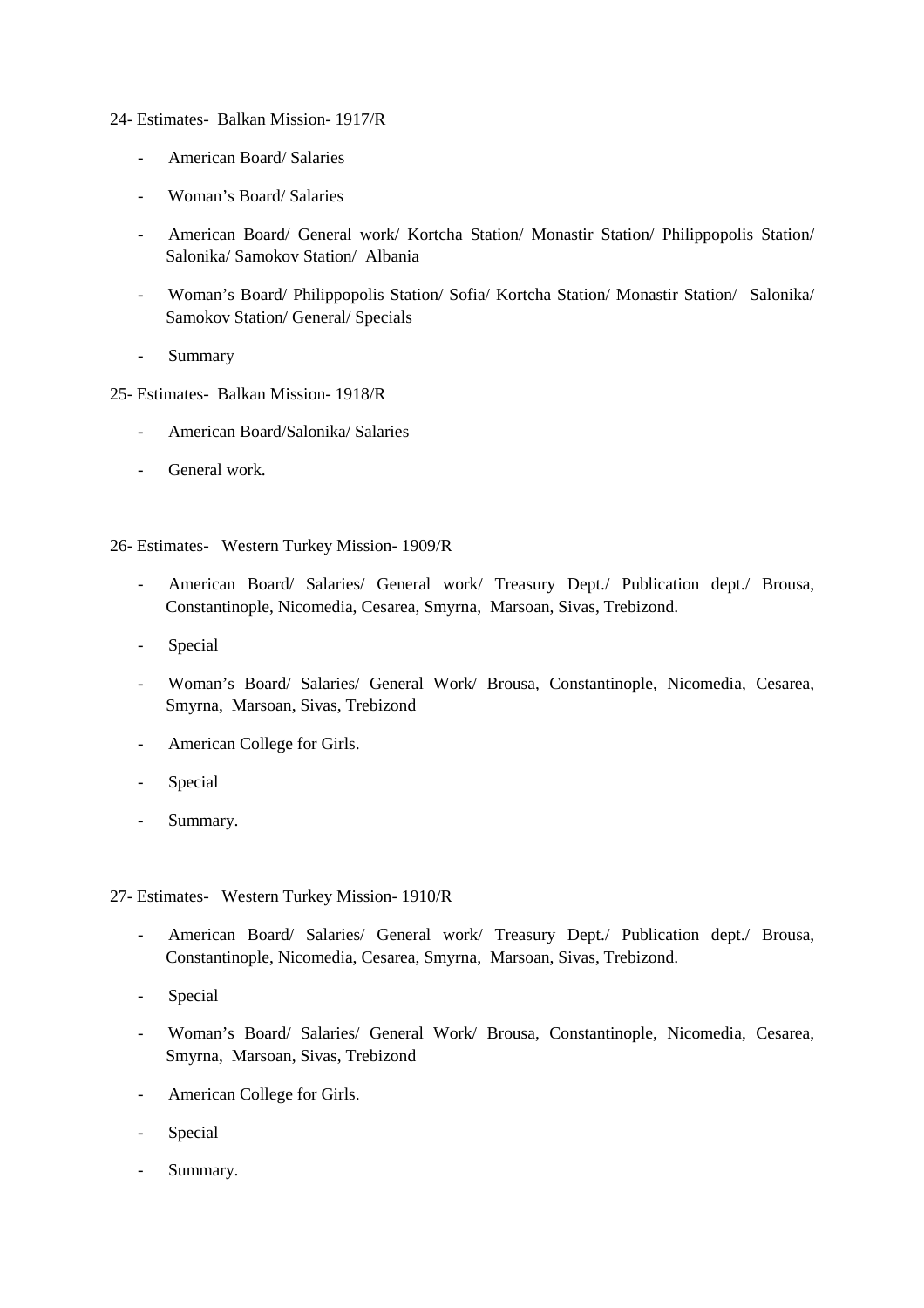24- Estimates- Balkan Mission- 1917/R

- American Board/ Salaries
- Woman's Board/ Salaries
- American Board/ General work/ Kortcha Station/ Monastir Station/ Philippopolis Station/ Salonika/ Samokov Station/ Albania
- Woman's Board/ Philippopolis Station/ Sofia/ Kortcha Station/ Monastir Station/ Salonika/ Samokov Station/ General/ Specials
- Summary

25- Estimates- Balkan Mission- 1918/R

- American Board/Salonika/ Salaries
- General work.

26- Estimates- Western Turkey Mission- 1909/R

- American Board/ Salaries/ General work/ Treasury Dept./ Publication dept./ Brousa, Constantinople, Nicomedia, Cesarea, Smyrna, Marsoan, Sivas, Trebizond.
- Special
- Woman's Board/ Salaries/ General Work/ Brousa, Constantinople, Nicomedia, Cesarea, Smyrna, Marsoan, Sivas, Trebizond
- American College for Girls.
- Special
- Summary.

27- Estimates- Western Turkey Mission- 1910/R

- American Board/ Salaries/ General work/ Treasury Dept./ Publication dept./ Brousa, Constantinople, Nicomedia, Cesarea, Smyrna, Marsoan, Sivas, Trebizond.
- Special
- Woman's Board/ Salaries/ General Work/ Brousa, Constantinople, Nicomedia, Cesarea, Smyrna, Marsoan, Sivas, Trebizond
- American College for Girls.
- Special
- Summary.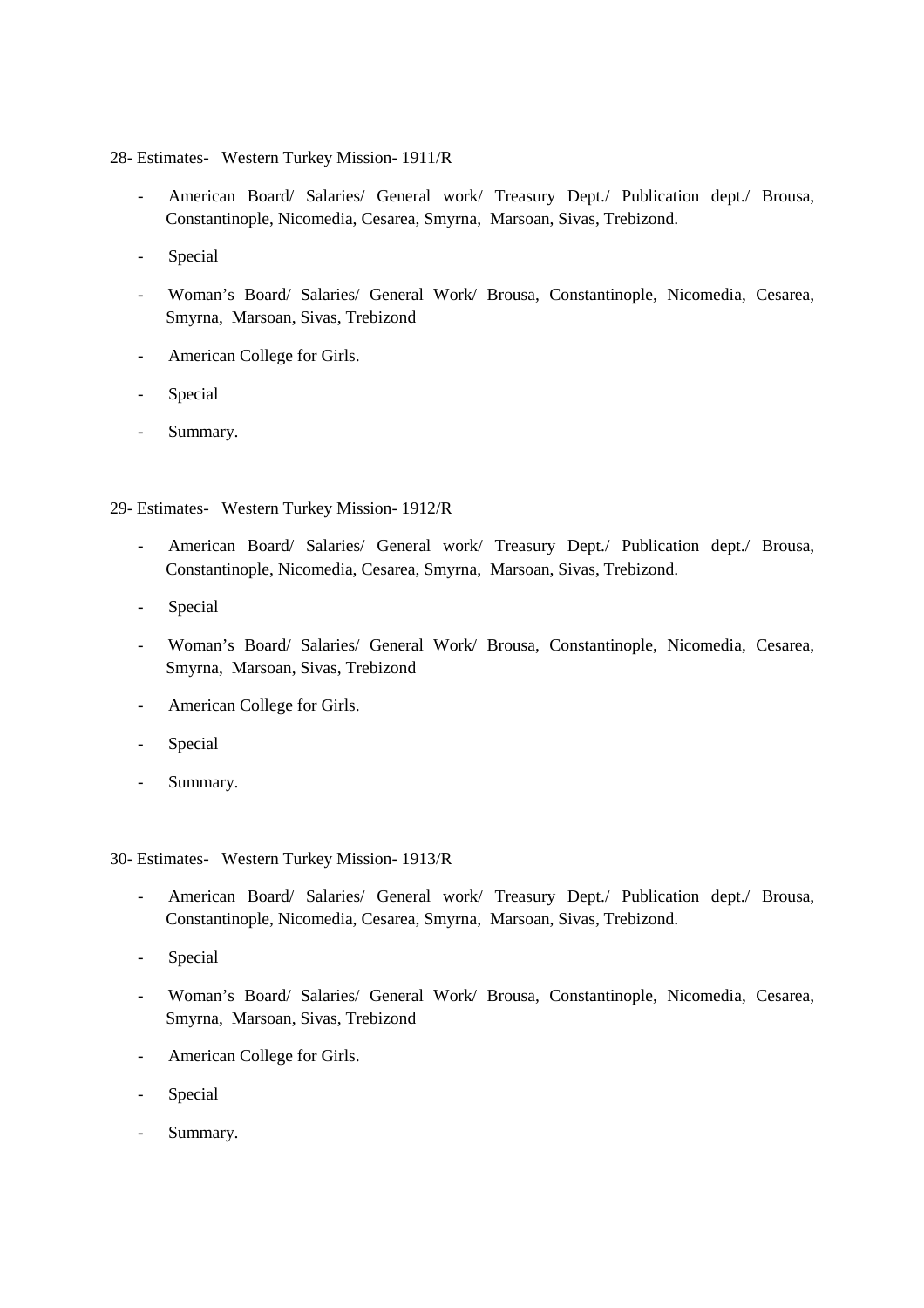28- Estimates- Western Turkey Mission- 1911/R

- American Board/ Salaries/ General work/ Treasury Dept./ Publication dept./ Brousa, Constantinople, Nicomedia, Cesarea, Smyrna, Marsoan, Sivas, Trebizond.
- Special
- Woman's Board/ Salaries/ General Work/ Brousa, Constantinople, Nicomedia, Cesarea, Smyrna, Marsoan, Sivas, Trebizond
- American College for Girls.
- Special
- Summary.

29- Estimates- Western Turkey Mission- 1912/R

- American Board/ Salaries/ General work/ Treasury Dept./ Publication dept./ Brousa, Constantinople, Nicomedia, Cesarea, Smyrna, Marsoan, Sivas, Trebizond.
- Special
- Woman's Board/ Salaries/ General Work/ Brousa, Constantinople, Nicomedia, Cesarea, Smyrna, Marsoan, Sivas, Trebizond
- American College for Girls.
- Special
- Summary.

30- Estimates- Western Turkey Mission- 1913/R

- American Board/ Salaries/ General work/ Treasury Dept./ Publication dept./ Brousa, Constantinople, Nicomedia, Cesarea, Smyrna, Marsoan, Sivas, Trebizond.
- Special
- Woman's Board/ Salaries/ General Work/ Brousa, Constantinople, Nicomedia, Cesarea, Smyrna, Marsoan, Sivas, Trebizond
- American College for Girls.
- Special
- Summary.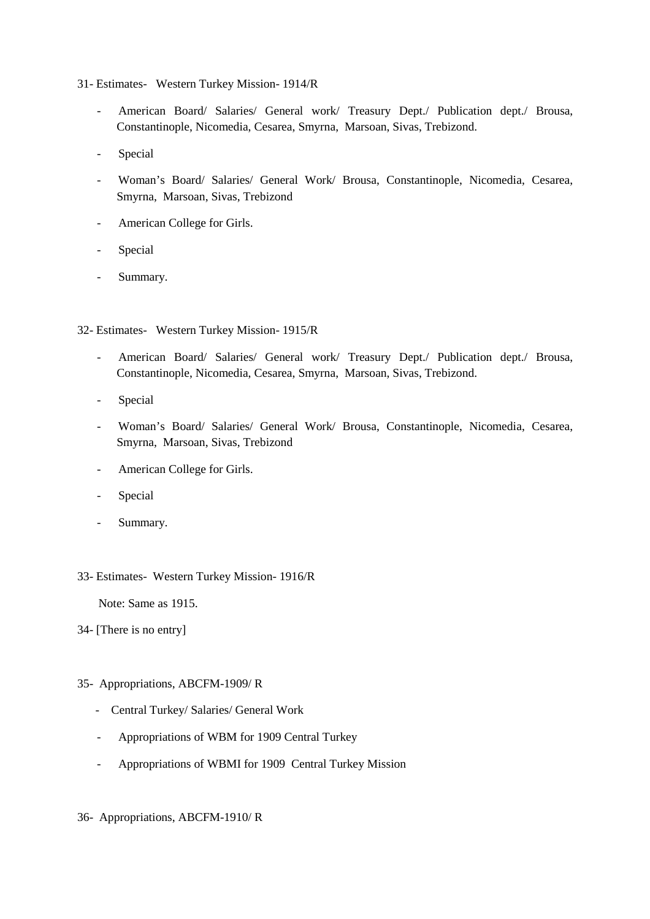31- Estimates- Western Turkey Mission- 1914/R

- American Board/ Salaries/ General work/ Treasury Dept./ Publication dept./ Brousa, Constantinople, Nicomedia, Cesarea, Smyrna, Marsoan, Sivas, Trebizond.
- Special
- Woman's Board/ Salaries/ General Work/ Brousa, Constantinople, Nicomedia, Cesarea, Smyrna, Marsoan, Sivas, Trebizond
- American College for Girls.
- Special
- Summary.

32- Estimates- Western Turkey Mission- 1915/R

- American Board/ Salaries/ General work/ Treasury Dept./ Publication dept./ Brousa, Constantinople, Nicomedia, Cesarea, Smyrna, Marsoan, Sivas, Trebizond.
- Special
- Woman's Board/ Salaries/ General Work/ Brousa, Constantinople, Nicomedia, Cesarea, Smyrna, Marsoan, Sivas, Trebizond
- American College for Girls.
- Special
- Summary.

33- Estimates- Western Turkey Mission- 1916/R

Note: Same as 1915.

34- [There is no entry]

35- Appropriations, ABCFM-1909/ R

- Central Turkey/ Salaries/ General Work
- Appropriations of WBM for 1909 Central Turkey
- Appropriations of WBMI for 1909 Central Turkey Mission

36- Appropriations, ABCFM-1910/ R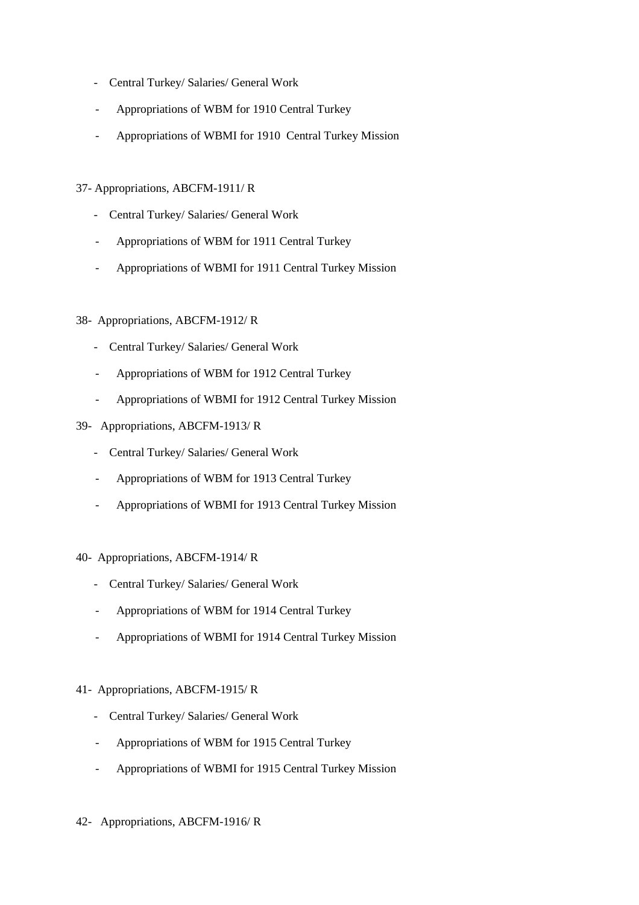- Central Turkey/ Salaries/ General Work
- Appropriations of WBM for 1910 Central Turkey
- Appropriations of WBMI for 1910 Central Turkey Mission

37- Appropriations, ABCFM-1911/ R

- Central Turkey/ Salaries/ General Work
- Appropriations of WBM for 1911 Central Turkey
- Appropriations of WBMI for 1911 Central Turkey Mission

38- Appropriations, ABCFM-1912/ R

- Central Turkey/ Salaries/ General Work
- Appropriations of WBM for 1912 Central Turkey
- Appropriations of WBMI for 1912 Central Turkey Mission

39- Appropriations, ABCFM-1913/ R

- Central Turkey/ Salaries/ General Work
- Appropriations of WBM for 1913 Central Turkey
- Appropriations of WBMI for 1913 Central Turkey Mission

40- Appropriations, ABCFM-1914/ R

- Central Turkey/ Salaries/ General Work
- Appropriations of WBM for 1914 Central Turkey
- Appropriations of WBMI for 1914 Central Turkey Mission

41- Appropriations, ABCFM-1915/ R

- Central Turkey/ Salaries/ General Work
- Appropriations of WBM for 1915 Central Turkey
- Appropriations of WBMI for 1915 Central Turkey Mission

42- Appropriations, ABCFM-1916/ R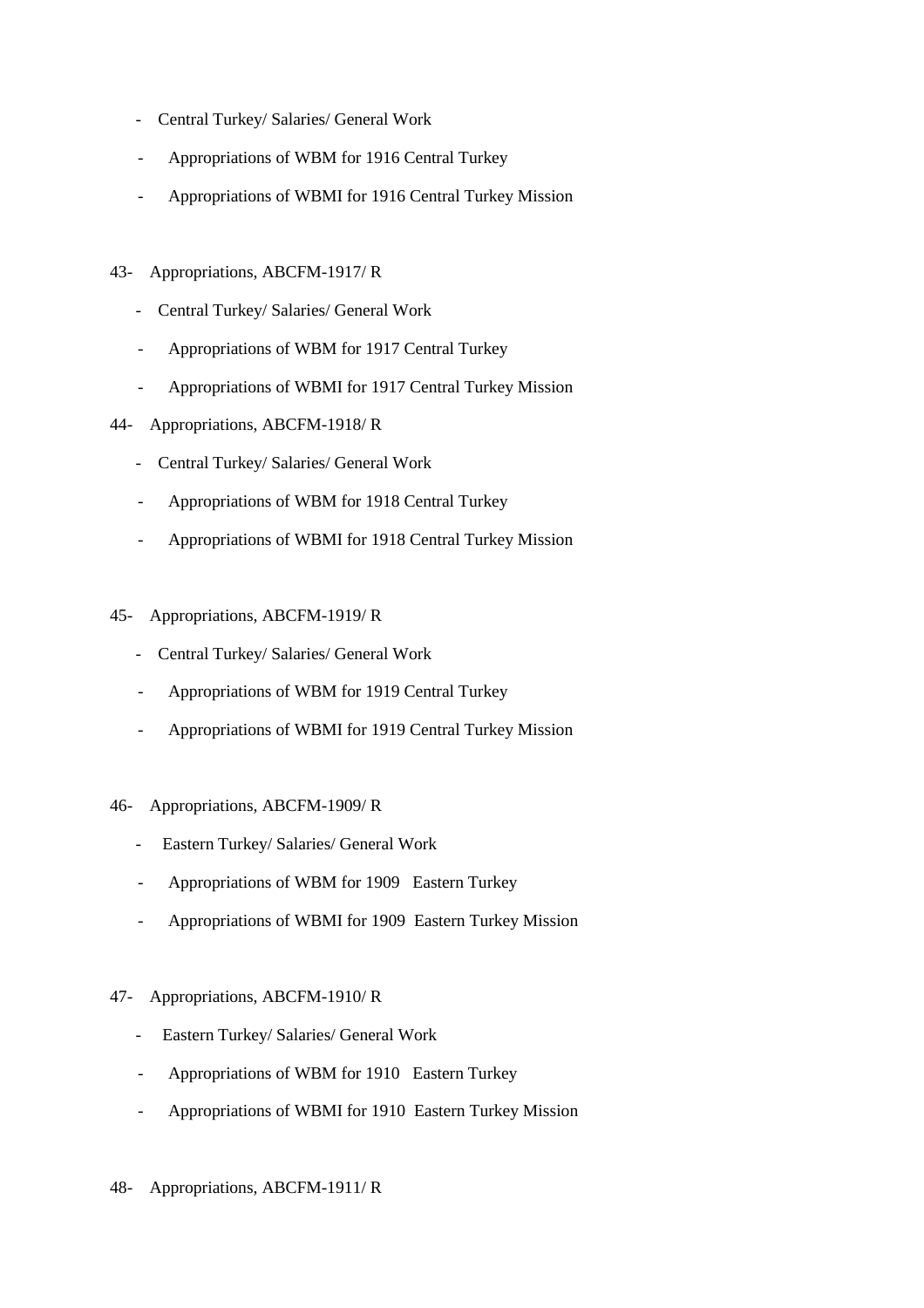- Central Turkey/ Salaries/ General Work
- Appropriations of WBM for 1916 Central Turkey
- Appropriations of WBMI for 1916 Central Turkey Mission

43- Appropriations, ABCFM-1917/ R

- Central Turkey/ Salaries/ General Work
- Appropriations of WBM for 1917 Central Turkey
- Appropriations of WBMI for 1917 Central Turkey Mission

44- Appropriations, ABCFM-1918/ R

- Central Turkey/ Salaries/ General Work
- Appropriations of WBM for 1918 Central Turkey
- Appropriations of WBMI for 1918 Central Turkey Mission

45- Appropriations, ABCFM-1919/ R

- Central Turkey/ Salaries/ General Work
- Appropriations of WBM for 1919 Central Turkey
- Appropriations of WBMI for 1919 Central Turkey Mission

46- Appropriations, ABCFM-1909/ R

- Eastern Turkey/ Salaries/ General Work
- Appropriations of WBM for 1909 Eastern Turkey
- Appropriations of WBMI for 1909 Eastern Turkey Mission

47- Appropriations, ABCFM-1910/ R

- Eastern Turkey/ Salaries/ General Work
- Appropriations of WBM for 1910 Eastern Turkey
- Appropriations of WBMI for 1910 Eastern Turkey Mission

48- Appropriations, ABCFM-1911/ R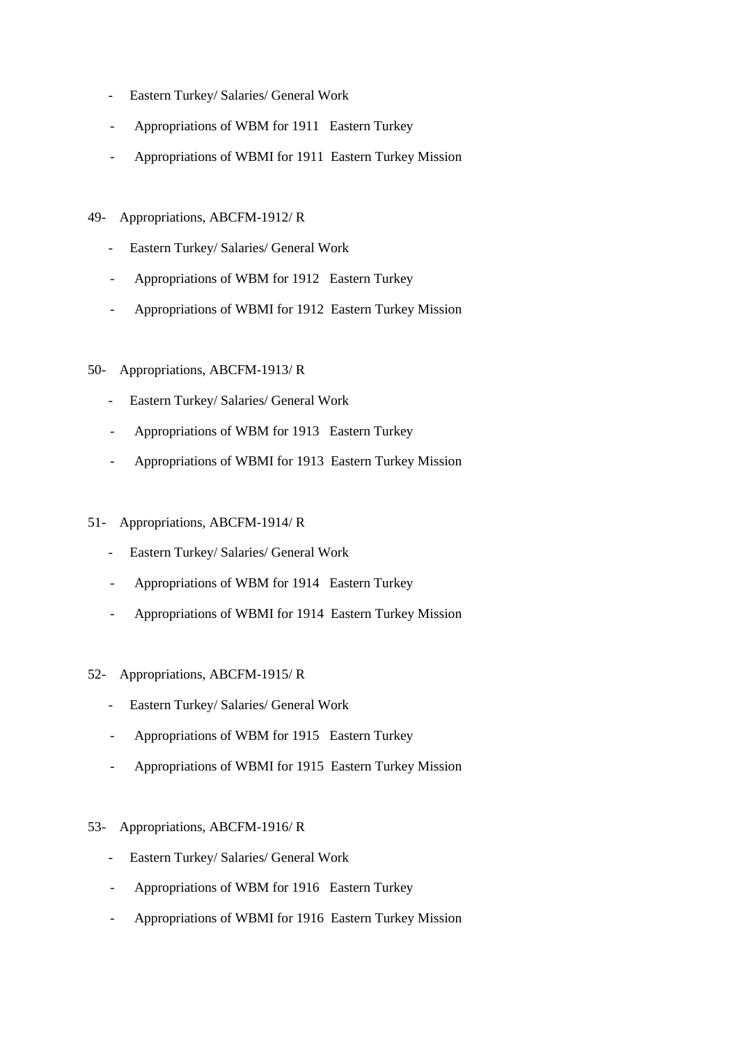- Eastern Turkey/ Salaries/ General Work
- Appropriations of WBM for 1911 Eastern Turkey
- Appropriations of WBMI for 1911 Eastern Turkey Mission

49- Appropriations, ABCFM-1912/ R

- Eastern Turkey/ Salaries/ General Work
- Appropriations of WBM for 1912 Eastern Turkey
- Appropriations of WBMI for 1912 Eastern Turkey Mission

50- Appropriations, ABCFM-1913/ R

- Eastern Turkey/ Salaries/ General Work
- Appropriations of WBM for 1913 Eastern Turkey
- Appropriations of WBMI for 1913 Eastern Turkey Mission

51- Appropriations, ABCFM-1914/ R

- Eastern Turkey/ Salaries/ General Work
- Appropriations of WBM for 1914 Eastern Turkey
- Appropriations of WBMI for 1914 Eastern Turkey Mission

52- Appropriations, ABCFM-1915/ R

- Eastern Turkey/ Salaries/ General Work
- Appropriations of WBM for 1915 Eastern Turkey
- Appropriations of WBMI for 1915 Eastern Turkey Mission

53- Appropriations, ABCFM-1916/ R

- Eastern Turkey/ Salaries/ General Work
- Appropriations of WBM for 1916 Eastern Turkey
- Appropriations of WBMI for 1916 Eastern Turkey Mission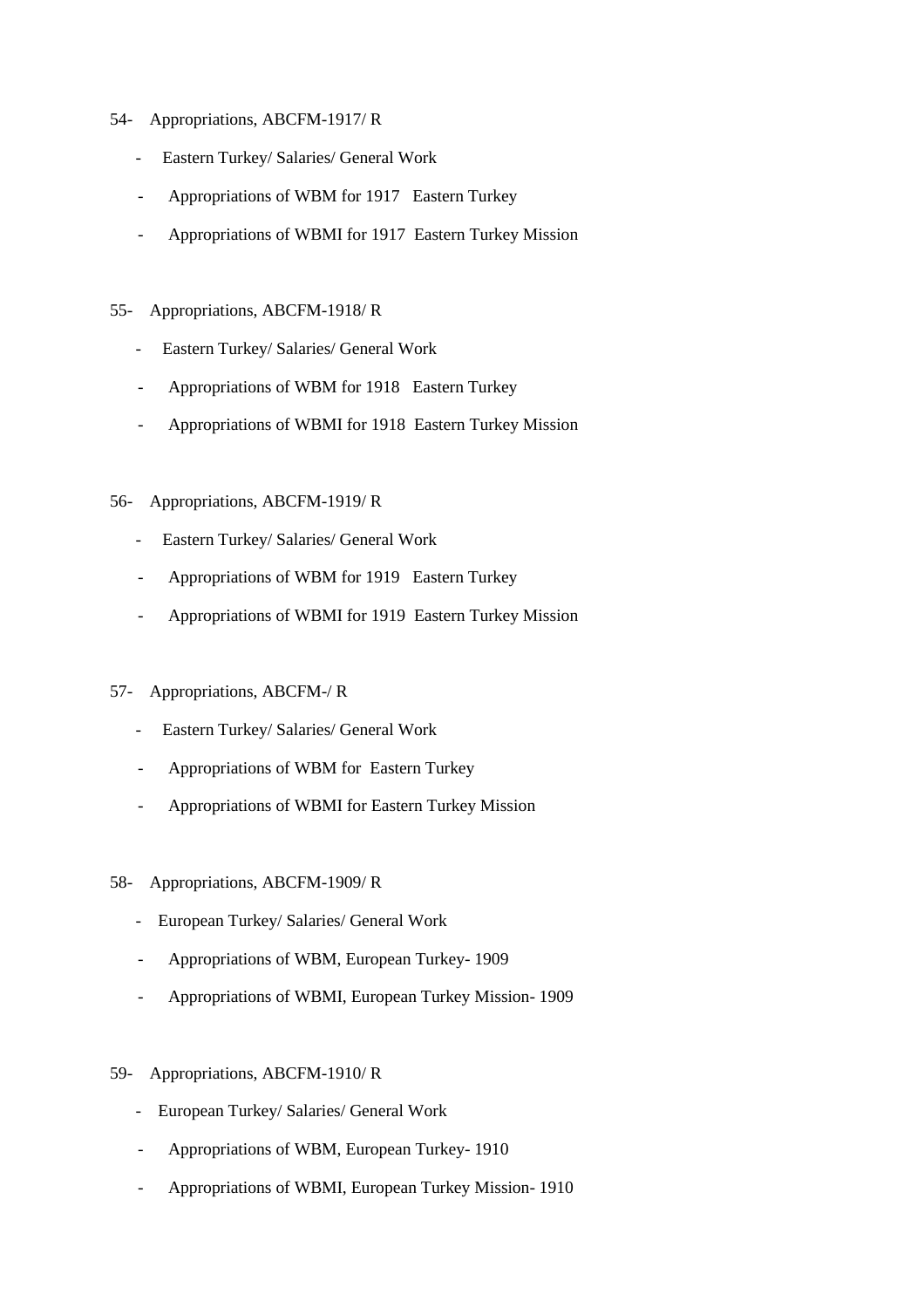54- Appropriations, ABCFM-1917/ R

- Eastern Turkey/ Salaries/ General Work
- Appropriations of WBM for 1917 Eastern Turkey
- Appropriations of WBMI for 1917 Eastern Turkey Mission

55- Appropriations, ABCFM-1918/ R

- Eastern Turkey/ Salaries/ General Work
- Appropriations of WBM for 1918 Eastern Turkey
- Appropriations of WBMI for 1918 Eastern Turkey Mission

56- Appropriations, ABCFM-1919/ R

- Eastern Turkey/ Salaries/ General Work
- Appropriations of WBM for 1919 Eastern Turkey
- Appropriations of WBMI for 1919 Eastern Turkey Mission

57- Appropriations, ABCFM-/ R

- Eastern Turkey/ Salaries/ General Work
- Appropriations of WBM for Eastern Turkey
- Appropriations of WBMI for Eastern Turkey Mission

58- Appropriations, ABCFM-1909/ R

- European Turkey/ Salaries/ General Work
- Appropriations of WBM, European Turkey- 1909
- Appropriations of WBMI, European Turkey Mission- 1909

59- Appropriations, ABCFM-1910/ R

- European Turkey/ Salaries/ General Work
- Appropriations of WBM, European Turkey- 1910
- Appropriations of WBMI, European Turkey Mission- 1910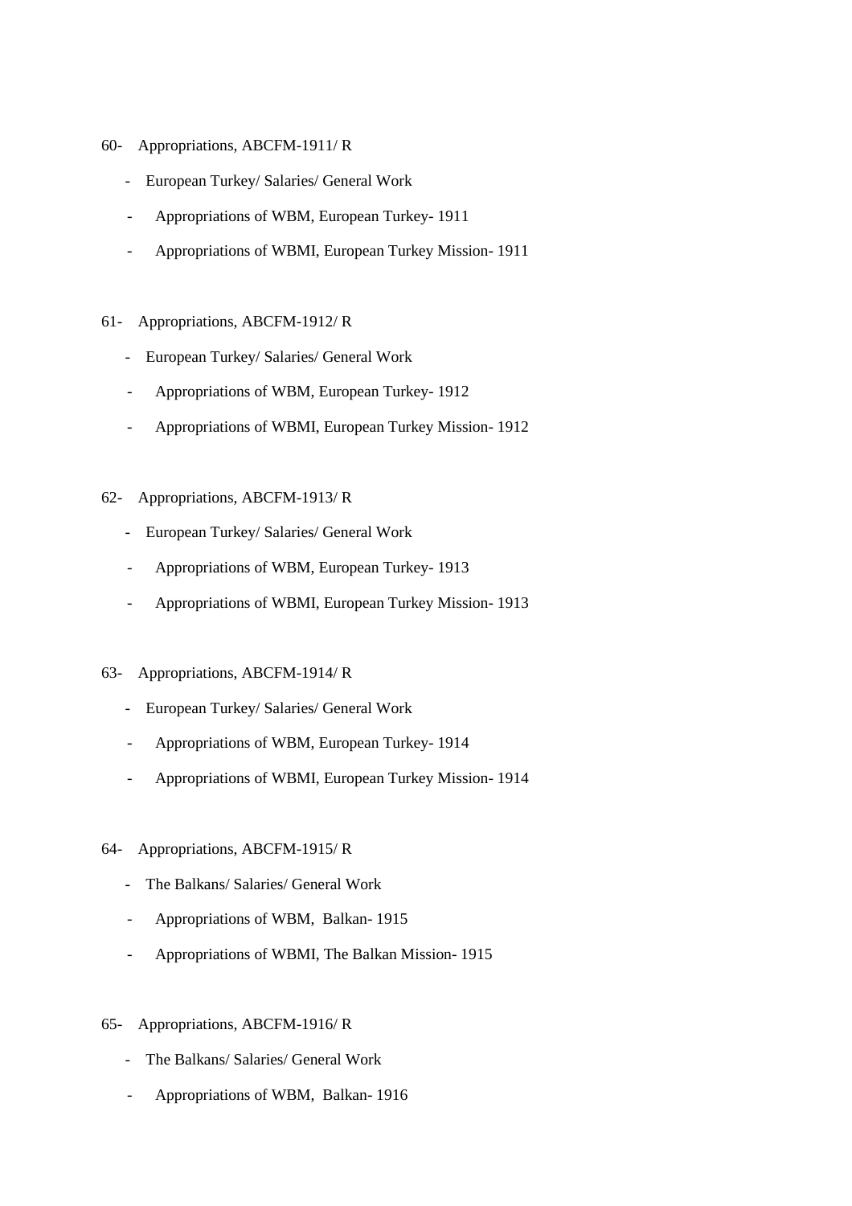60- Appropriations, ABCFM-1911/ R

- European Turkey/ Salaries/ General Work
- Appropriations of WBM, European Turkey- 1911
- Appropriations of WBMI, European Turkey Mission- 1911

61- Appropriations, ABCFM-1912/ R

- European Turkey/ Salaries/ General Work
- Appropriations of WBM, European Turkey- 1912
- Appropriations of WBMI, European Turkey Mission- 1912

62- Appropriations, ABCFM-1913/ R

- European Turkey/ Salaries/ General Work
- Appropriations of WBM, European Turkey- 1913
- Appropriations of WBMI, European Turkey Mission- 1913

63- Appropriations, ABCFM-1914/ R

- European Turkey/ Salaries/ General Work
- Appropriations of WBM, European Turkey- 1914
- Appropriations of WBMI, European Turkey Mission- 1914

64- Appropriations, ABCFM-1915/ R

- The Balkans/ Salaries/ General Work
- Appropriations of WBM, Balkan- 1915
- Appropriations of WBMI, The Balkan Mission- 1915

65- Appropriations, ABCFM-1916/ R

- The Balkans/ Salaries/ General Work
- Appropriations of WBM, Balkan- 1916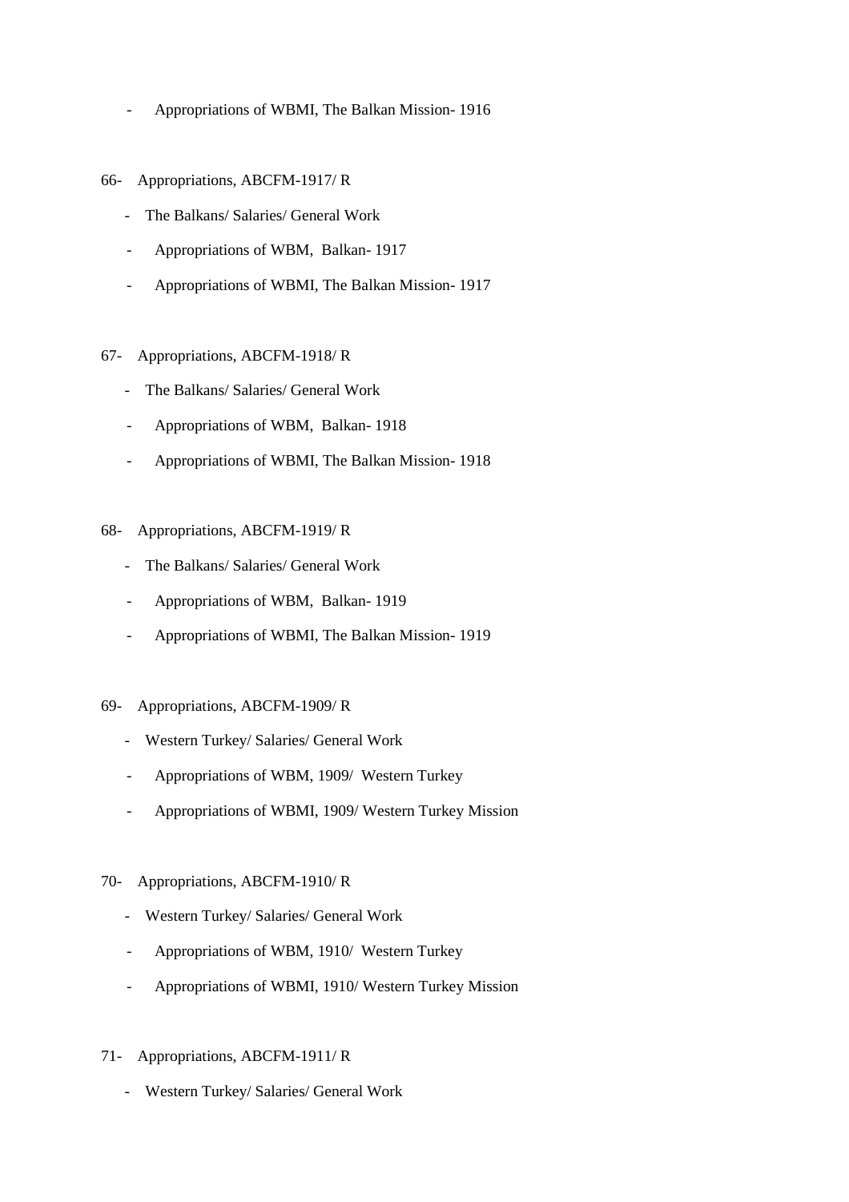- Appropriations of WBMI, The Balkan Mission- 1916

66- Appropriations, ABCFM-1917/ R

- The Balkans/ Salaries/ General Work
- Appropriations of WBM, Balkan- 1917
- Appropriations of WBMI, The Balkan Mission- 1917

67- Appropriations, ABCFM-1918/ R

- The Balkans/ Salaries/ General Work
- Appropriations of WBM, Balkan- 1918
- Appropriations of WBMI, The Balkan Mission- 1918

68- Appropriations, ABCFM-1919/ R

- The Balkans/ Salaries/ General Work
- Appropriations of WBM, Balkan- 1919
- Appropriations of WBMI, The Balkan Mission- 1919

69- Appropriations, ABCFM-1909/ R

- Western Turkey/ Salaries/ General Work
- Appropriations of WBM, 1909/ Western Turkey
- Appropriations of WBMI, 1909/ Western Turkey Mission

70- Appropriations, ABCFM-1910/ R

- Western Turkey/ Salaries/ General Work
- Appropriations of WBM, 1910/ Western Turkey
- Appropriations of WBMI, 1910/ Western Turkey Mission

71- Appropriations, ABCFM-1911/ R

- Western Turkey/ Salaries/ General Work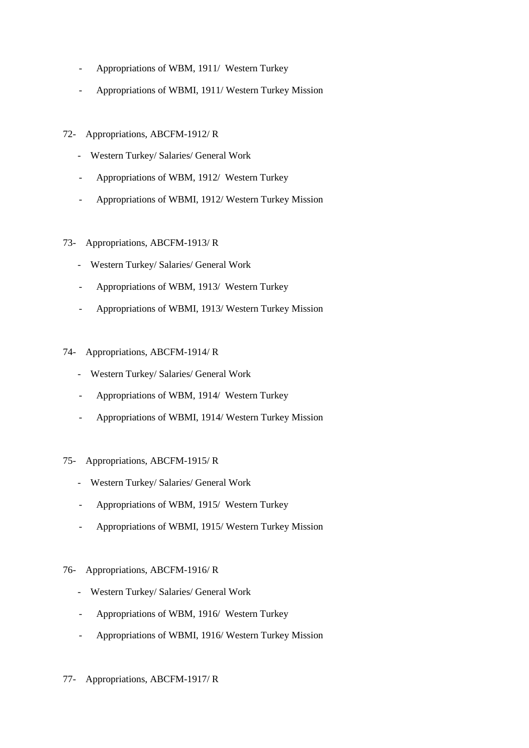- Appropriations of WBM, 1911/ Western Turkey
- Appropriations of WBMI, 1911/ Western Turkey Mission

72- Appropriations, ABCFM-1912/ R

- Western Turkey/ Salaries/ General Work
- Appropriations of WBM, 1912/ Western Turkey
- Appropriations of WBMI, 1912/ Western Turkey Mission

73- Appropriations, ABCFM-1913/ R

- Western Turkey/ Salaries/ General Work
- Appropriations of WBM, 1913/ Western Turkey
- Appropriations of WBMI, 1913/ Western Turkey Mission

74- Appropriations, ABCFM-1914/ R

- Western Turkey/ Salaries/ General Work
- Appropriations of WBM, 1914/ Western Turkey
- Appropriations of WBMI, 1914/ Western Turkey Mission

75- Appropriations, ABCFM-1915/ R

- Western Turkey/ Salaries/ General Work
- Appropriations of WBM, 1915/ Western Turkey
- Appropriations of WBMI, 1915/ Western Turkey Mission

76- Appropriations, ABCFM-1916/ R

- Western Turkey/ Salaries/ General Work
- Appropriations of WBM, 1916/ Western Turkey
- Appropriations of WBMI, 1916/ Western Turkey Mission

77- Appropriations, ABCFM-1917/ R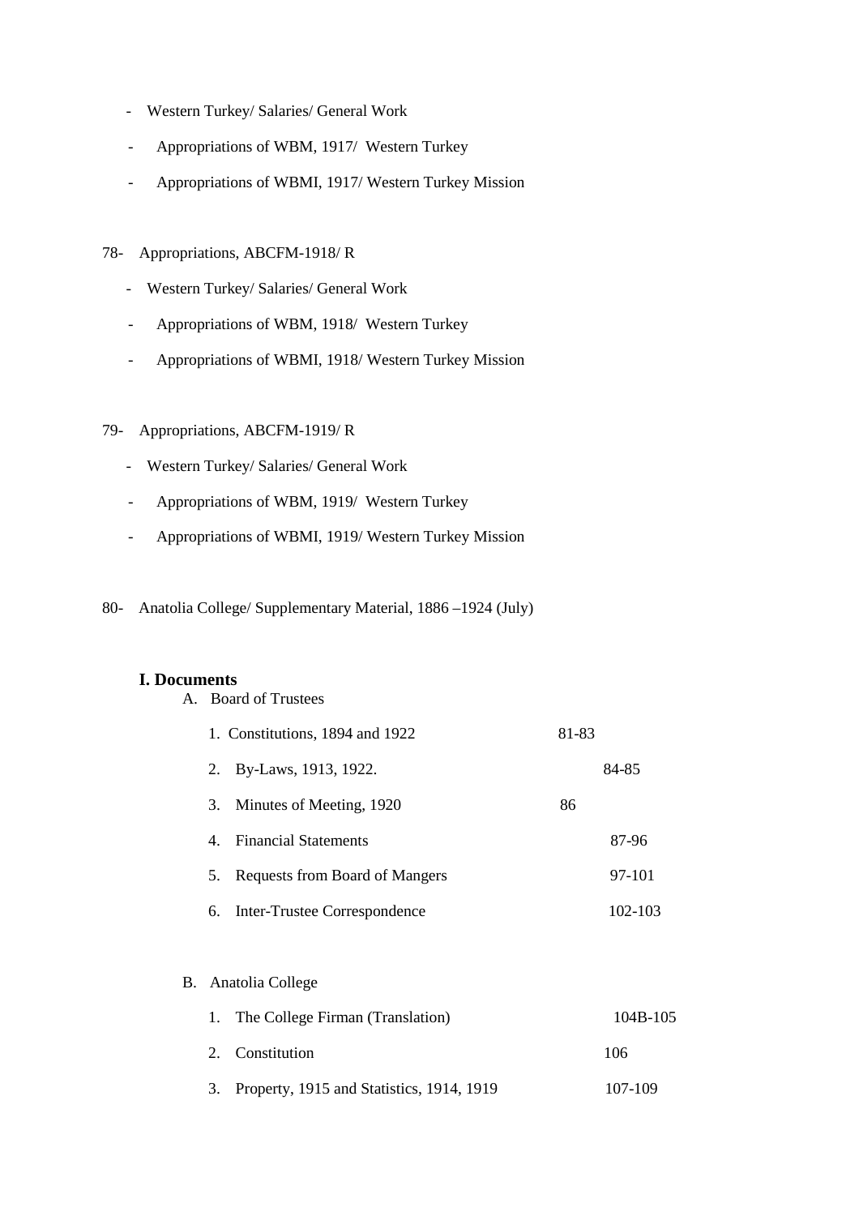- Western Turkey/ Salaries/ General Work
- Appropriations of WBM, 1917/ Western Turkey
- Appropriations of WBMI, 1917/ Western Turkey Mission

78- Appropriations, ABCFM-1918/ R

- Western Turkey/ Salaries/ General Work
- Appropriations of WBM, 1918/ Western Turkey
- Appropriations of WBMI, 1918/ Western Turkey Mission

79- Appropriations, ABCFM-1919/ R

- Western Turkey/ Salaries/ General Work
- Appropriations of WBM, 1919/ Western Turkey
- Appropriations of WBMI, 1919/ Western Turkey Mission

80- Anatolia College/ Supplementary Material, 1886 –1924 (July)

**I. Documents**

A. Board of Trustees

| | |
|---|---|
| 1. Constitutions, 1894 and 1922 | 81-83 |
| 2. By-Laws, 1913, 1922. | 84-85 |
| 3. Minutes of Meeting, 1920 | 86 |
| 4. Financial Statements | 87-96 |
| 5. Requests from Board of Mangers | 97-101 |
| 6. Inter-Trustee Correspondence | 102-103 |

B. Anatolia College

| | |
|---|---|
| 1. The College Firman (Translation) | 104B-105 |
| 2. Constitution | 106 |
| 3. Property, 1915 and Statistics, 1914, 1919 | 107-109 |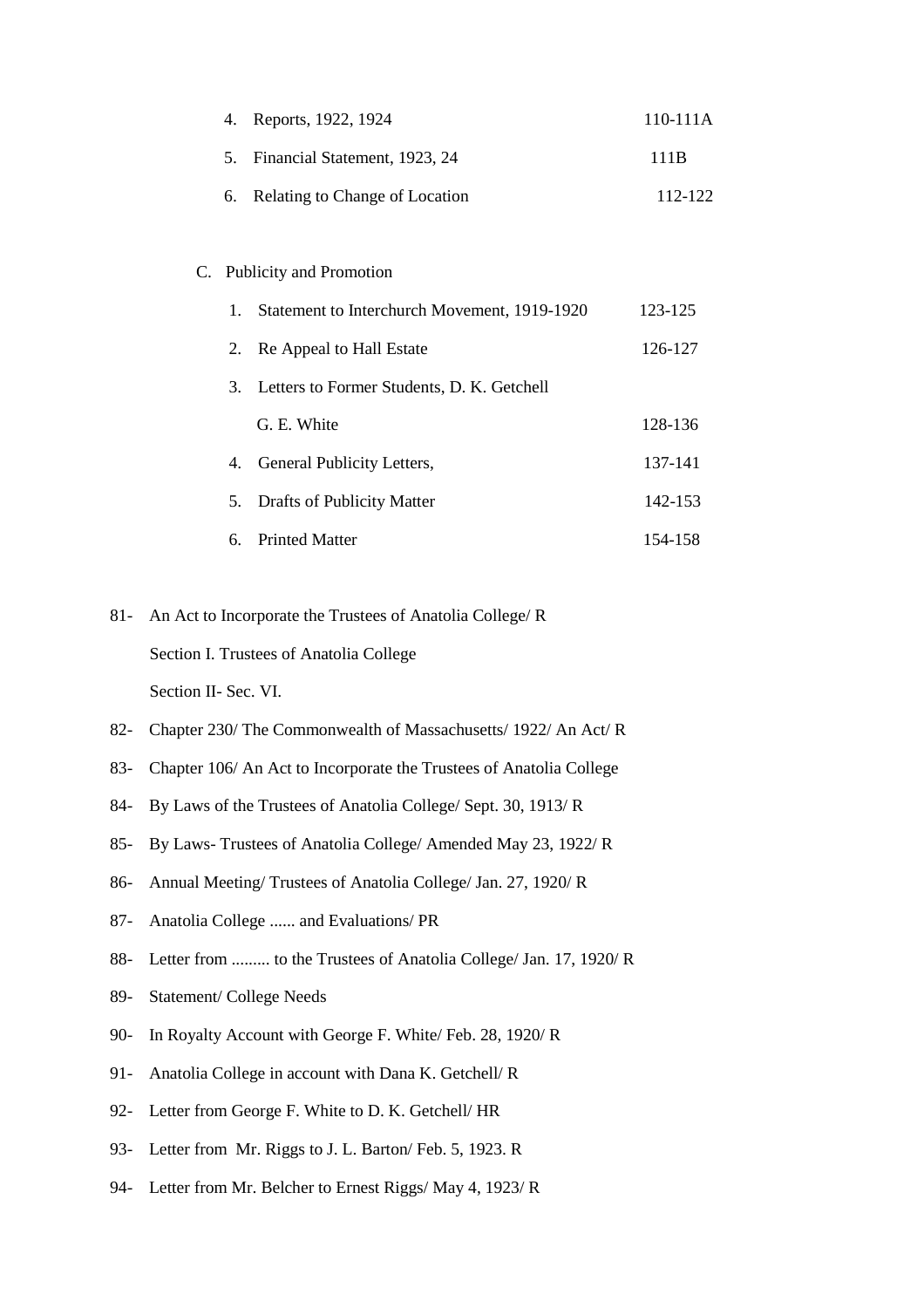4. Reports, 1922, 1924 110-111A
5. Financial Statement, 1923, 24 111B
6. Relating to Change of Location 112-122

C. Publicity and Promotion

1. Statement to Interchurch Movement, 1919-1920 123-125
2. Re Appeal to Hall Estate 126-127
3. Letters to Former Students, D. K. Getchell
   G. E. White 128-136
4. General Publicity Letters, 137-141
5. Drafts of Publicity Matter 142-153
6. Printed Matter 154-158

81- An Act to Incorporate the Trustees of Anatolia College/ R
    Section I. Trustees of Anatolia College
    Section II- Sec. VI.
82- Chapter 230/ The Commonwealth of Massachusetts/ 1922/ An Act/ R
83- Chapter 106/ An Act to Incorporate the Trustees of Anatolia College
84- By Laws of the Trustees of Anatolia College/ Sept. 30, 1913/ R
85- By Laws- Trustees of Anatolia College/ Amended May 23, 1922/ R
86- Annual Meeting/ Trustees of Anatolia College/ Jan. 27, 1920/ R
87- Anatolia College ...... and Evaluations/ PR
88- Letter from ......... to the Trustees of Anatolia College/ Jan. 17, 1920/ R
89- Statement/ College Needs
90- In Royalty Account with George F. White/ Feb. 28, 1920/ R
91- Anatolia College in account with Dana K. Getchell/ R
92- Letter from George F. White to D. K. Getchell/ HR
93- Letter from Mr. Riggs to J. L. Barton/ Feb. 5, 1923. R
94- Letter from Mr. Belcher to Ernest Riggs/ May 4, 1923/ R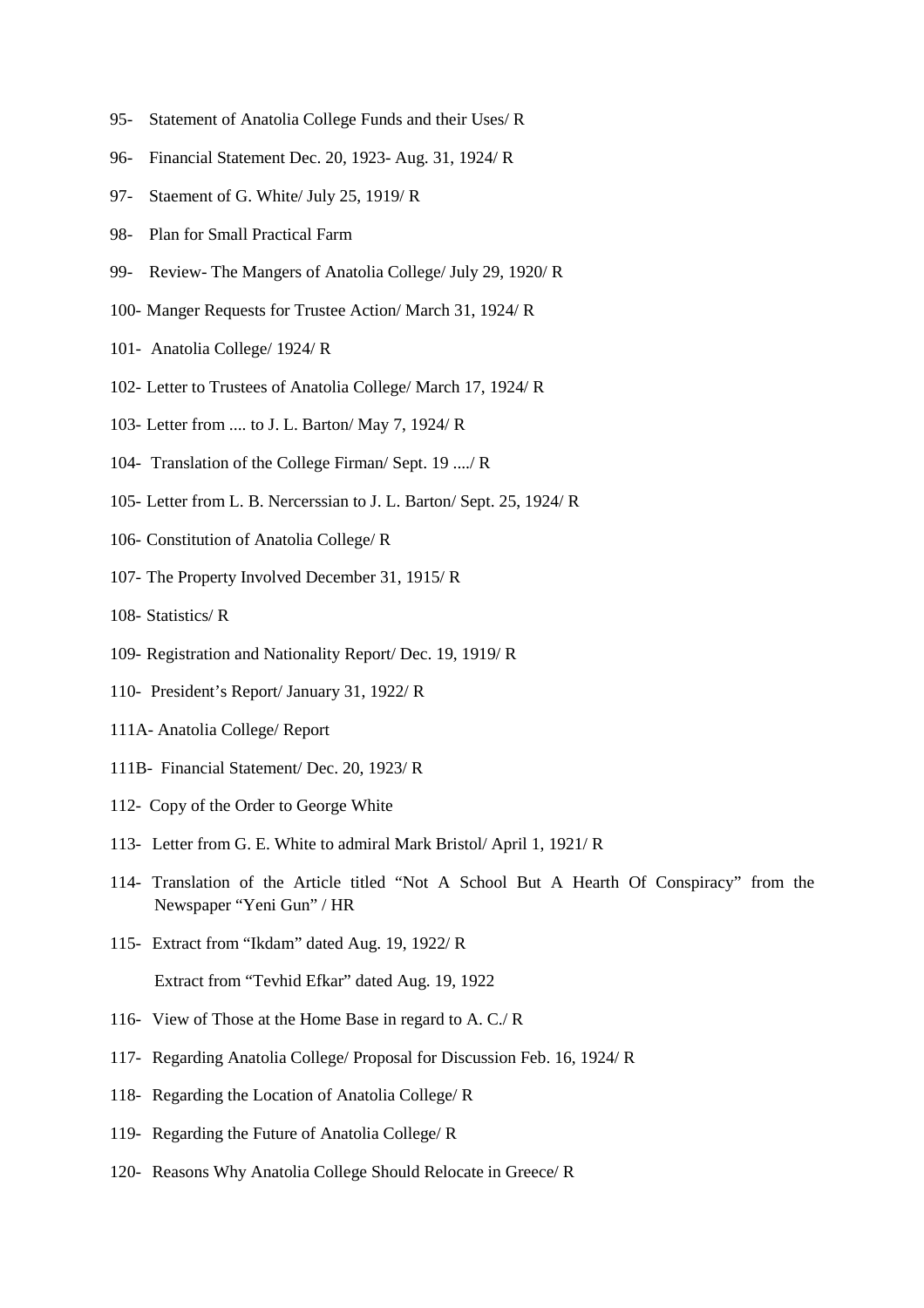95- Statement of Anatolia College Funds and their Uses/ R

96- Financial Statement Dec. 20, 1923- Aug. 31, 1924/ R

97- Staement of G. White/ July 25, 1919/ R

98- Plan for Small Practical Farm

99- Review- The Mangers of Anatolia College/ July 29, 1920/ R

100- Manger Requests for Trustee Action/ March 31, 1924/ R

101- Anatolia College/ 1924/ R

102- Letter to Trustees of Anatolia College/ March 17, 1924/ R

103- Letter from .... to J. L. Barton/ May 7, 1924/ R

104- Translation of the College Firman/ Sept. 19 ..../ R

105- Letter from L. B. Nercerssian to J. L. Barton/ Sept. 25, 1924/ R

106- Constitution of Anatolia College/ R

107- The Property Involved December 31, 1915/ R

108- Statistics/ R

109- Registration and Nationality Report/ Dec. 19, 1919/ R

110- President's Report/ January 31, 1922/ R

111A- Anatolia College/ Report

111B- Financial Statement/ Dec. 20, 1923/ R

112- Copy of the Order to George White

113- Letter from G. E. White to admiral Mark Bristol/ April 1, 1921/ R

114- Translation of the Article titled "Not A School But A Hearth Of Conspiracy" from the Newspaper "Yeni Gun" / HR

115- Extract from "Ikdam" dated Aug. 19, 1922/ R

Extract from "Tevhid Efkar" dated Aug. 19, 1922

116- View of Those at the Home Base in regard to A. C./ R

117- Regarding Anatolia College/ Proposal for Discussion Feb. 16, 1924/ R

118- Regarding the Location of Anatolia College/ R

119- Regarding the Future of Anatolia College/ R

120- Reasons Why Anatolia College Should Relocate in Greece/ R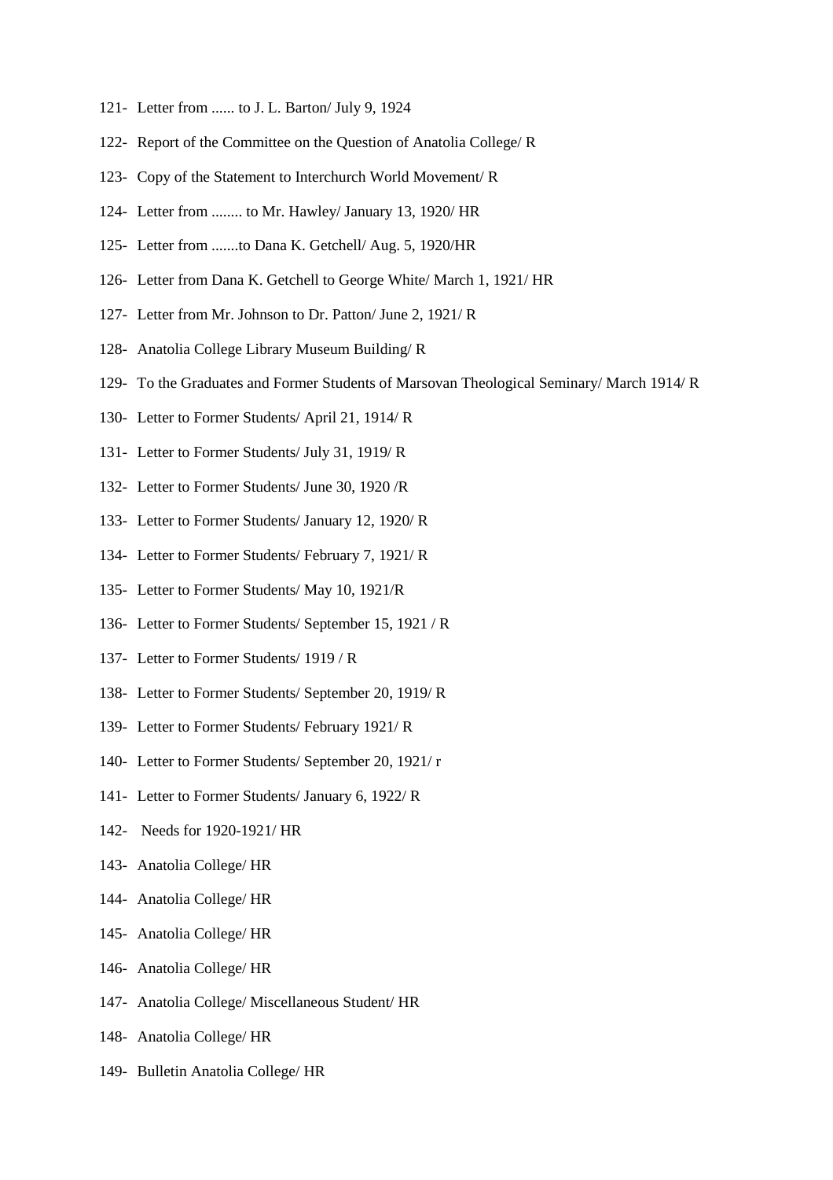121- Letter from ...... to J. L. Barton/ July 9, 1924

122- Report of the Committee on the Question of Anatolia College/ R

123- Copy of the Statement to Interchurch World Movement/ R

124- Letter from ........ to Mr. Hawley/ January 13, 1920/ HR

125- Letter from .......to Dana K. Getchell/ Aug. 5, 1920/HR

126- Letter from Dana K. Getchell to George White/ March 1, 1921/ HR

127- Letter from Mr. Johnson to Dr. Patton/ June 2, 1921/ R

128- Anatolia College Library Museum Building/ R

129- To the Graduates and Former Students of Marsovan Theological Seminary/ March 1914/ R

130- Letter to Former Students/ April 21, 1914/ R

131- Letter to Former Students/ July 31, 1919/ R

132- Letter to Former Students/ June 30, 1920 /R

133- Letter to Former Students/ January 12, 1920/ R

134- Letter to Former Students/ February 7, 1921/ R

135- Letter to Former Students/ May 10, 1921/R

136- Letter to Former Students/ September 15, 1921 / R

137- Letter to Former Students/ 1919 / R

138- Letter to Former Students/ September 20, 1919/ R

139- Letter to Former Students/ February 1921/ R

140- Letter to Former Students/ September 20, 1921/ r

141- Letter to Former Students/ January 6, 1922/ R

142- Needs for 1920-1921/ HR

143- Anatolia College/ HR

144- Anatolia College/ HR

145- Anatolia College/ HR

146- Anatolia College/ HR

147- Anatolia College/ Miscellaneous Student/ HR

148- Anatolia College/ HR

149- Bulletin Anatolia College/ HR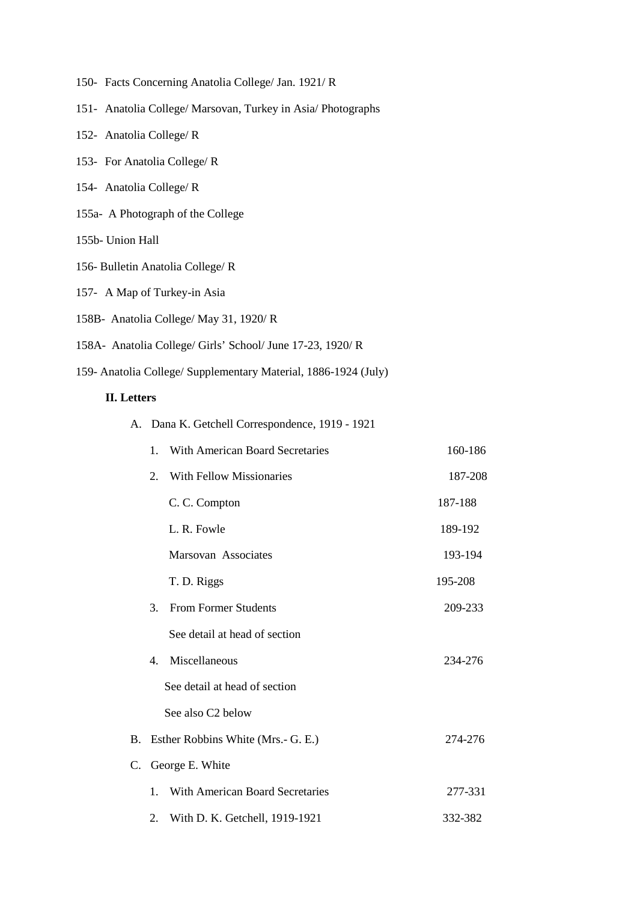150- Facts Concerning Anatolia College/ Jan. 1921/ R

151- Anatolia College/ Marsovan, Turkey in Asia/ Photographs

152- Anatolia College/ R

153- For Anatolia College/ R

154- Anatolia College/ R

155a- A Photograph of the College

155b- Union Hall

156- Bulletin Anatolia College/ R

157- A Map of Turkey-in Asia

158B- Anatolia College/ May 31, 1920/ R

158A- Anatolia College/ Girls' School/ June 17-23, 1920/ R

159- Anatolia College/ Supplementary Material, 1886-1924 (July)

**II. Letters**

A. Dana K. Getchell Correspondence, 1919 - 1921

1. With American Board Secretaries 160-186
2. With Fellow Missionaries 187-208
   - C. C. Compton 187-188
   - L. R. Fowle 189-192
   - Marsovan Associates 193-194
   - T. D. Riggs 195-208
3. From Former Students 209-233

   See detail at head of section
4. Miscellaneous 234-276

   See detail at head of section

   See also C2 below

B. Esther Robbins White (Mrs.- G. E.) 274-276

C. George E. White

1. With American Board Secretaries 277-331
2. With D. K. Getchell, 1919-1921 332-382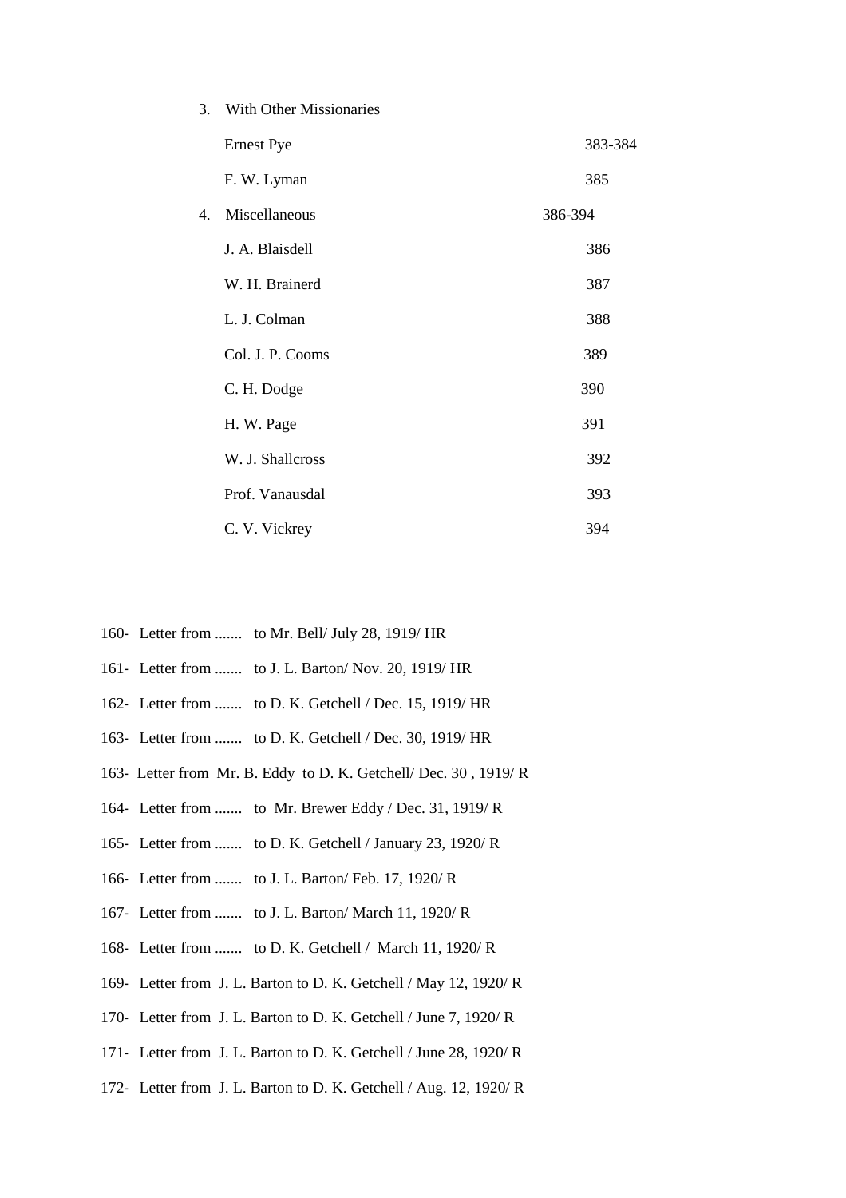3. With Other Missionaries

| | |
|---|---|
| Ernest Pye | 383-384 |
| F. W. Lyman | 385 |

4. Miscellaneous 386-394

| | |
|---|---|
| J. A. Blaisdell | 386 |
| W. H. Brainerd | 387 |
| L. J. Colman | 388 |
| Col. J. P. Cooms | 389 |
| C. H. Dodge | 390 |
| H. W. Page | 391 |
| W. J. Shallcross | 392 |
| Prof. Vanausdal | 393 |
| C. V. Vickrey | 394 |

160- Letter from ....... to Mr. Bell/ July 28, 1919/ HR

161- Letter from ....... to J. L. Barton/ Nov. 20, 1919/ HR

162- Letter from ....... to D. K. Getchell / Dec. 15, 1919/ HR

163- Letter from ....... to D. K. Getchell / Dec. 30, 1919/ HR

163- Letter from Mr. B. Eddy to D. K. Getchell/ Dec. 30 , 1919/ R

164- Letter from ....... to Mr. Brewer Eddy / Dec. 31, 1919/ R

165- Letter from ....... to D. K. Getchell / January 23, 1920/ R

166- Letter from ....... to J. L. Barton/ Feb. 17, 1920/ R

167- Letter from ....... to J. L. Barton/ March 11, 1920/ R

168- Letter from ....... to D. K. Getchell / March 11, 1920/ R

169- Letter from J. L. Barton to D. K. Getchell / May 12, 1920/ R

170- Letter from J. L. Barton to D. K. Getchell / June 7, 1920/ R

171- Letter from J. L. Barton to D. K. Getchell / June 28, 1920/ R

172- Letter from J. L. Barton to D. K. Getchell / Aug. 12, 1920/ R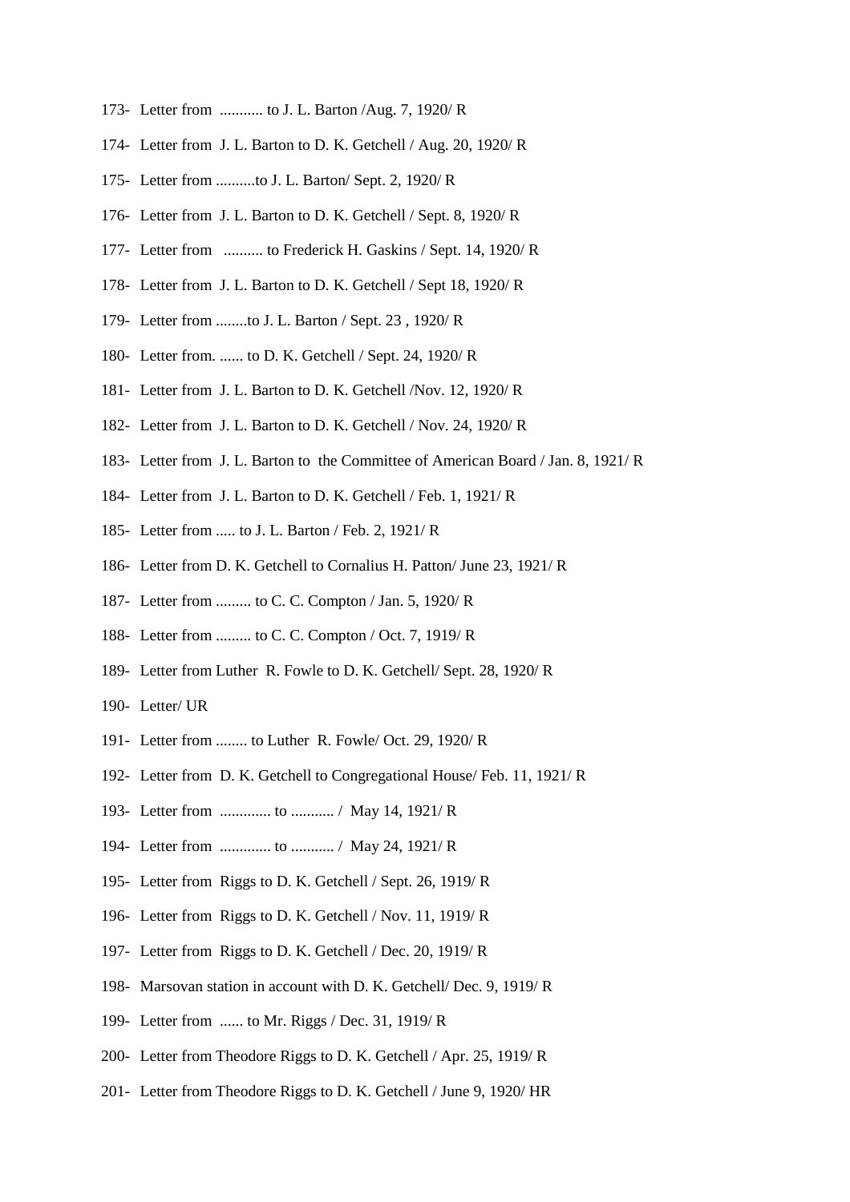173- Letter from ........... to J. L. Barton /Aug. 7, 1920/ R

174- Letter from J. L. Barton to D. K. Getchell / Aug. 20, 1920/ R

175- Letter from ..........to J. L. Barton/ Sept. 2, 1920/ R

176- Letter from J. L. Barton to D. K. Getchell / Sept. 8, 1920/ R

177- Letter from .......... to Frederick H. Gaskins / Sept. 14, 1920/ R

178- Letter from J. L. Barton to D. K. Getchell / Sept 18, 1920/ R

179- Letter from ........to J. L. Barton / Sept. 23 , 1920/ R

180- Letter from. ...... to D. K. Getchell / Sept. 24, 1920/ R

181- Letter from J. L. Barton to D. K. Getchell /Nov. 12, 1920/ R

182- Letter from J. L. Barton to D. K. Getchell / Nov. 24, 1920/ R

183- Letter from J. L. Barton to the Committee of American Board / Jan. 8, 1921/ R

184- Letter from J. L. Barton to D. K. Getchell / Feb. 1, 1921/ R

185- Letter from ..... to J. L. Barton / Feb. 2, 1921/ R

186- Letter from D. K. Getchell to Cornalius H. Patton/ June 23, 1921/ R

187- Letter from ......... to C. C. Compton / Jan. 5, 1920/ R

188- Letter from ......... to C. C. Compton / Oct. 7, 1919/ R

189- Letter from Luther R. Fowle to D. K. Getchell/ Sept. 28, 1920/ R

190- Letter/ UR

191- Letter from ........ to Luther R. Fowle/ Oct. 29, 1920/ R

192- Letter from D. K. Getchell to Congregational House/ Feb. 11, 1921/ R

193- Letter from ............. to ........... / May 14, 1921/ R

194- Letter from ............. to ........... / May 24, 1921/ R

195- Letter from Riggs to D. K. Getchell / Sept. 26, 1919/ R

196- Letter from Riggs to D. K. Getchell / Nov. 11, 1919/ R

197- Letter from Riggs to D. K. Getchell / Dec. 20, 1919/ R

198- Marsovan station in account with D. K. Getchell/ Dec. 9, 1919/ R

199- Letter from ...... to Mr. Riggs / Dec. 31, 1919/ R

200- Letter from Theodore Riggs to D. K. Getchell / Apr. 25, 1919/ R

201- Letter from Theodore Riggs to D. K. Getchell / June 9, 1920/ HR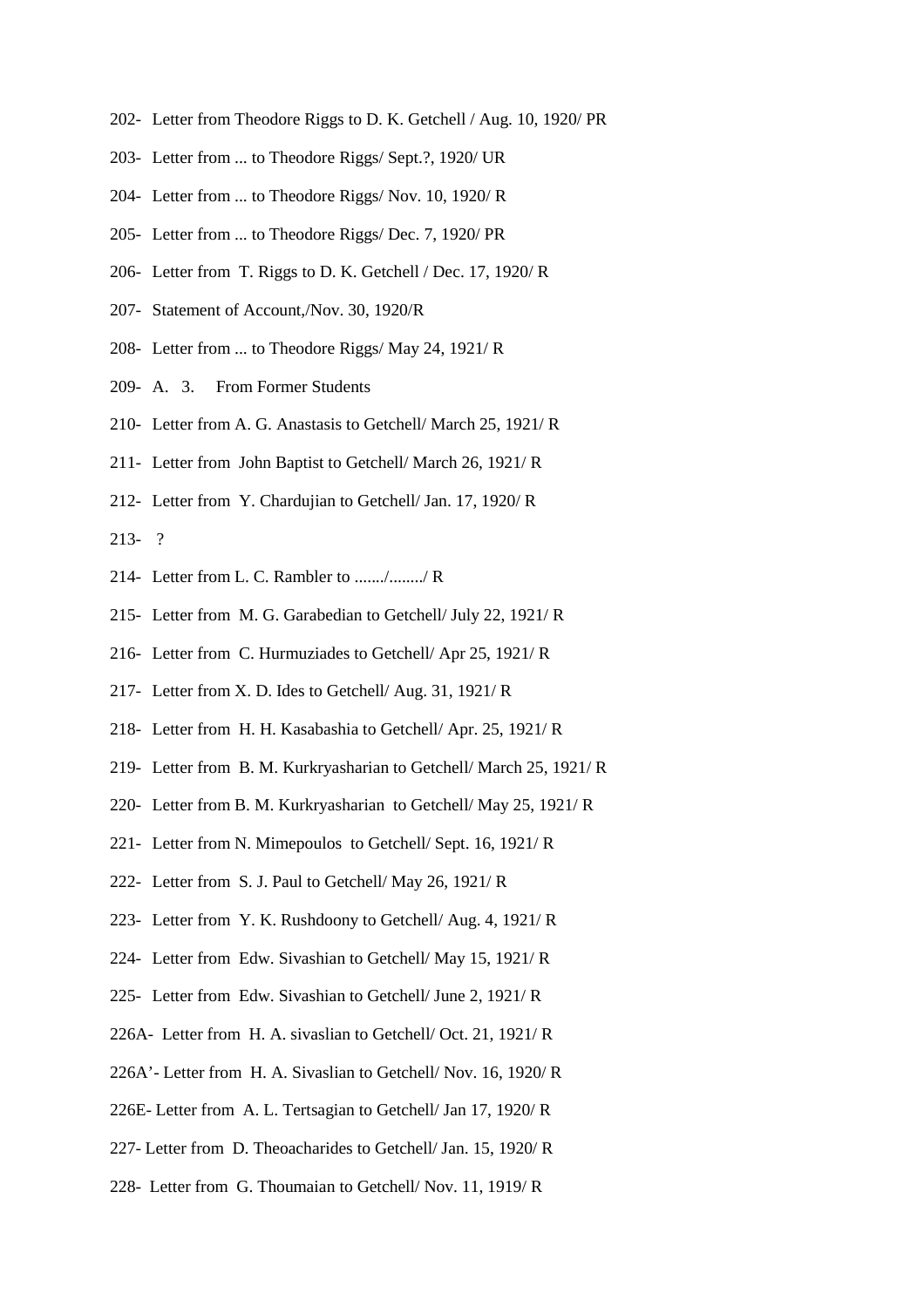202- Letter from Theodore Riggs to D. K. Getchell / Aug. 10, 1920/ PR

203- Letter from ... to Theodore Riggs/ Sept.?, 1920/ UR

204- Letter from ... to Theodore Riggs/ Nov. 10, 1920/ R

205- Letter from ... to Theodore Riggs/ Dec. 7, 1920/ PR

206- Letter from T. Riggs to D. K. Getchell / Dec. 17, 1920/ R

207- Statement of Account,/Nov. 30, 1920/R

208- Letter from ... to Theodore Riggs/ May 24, 1921/ R

209- A. 3. From Former Students

210- Letter from A. G. Anastasis to Getchell/ March 25, 1921/ R

211- Letter from John Baptist to Getchell/ March 26, 1921/ R

212- Letter from Y. Chardujian to Getchell/ Jan. 17, 1920/ R

213- ?

214- Letter from L. C. Rambler to ......./......../ R

215- Letter from M. G. Garabedian to Getchell/ July 22, 1921/ R

216- Letter from C. Hurmuziades to Getchell/ Apr 25, 1921/ R

217- Letter from X. D. Ides to Getchell/ Aug. 31, 1921/ R

218- Letter from H. H. Kasabashia to Getchell/ Apr. 25, 1921/ R

219- Letter from B. M. Kurkryasharian to Getchell/ March 25, 1921/ R

220- Letter from B. M. Kurkryasharian to Getchell/ May 25, 1921/ R

221- Letter from N. Mimepoulos to Getchell/ Sept. 16, 1921/ R

222- Letter from S. J. Paul to Getchell/ May 26, 1921/ R

223- Letter from Y. K. Rushdoony to Getchell/ Aug. 4, 1921/ R

224- Letter from Edw. Sivashian to Getchell/ May 15, 1921/ R

225- Letter from Edw. Sivashian to Getchell/ June 2, 1921/ R

226A- Letter from H. A. sivaslian to Getchell/ Oct. 21, 1921/ R

226A'- Letter from H. A. Sivaslian to Getchell/ Nov. 16, 1920/ R

226E- Letter from A. L. Tertsagian to Getchell/ Jan 17, 1920/ R

227- Letter from D. Theoacharides to Getchell/ Jan. 15, 1920/ R

228- Letter from G. Thoumaian to Getchell/ Nov. 11, 1919/ R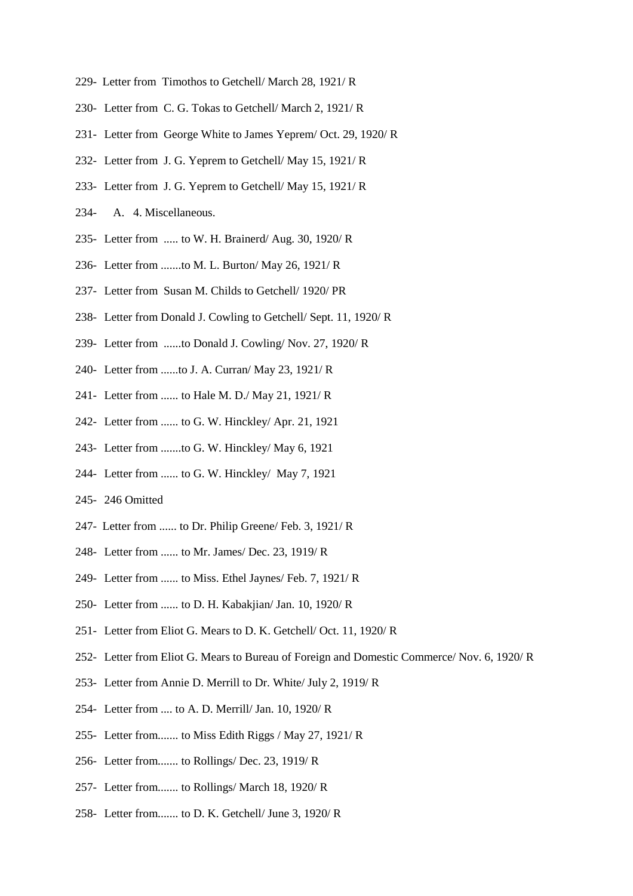229- Letter from Timothos to Getchell/ March 28, 1921/ R

230- Letter from C. G. Tokas to Getchell/ March 2, 1921/ R

231- Letter from George White to James Yeprem/ Oct. 29, 1920/ R

232- Letter from J. G. Yeprem to Getchell/ May 15, 1921/ R

233- Letter from J. G. Yeprem to Getchell/ May 15, 1921/ R

234- A. 4. Miscellaneous.

235- Letter from ..... to W. H. Brainerd/ Aug. 30, 1920/ R

236- Letter from .......to M. L. Burton/ May 26, 1921/ R

237- Letter from Susan M. Childs to Getchell/ 1920/ PR

238- Letter from Donald J. Cowling to Getchell/ Sept. 11, 1920/ R

239- Letter from ......to Donald J. Cowling/ Nov. 27, 1920/ R

240- Letter from ......to J. A. Curran/ May 23, 1921/ R

241- Letter from ...... to Hale M. D./ May 21, 1921/ R

242- Letter from ...... to G. W. Hinckley/ Apr. 21, 1921

243- Letter from .......to G. W. Hinckley/ May 6, 1921

244- Letter from ...... to G. W. Hinckley/ May 7, 1921

245- 246 Omitted

247- Letter from ...... to Dr. Philip Greene/ Feb. 3, 1921/ R

248- Letter from ...... to Mr. James/ Dec. 23, 1919/ R

249- Letter from ...... to Miss. Ethel Jaynes/ Feb. 7, 1921/ R

250- Letter from ...... to D. H. Kabakjian/ Jan. 10, 1920/ R

251- Letter from Eliot G. Mears to D. K. Getchell/ Oct. 11, 1920/ R

252- Letter from Eliot G. Mears to Bureau of Foreign and Domestic Commerce/ Nov. 6, 1920/ R

253- Letter from Annie D. Merrill to Dr. White/ July 2, 1919/ R

254- Letter from .... to A. D. Merrill/ Jan. 10, 1920/ R

255- Letter from....... to Miss Edith Riggs / May 27, 1921/ R

256- Letter from....... to Rollings/ Dec. 23, 1919/ R

257- Letter from....... to Rollings/ March 18, 1920/ R

258- Letter from....... to D. K. Getchell/ June 3, 1920/ R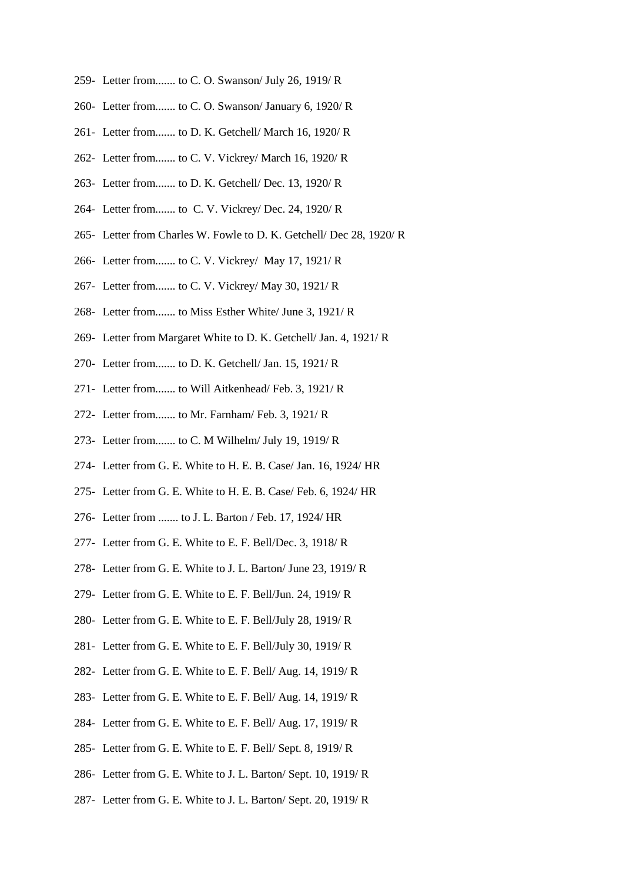259- Letter from....... to C. O. Swanson/ July 26, 1919/ R

260- Letter from....... to C. O. Swanson/ January 6, 1920/ R

261- Letter from....... to D. K. Getchell/ March 16, 1920/ R

262- Letter from....... to C. V. Vickrey/ March 16, 1920/ R

263- Letter from....... to D. K. Getchell/ Dec. 13, 1920/ R

264- Letter from....... to C. V. Vickrey/ Dec. 24, 1920/ R

265- Letter from Charles W. Fowle to D. K. Getchell/ Dec 28, 1920/ R

266- Letter from....... to C. V. Vickrey/ May 17, 1921/ R

267- Letter from....... to C. V. Vickrey/ May 30, 1921/ R

268- Letter from....... to Miss Esther White/ June 3, 1921/ R

269- Letter from Margaret White to D. K. Getchell/ Jan. 4, 1921/ R

270- Letter from....... to D. K. Getchell/ Jan. 15, 1921/ R

271- Letter from....... to Will Aitkenhead/ Feb. 3, 1921/ R

272- Letter from....... to Mr. Farnham/ Feb. 3, 1921/ R

273- Letter from....... to C. M Wilhelm/ July 19, 1919/ R

274- Letter from G. E. White to H. E. B. Case/ Jan. 16, 1924/ HR

275- Letter from G. E. White to H. E. B. Case/ Feb. 6, 1924/ HR

276- Letter from ....... to J. L. Barton / Feb. 17, 1924/ HR

277- Letter from G. E. White to E. F. Bell/Dec. 3, 1918/ R

278- Letter from G. E. White to J. L. Barton/ June 23, 1919/ R

279- Letter from G. E. White to E. F. Bell/Jun. 24, 1919/ R

280- Letter from G. E. White to E. F. Bell/July 28, 1919/ R

281- Letter from G. E. White to E. F. Bell/July 30, 1919/ R

282- Letter from G. E. White to E. F. Bell/ Aug. 14, 1919/ R

283- Letter from G. E. White to E. F. Bell/ Aug. 14, 1919/ R

284- Letter from G. E. White to E. F. Bell/ Aug. 17, 1919/ R

285- Letter from G. E. White to E. F. Bell/ Sept. 8, 1919/ R

286- Letter from G. E. White to J. L. Barton/ Sept. 10, 1919/ R

287- Letter from G. E. White to J. L. Barton/ Sept. 20, 1919/ R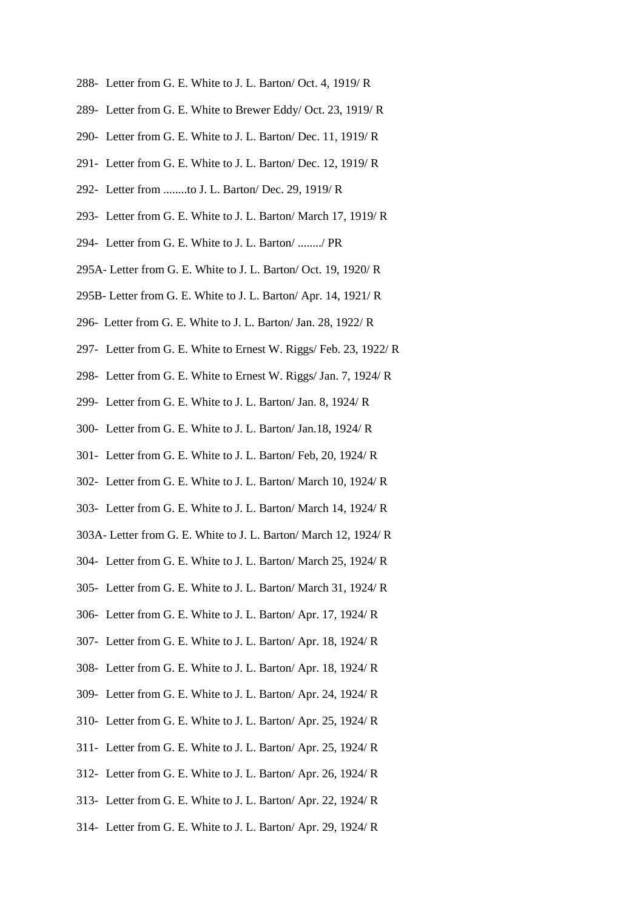288- Letter from G. E. White to J. L. Barton/ Oct. 4, 1919/ R

289- Letter from G. E. White to Brewer Eddy/ Oct. 23, 1919/ R

290- Letter from G. E. White to J. L. Barton/ Dec. 11, 1919/ R

291- Letter from G. E. White to J. L. Barton/ Dec. 12, 1919/ R

292- Letter from ........to J. L. Barton/ Dec. 29, 1919/ R

293- Letter from G. E. White to J. L. Barton/ March 17, 1919/ R

294- Letter from G. E. White to J. L. Barton/ ......../ PR

295A- Letter from G. E. White to J. L. Barton/ Oct. 19, 1920/ R

295B- Letter from G. E. White to J. L. Barton/ Apr. 14, 1921/ R

296- Letter from G. E. White to J. L. Barton/ Jan. 28, 1922/ R

297- Letter from G. E. White to Ernest W. Riggs/ Feb. 23, 1922/ R

298- Letter from G. E. White to Ernest W. Riggs/ Jan. 7, 1924/ R

299- Letter from G. E. White to J. L. Barton/ Jan. 8, 1924/ R

300- Letter from G. E. White to J. L. Barton/ Jan.18, 1924/ R

301- Letter from G. E. White to J. L. Barton/ Feb, 20, 1924/ R

302- Letter from G. E. White to J. L. Barton/ March 10, 1924/ R

303- Letter from G. E. White to J. L. Barton/ March 14, 1924/ R

303A- Letter from G. E. White to J. L. Barton/ March 12, 1924/ R

304- Letter from G. E. White to J. L. Barton/ March 25, 1924/ R

305- Letter from G. E. White to J. L. Barton/ March 31, 1924/ R

306- Letter from G. E. White to J. L. Barton/ Apr. 17, 1924/ R

307- Letter from G. E. White to J. L. Barton/ Apr. 18, 1924/ R

308- Letter from G. E. White to J. L. Barton/ Apr. 18, 1924/ R

309- Letter from G. E. White to J. L. Barton/ Apr. 24, 1924/ R

310- Letter from G. E. White to J. L. Barton/ Apr. 25, 1924/ R

311- Letter from G. E. White to J. L. Barton/ Apr. 25, 1924/ R

312- Letter from G. E. White to J. L. Barton/ Apr. 26, 1924/ R

313- Letter from G. E. White to J. L. Barton/ Apr. 22, 1924/ R

314- Letter from G. E. White to J. L. Barton/ Apr. 29, 1924/ R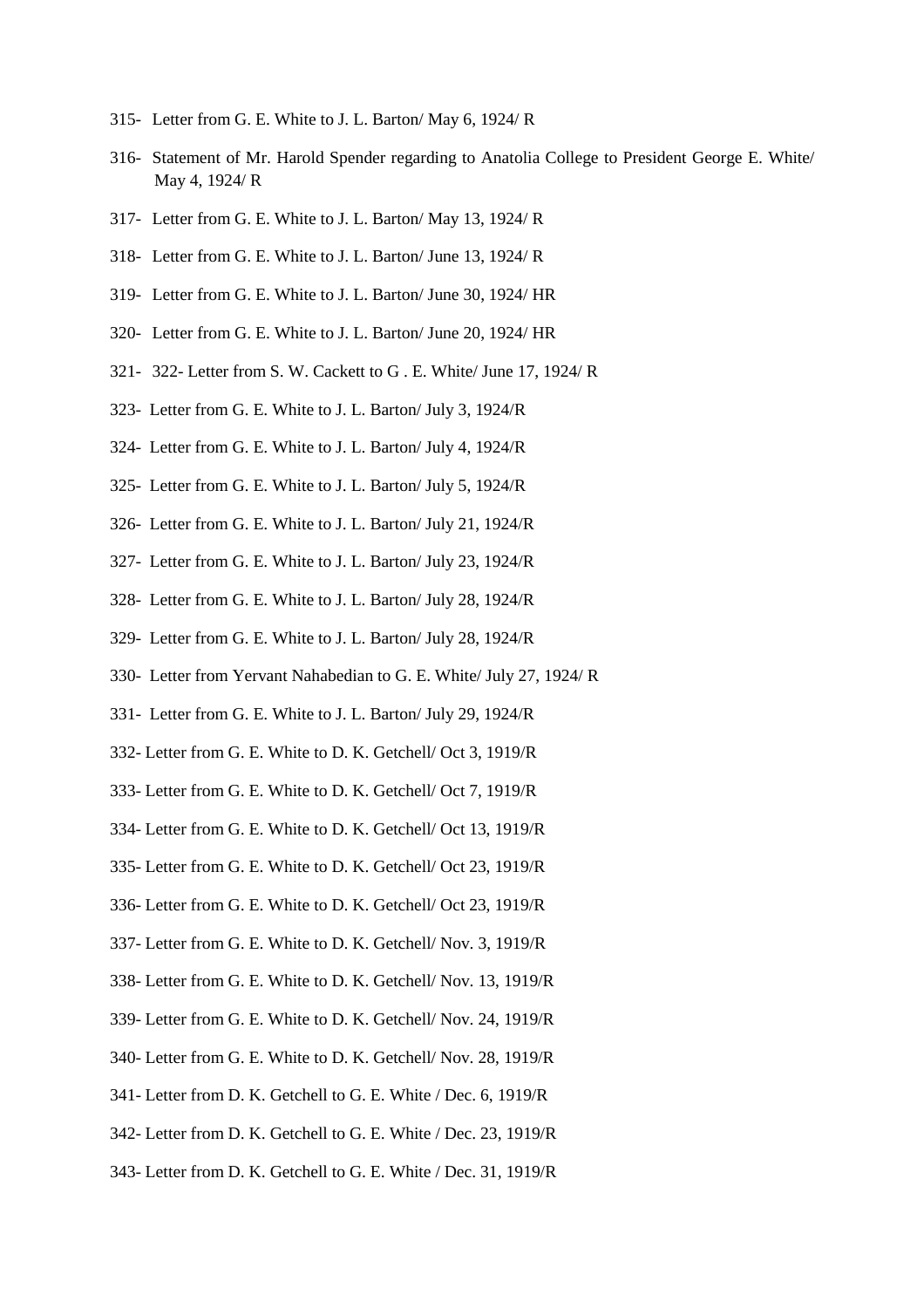315- Letter from G. E. White to J. L. Barton/ May 6, 1924/ R

316- Statement of Mr. Harold Spender regarding to Anatolia College to President George E. White/ May 4, 1924/ R

317- Letter from G. E. White to J. L. Barton/ May 13, 1924/ R

318- Letter from G. E. White to J. L. Barton/ June 13, 1924/ R

319- Letter from G. E. White to J. L. Barton/ June 30, 1924/ HR

320- Letter from G. E. White to J. L. Barton/ June 20, 1924/ HR

321- 322- Letter from S. W. Cackett to G . E. White/ June 17, 1924/ R

323- Letter from G. E. White to J. L. Barton/ July 3, 1924/R

324- Letter from G. E. White to J. L. Barton/ July 4, 1924/R

325- Letter from G. E. White to J. L. Barton/ July 5, 1924/R

326- Letter from G. E. White to J. L. Barton/ July 21, 1924/R

327- Letter from G. E. White to J. L. Barton/ July 23, 1924/R

328- Letter from G. E. White to J. L. Barton/ July 28, 1924/R

329- Letter from G. E. White to J. L. Barton/ July 28, 1924/R

330- Letter from Yervant Nahabedian to G. E. White/ July 27, 1924/ R

331- Letter from G. E. White to J. L. Barton/ July 29, 1924/R

332- Letter from G. E. White to D. K. Getchell/ Oct 3, 1919/R

333- Letter from G. E. White to D. K. Getchell/ Oct 7, 1919/R

334- Letter from G. E. White to D. K. Getchell/ Oct 13, 1919/R

335- Letter from G. E. White to D. K. Getchell/ Oct 23, 1919/R

336- Letter from G. E. White to D. K. Getchell/ Oct 23, 1919/R

337- Letter from G. E. White to D. K. Getchell/ Nov. 3, 1919/R

338- Letter from G. E. White to D. K. Getchell/ Nov. 13, 1919/R

339- Letter from G. E. White to D. K. Getchell/ Nov. 24, 1919/R

340- Letter from G. E. White to D. K. Getchell/ Nov. 28, 1919/R

341- Letter from D. K. Getchell to G. E. White / Dec. 6, 1919/R

342- Letter from D. K. Getchell to G. E. White / Dec. 23, 1919/R

343- Letter from D. K. Getchell to G. E. White / Dec. 31, 1919/R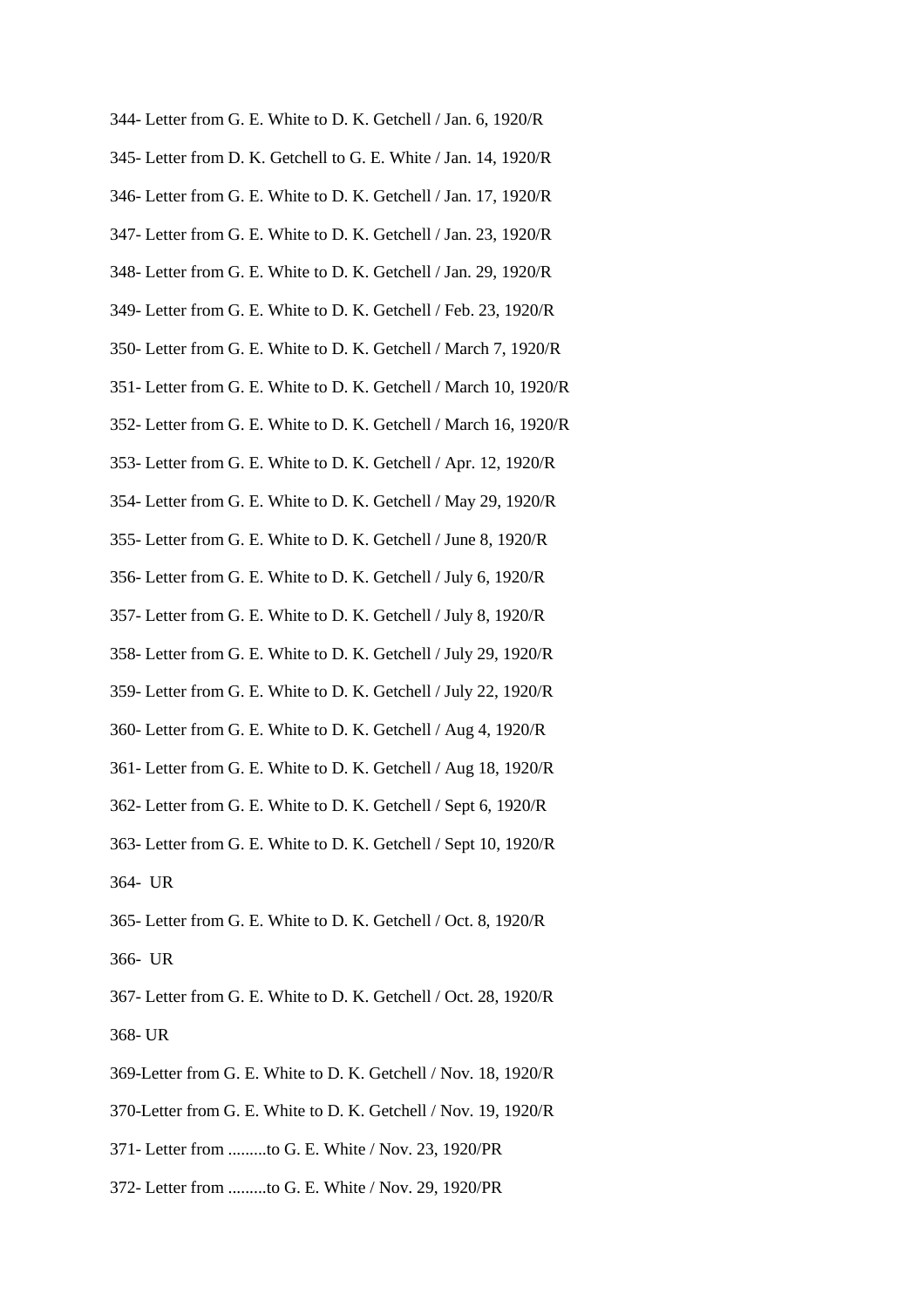344- Letter from G. E. White to D. K. Getchell / Jan. 6, 1920/R

345- Letter from D. K. Getchell to G. E. White / Jan. 14, 1920/R

346- Letter from G. E. White to D. K. Getchell / Jan. 17, 1920/R

347- Letter from G. E. White to D. K. Getchell / Jan. 23, 1920/R

348- Letter from G. E. White to D. K. Getchell / Jan. 29, 1920/R

349- Letter from G. E. White to D. K. Getchell / Feb. 23, 1920/R

350- Letter from G. E. White to D. K. Getchell / March 7, 1920/R

351- Letter from G. E. White to D. K. Getchell / March 10, 1920/R

352- Letter from G. E. White to D. K. Getchell / March 16, 1920/R

353- Letter from G. E. White to D. K. Getchell / Apr. 12, 1920/R

354- Letter from G. E. White to D. K. Getchell / May 29, 1920/R

355- Letter from G. E. White to D. K. Getchell / June 8, 1920/R

356- Letter from G. E. White to D. K. Getchell / July 6, 1920/R

357- Letter from G. E. White to D. K. Getchell / July 8, 1920/R

358- Letter from G. E. White to D. K. Getchell / July 29, 1920/R

359- Letter from G. E. White to D. K. Getchell / July 22, 1920/R

360- Letter from G. E. White to D. K. Getchell / Aug 4, 1920/R

361- Letter from G. E. White to D. K. Getchell / Aug 18, 1920/R

362- Letter from G. E. White to D. K. Getchell / Sept 6, 1920/R

363- Letter from G. E. White to D. K. Getchell / Sept 10, 1920/R

364- UR

365- Letter from G. E. White to D. K. Getchell / Oct. 8, 1920/R

366- UR

367- Letter from G. E. White to D. K. Getchell / Oct. 28, 1920/R

368- UR

369-Letter from G. E. White to D. K. Getchell / Nov. 18, 1920/R

370-Letter from G. E. White to D. K. Getchell / Nov. 19, 1920/R

371- Letter from .........to G. E. White / Nov. 23, 1920/PR

372- Letter from .........to G. E. White / Nov. 29, 1920/PR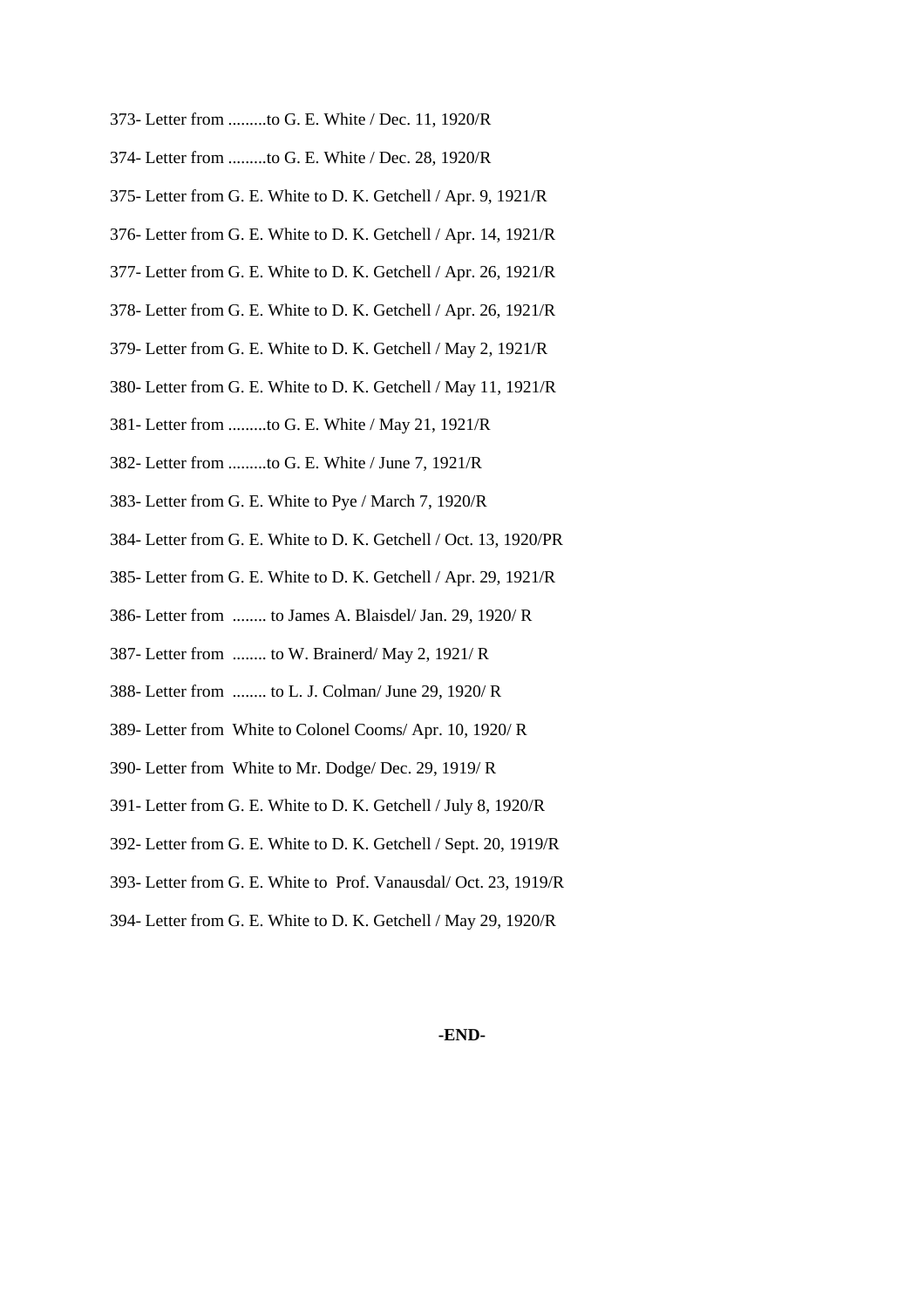373- Letter from .........to G. E. White / Dec. 11, 1920/R

374- Letter from .........to G. E. White / Dec. 28, 1920/R

375- Letter from G. E. White to D. K. Getchell / Apr. 9, 1921/R

376- Letter from G. E. White to D. K. Getchell / Apr. 14, 1921/R

377- Letter from G. E. White to D. K. Getchell / Apr. 26, 1921/R

378- Letter from G. E. White to D. K. Getchell / Apr. 26, 1921/R

379- Letter from G. E. White to D. K. Getchell / May 2, 1921/R

380- Letter from G. E. White to D. K. Getchell / May 11, 1921/R

381- Letter from .........to G. E. White / May 21, 1921/R

382- Letter from .........to G. E. White / June 7, 1921/R

383- Letter from G. E. White to Pye / March 7, 1920/R

384- Letter from G. E. White to D. K. Getchell / Oct. 13, 1920/PR

385- Letter from G. E. White to D. K. Getchell / Apr. 29, 1921/R

386- Letter from ........ to James A. Blaisdel/ Jan. 29, 1920/ R

387- Letter from ........ to W. Brainerd/ May 2, 1921/ R

388- Letter from ........ to L. J. Colman/ June 29, 1920/ R

389- Letter from White to Colonel Cooms/ Apr. 10, 1920/ R

390- Letter from White to Mr. Dodge/ Dec. 29, 1919/ R

391- Letter from G. E. White to D. K. Getchell / July 8, 1920/R

392- Letter from G. E. White to D. K. Getchell / Sept. 20, 1919/R

393- Letter from G. E. White to Prof. Vanausdal/ Oct. 23, 1919/R

394- Letter from G. E. White to D. K. Getchell / May 29, 1920/R

**-END-**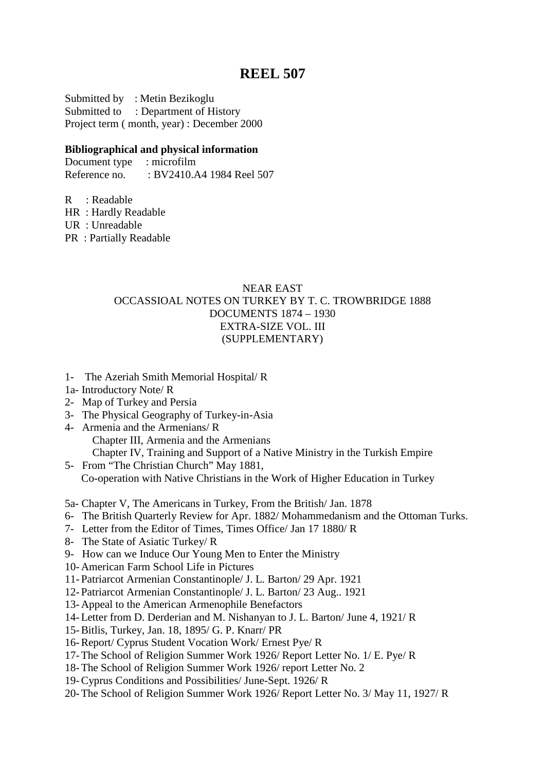# REEL 507

Submitted by : Metin Bezikoglu
Submitted to : Department of History
Project term ( month, year) : December 2000

**Bibliographical and physical information**

Document type : microfilm
Reference no. : BV2410.A4 1984 Reel 507

R : Readable
HR : Hardly Readable
UR : Unreadable
PR : Partially Readable

NEAR EAST
OCCASSIOAL NOTES ON TURKEY BY T. C. TROWBRIDGE 1888
DOCUMENTS 1874 – 1930
EXTRA-SIZE VOL. III
(SUPPLEMENTARY)

1- The Azeriah Smith Memorial Hospital/ R
1a- Introductory Note/ R
2- Map of Turkey and Persia
3- The Physical Geography of Turkey-in-Asia
4- Armenia and the Armenians/ R
   Chapter III, Armenia and the Armenians
   Chapter IV, Training and Support of a Native Ministry in the Turkish Empire
5- From "The Christian Church" May 1881,
   Co-operation with Native Christians in the Work of Higher Education in Turkey

5a- Chapter V, The Americans in Turkey, From the British/ Jan. 1878
6- The British Quarterly Review for Apr. 1882/ Mohammedanism and the Ottoman Turks.
7- Letter from the Editor of Times, Times Office/ Jan 17 1880/ R
8- The State of Asiatic Turkey/ R
9- How can we Induce Our Young Men to Enter the Ministry
10- American Farm School Life in Pictures
11- Patriarcot Armenian Constantinople/ J. L. Barton/ 29 Apr. 1921
12- Patriarcot Armenian Constantinople/ J. L. Barton/ 23 Aug.. 1921
13- Appeal to the American Armenophile Benefactors
14- Letter from D. Derderian and M. Nishanyan to J. L. Barton/ June 4, 1921/ R
15- Bitlis, Turkey, Jan. 18, 1895/ G. P. Knarr/ PR
16- Report/ Cyprus Student Vocation Work/ Ernest Pye/ R
17- The School of Religion Summer Work 1926/ Report Letter No. 1/ E. Pye/ R
18- The School of Religion Summer Work 1926/ report Letter No. 2
19- Cyprus Conditions and Possibilities/ June-Sept. 1926/ R
20- The School of Religion Summer Work 1926/ Report Letter No. 3/ May 11, 1927/ R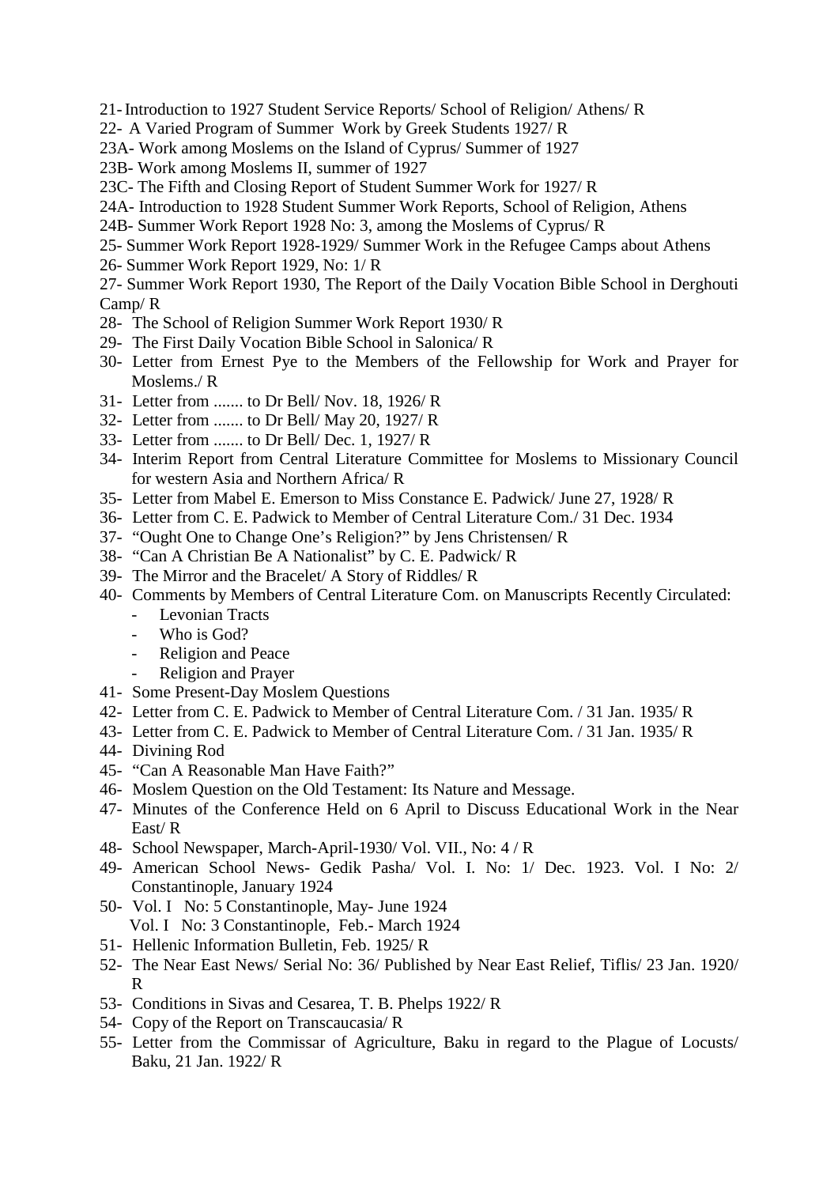21- Introduction to 1927 Student Service Reports/ School of Religion/ Athens/ R

22- A Varied Program of Summer Work by Greek Students 1927/ R

23A- Work among Moslems on the Island of Cyprus/ Summer of 1927

23B- Work among Moslems II, summer of 1927

23C- The Fifth and Closing Report of Student Summer Work for 1927/ R

24A- Introduction to 1928 Student Summer Work Reports, School of Religion, Athens

24B- Summer Work Report 1928 No: 3, among the Moslems of Cyprus/ R

25- Summer Work Report 1928-1929/ Summer Work in the Refugee Camps about Athens

26- Summer Work Report 1929, No: 1/ R

27- Summer Work Report 1930, The Report of the Daily Vocation Bible School in Derghouti Camp/ R

28- The School of Religion Summer Work Report 1930/ R

29- The First Daily Vocation Bible School in Salonica/ R

30- Letter from Ernest Pye to the Members of the Fellowship for Work and Prayer for Moslems./ R

31- Letter from ....... to Dr Bell/ Nov. 18, 1926/ R

32- Letter from ....... to Dr Bell/ May 20, 1927/ R

33- Letter from ....... to Dr Bell/ Dec. 1, 1927/ R

34- Interim Report from Central Literature Committee for Moslems to Missionary Council for western Asia and Northern Africa/ R

35- Letter from Mabel E. Emerson to Miss Constance E. Padwick/ June 27, 1928/ R

36- Letter from C. E. Padwick to Member of Central Literature Com./ 31 Dec. 1934

37- "Ought One to Change One's Religion?" by Jens Christensen/ R

38- "Can A Christian Be A Nationalist" by C. E. Padwick/ R

39- The Mirror and the Bracelet/ A Story of Riddles/ R

40- Comments by Members of Central Literature Com. on Manuscripts Recently Circulated:
  - Levonian Tracts
  - Who is God?
  - Religion and Peace
  - Religion and Prayer

41- Some Present-Day Moslem Questions

42- Letter from C. E. Padwick to Member of Central Literature Com. / 31 Jan. 1935/ R

43- Letter from C. E. Padwick to Member of Central Literature Com. / 31 Jan. 1935/ R

44- Divining Rod

45- "Can A Reasonable Man Have Faith?"

46- Moslem Question on the Old Testament: Its Nature and Message.

47- Minutes of the Conference Held on 6 April to Discuss Educational Work in the Near East/ R

48- School Newspaper, March-April-1930/ Vol. VII., No: 4 / R

49- American School News- Gedik Pasha/ Vol. I. No: 1/ Dec. 1923. Vol. I No: 2/ Constantinople, January 1924

50- Vol. I No: 5 Constantinople, May- June 1924
    Vol. I No: 3 Constantinople, Feb.- March 1924

51- Hellenic Information Bulletin, Feb. 1925/ R

52- The Near East News/ Serial No: 36/ Published by Near East Relief, Tiflis/ 23 Jan. 1920/ R

53- Conditions in Sivas and Cesarea, T. B. Phelps 1922/ R

54- Copy of the Report on Transcaucasia/ R

55- Letter from the Commissar of Agriculture, Baku in regard to the Plague of Locusts/ Baku, 21 Jan. 1922/ R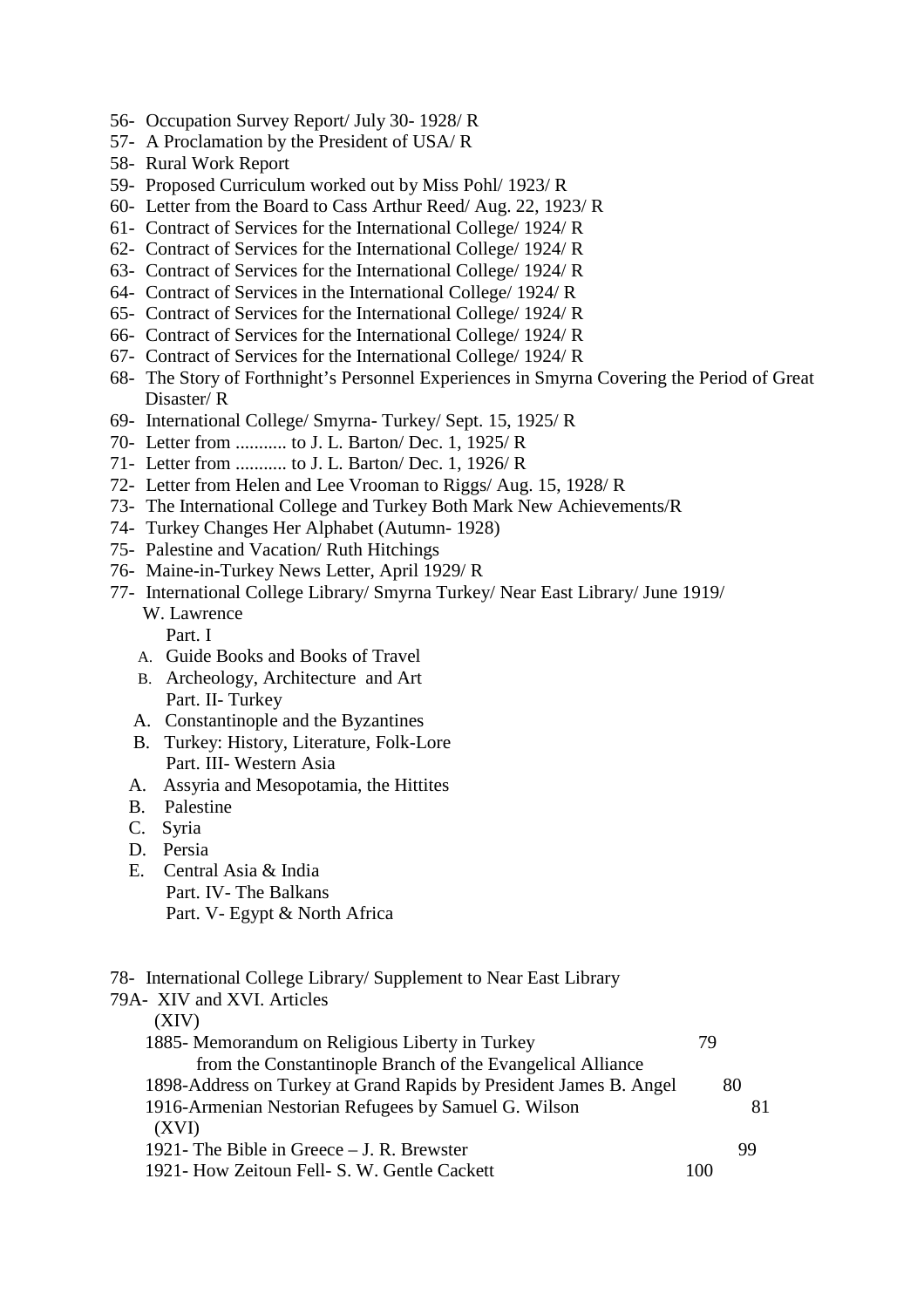56- Occupation Survey Report/ July 30- 1928/ R
57- A Proclamation by the President of USA/ R
58- Rural Work Report
59- Proposed Curriculum worked out by Miss Pohl/ 1923/ R
60- Letter from the Board to Cass Arthur Reed/ Aug. 22, 1923/ R
61- Contract of Services for the International College/ 1924/ R
62- Contract of Services for the International College/ 1924/ R
63- Contract of Services for the International College/ 1924/ R
64- Contract of Services in the International College/ 1924/ R
65- Contract of Services for the International College/ 1924/ R
66- Contract of Services for the International College/ 1924/ R
67- Contract of Services for the International College/ 1924/ R
68- The Story of Forthnight's Personnel Experiences in Smyrna Covering the Period of Great Disaster/ R
69- International College/ Smyrna- Turkey/ Sept. 15, 1925/ R
70- Letter from ........... to J. L. Barton/ Dec. 1, 1925/ R
71- Letter from ........... to J. L. Barton/ Dec. 1, 1926/ R
72- Letter from Helen and Lee Vrooman to Riggs/ Aug. 15, 1928/ R
73- The International College and Turkey Both Mark New Achievements/R
74- Turkey Changes Her Alphabet (Autumn- 1928)
75- Palestine and Vacation/ Ruth Hitchings
76- Maine-in-Turkey News Letter, April 1929/ R
77- International College Library/ Smyrna Turkey/ Near East Library/ June 1919/ W. Lawrence

Part. I

- A. Guide Books and Books of Travel
- B. Archeology, Architecture and Art

Part. II- Turkey

- A. Constantinople and the Byzantines
- B. Turkey: History, Literature, Folk-Lore

Part. III- Western Asia

- A. Assyria and Mesopotamia, the Hittites
- B. Palestine
- C. Syria
- D. Persia
- E. Central Asia & India

Part. IV- The Balkans

Part. V- Egypt & North Africa

78- International College Library/ Supplement to Near East Library
79A- XIV and XVI. Articles

(XIV)

1885- Memorandum on Religious Liberty in Turkey 79
from the Constantinople Branch of the Evangelical Alliance
1898-Address on Turkey at Grand Rapids by President James B. Angel 80
1916-Armenian Nestorian Refugees by Samuel G. Wilson 81

(XVI)

1921- The Bible in Greece – J. R. Brewster 99
1921- How Zeitoun Fell- S. W. Gentle Cackett 100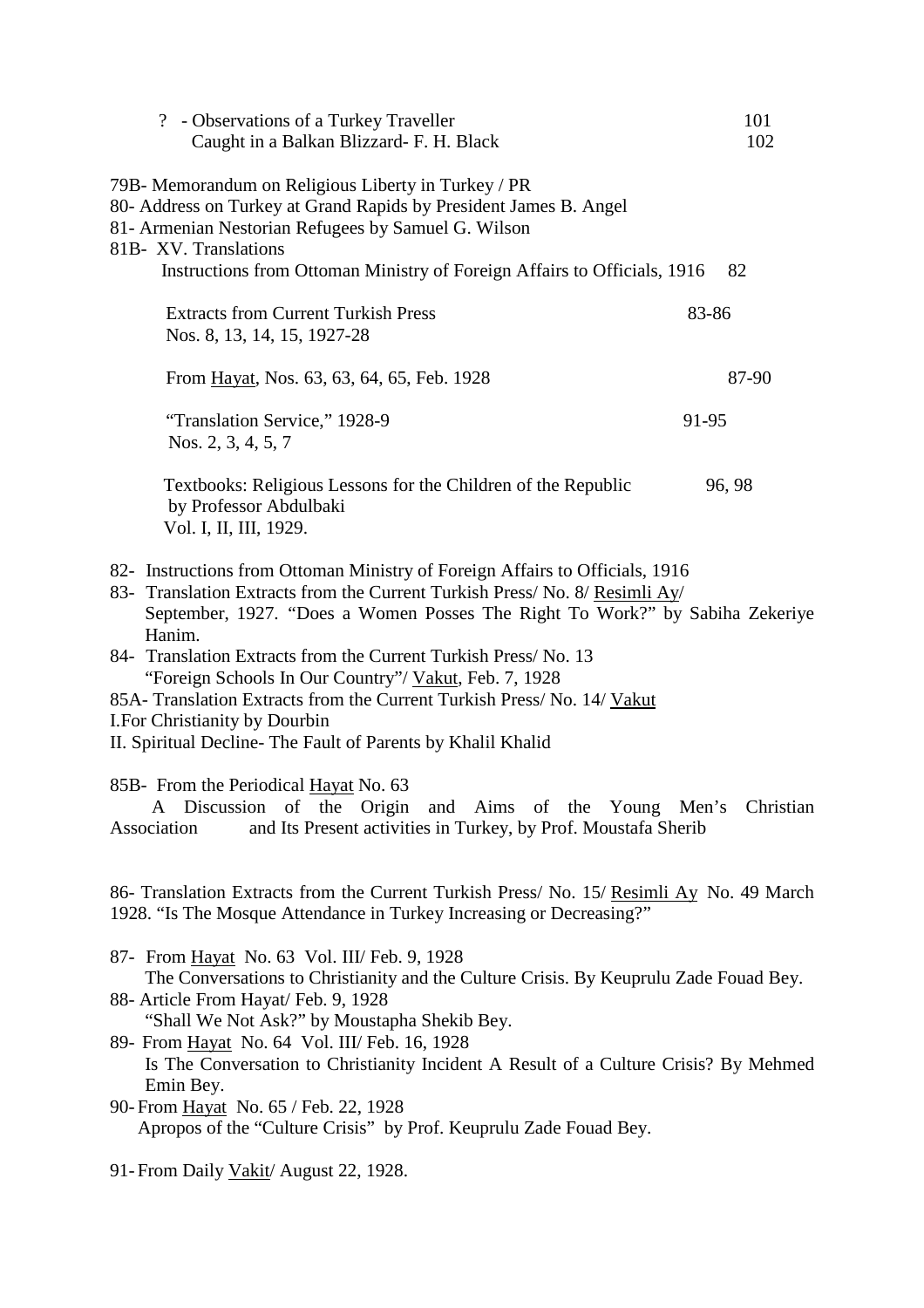? - Observations of a Turkey Traveller 101
Caught in a Balkan Blizzard- F. H. Black 102

79B- Memorandum on Religious Liberty in Turkey / PR
80- Address on Turkey at Grand Rapids by President James B. Angel
81- Armenian Nestorian Refugees by Samuel G. Wilson
81B- XV. Translations
Instructions from Ottoman Ministry of Foreign Affairs to Officials, 1916 82

Extracts from Current Turkish Press 83-86
Nos. 8, 13, 14, 15, 1927-28

From Hayat, Nos. 63, 63, 64, 65, Feb. 1928 87-90

"Translation Service," 1928-9 91-95
Nos. 2, 3, 4, 5, 7

Textbooks: Religious Lessons for the Children of the Republic 96, 98
by Professor Abdulbaki
Vol. I, II, III, 1929.

82- Instructions from Ottoman Ministry of Foreign Affairs to Officials, 1916
83- Translation Extracts from the Current Turkish Press/ No. 8/ Resimli Ay/ September, 1927. "Does a Women Posses The Right To Work?" by Sabiha Zekeriye Hanim.
84- Translation Extracts from the Current Turkish Press/ No. 13
"Foreign Schools In Our Country"/ Vakut, Feb. 7, 1928
85A- Translation Extracts from the Current Turkish Press/ No. 14/ Vakut
I.For Christianity by Dourbin
II. Spiritual Decline- The Fault of Parents by Khalil Khalid

85B- From the Periodical Hayat No. 63
A Discussion of the Origin and Aims of the Young Men's Christian Association and Its Present activities in Turkey, by Prof. Moustafa Sherib

86- Translation Extracts from the Current Turkish Press/ No. 15/ Resimli Ay No. 49 March 1928. "Is The Mosque Attendance in Turkey Increasing or Decreasing?"

87- From Hayat No. 63 Vol. III/ Feb. 9, 1928
The Conversations to Christianity and the Culture Crisis. By Keuprulu Zade Fouad Bey.
88- Article From Hayat/ Feb. 9, 1928
"Shall We Not Ask?" by Moustapha Shekib Bey.
89- From Hayat No. 64 Vol. III/ Feb. 16, 1928
Is The Conversation to Christianity Incident A Result of a Culture Crisis? By Mehmed Emin Bey.
90- From Hayat No. 65 / Feb. 22, 1928
Apropos of the "Culture Crisis" by Prof. Keuprulu Zade Fouad Bey.

91- From Daily Vakit/ August 22, 1928.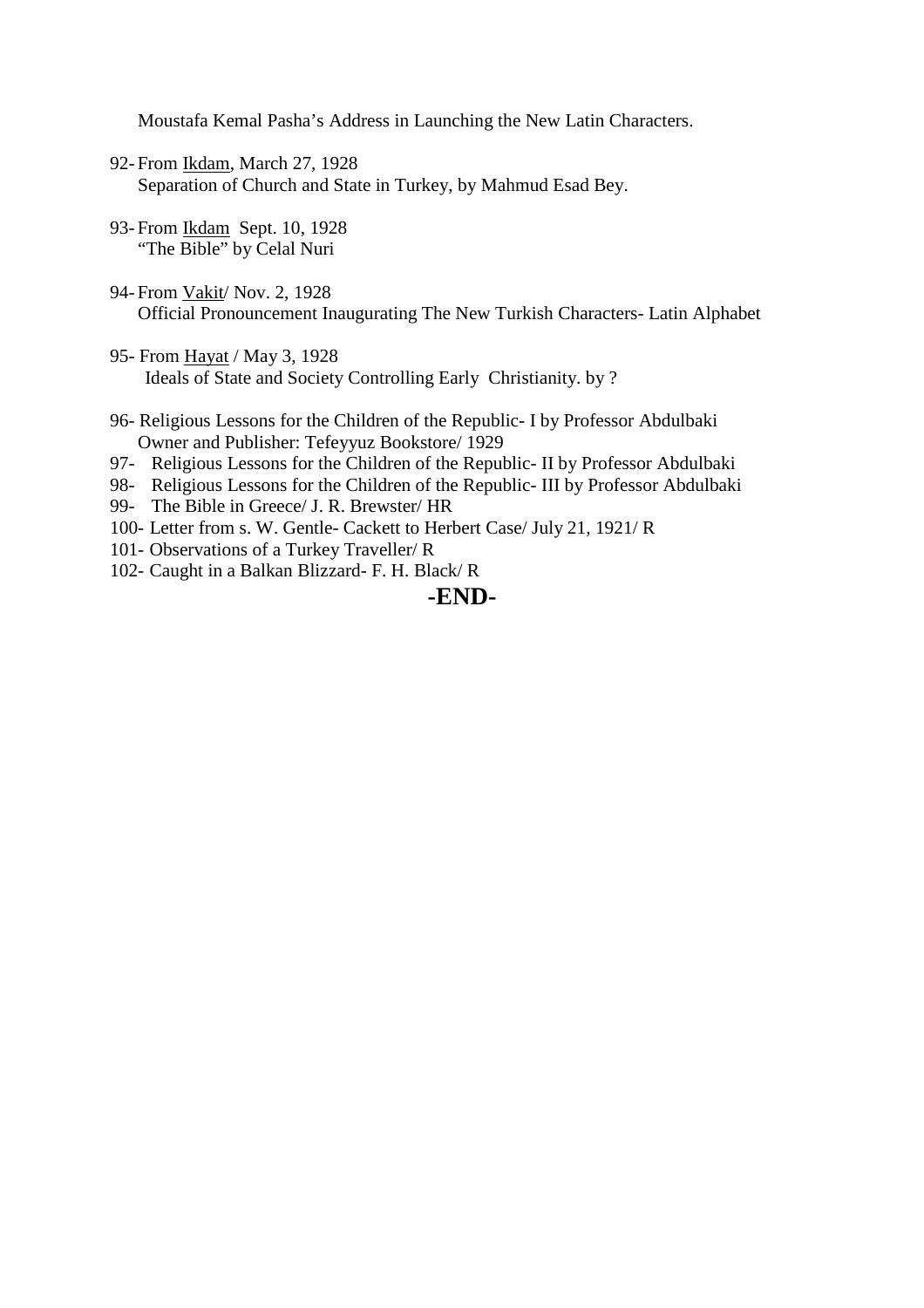Moustafa Kemal Pasha's Address in Launching the New Latin Characters.

92- From Ikdam, March 27, 1928
    Separation of Church and State in Turkey, by Mahmud Esad Bey.

93- From Ikdam Sept. 10, 1928
    "The Bible" by Celal Nuri

94- From Vakit/ Nov. 2, 1928
    Official Pronouncement Inaugurating The New Turkish Characters- Latin Alphabet

95- From Hayat / May 3, 1928
    Ideals of State and Society Controlling Early Christianity. by ?

96- Religious Lessons for the Children of the Republic- I by Professor Abdulbaki
    Owner and Publisher: Tefeyyuz Bookstore/ 1929

97- Religious Lessons for the Children of the Republic- II by Professor Abdulbaki

98- Religious Lessons for the Children of the Republic- III by Professor Abdulbaki

99- The Bible in Greece/ J. R. Brewster/ HR

100- Letter from s. W. Gentle- Cackett to Herbert Case/ July 21, 1921/ R

101- Observations of a Turkey Traveller/ R

102- Caught in a Balkan Blizzard- F. H. Black/ R

**-END-**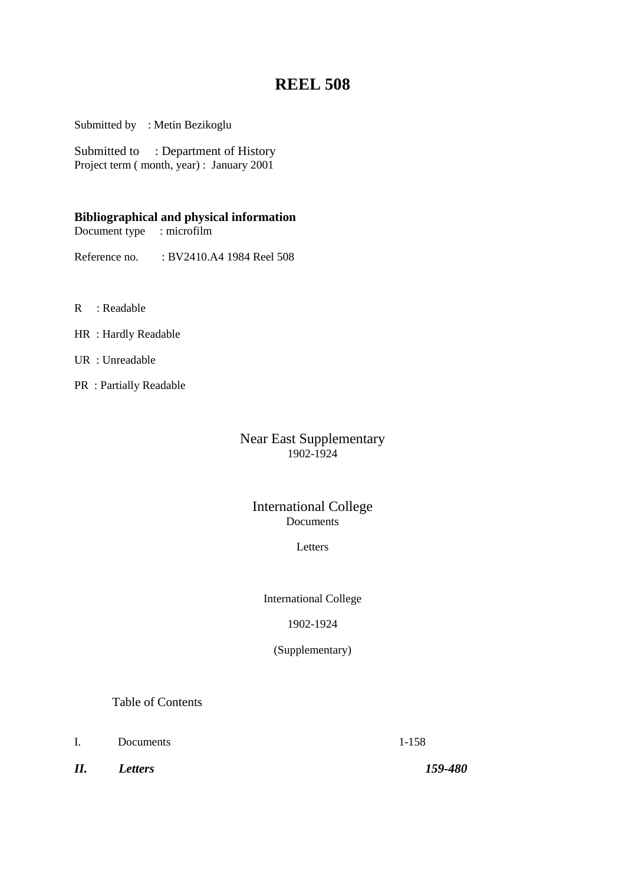# REEL 508

Submitted by : Metin Bezikoglu

Submitted to : Department of History
Project term ( month, year) : January 2001

**Bibliographical and physical information**
Document type : microfilm

Reference no. : BV2410.A4 1984 Reel 508

R : Readable

HR : Hardly Readable

UR : Unreadable

PR : Partially Readable

Near East Supplementary
1902-1924

International College
Documents

Letters

International College

1902-1924

(Supplementary)

Table of Contents

| | | |
|---|---|---|
| I. | Documents | 1-158 |
| ***II.*** | ***Letters*** | ***159-480*** |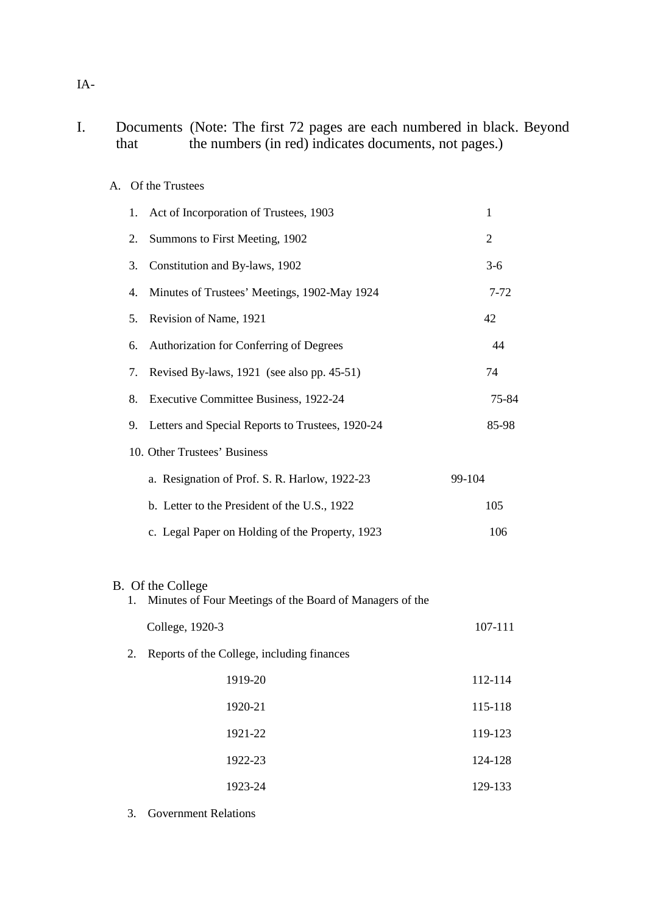IA-

# I. Documents (Note: The first 72 pages are each numbered in black. Beyond that the numbers (in red) indicates documents, not pages.)

A. Of the Trustees

| | |
|---|---|
| 1. Act of Incorporation of Trustees, 1903 | 1 |
| 2. Summons to First Meeting, 1902 | 2 |
| 3. Constitution and By-laws, 1902 | 3-6 |
| 4. Minutes of Trustees' Meetings, 1902-May 1924 | 7-72 |
| 5. Revision of Name, 1921 | 42 |
| 6. Authorization for Conferring of Degrees | 44 |
| 7. Revised By-laws, 1921 (see also pp. 45-51) | 74 |
| 8. Executive Committee Business, 1922-24 | 75-84 |
| 9. Letters and Special Reports to Trustees, 1920-24 | 85-98 |
| 10. Other Trustees' Business | |
| a. Resignation of Prof. S. R. Harlow, 1922-23 | 99-104 |
| b. Letter to the President of the U.S., 1922 | 105 |
| c. Legal Paper on Holding of the Property, 1923 | 106 |

B. Of the College

| | |
|---|---|
| 1. Minutes of Four Meetings of the Board of Managers of the College, 1920-3 | 107-111 |
| 2. Reports of the College, including finances | |
| 1919-20 | 112-114 |
| 1920-21 | 115-118 |
| 1921-22 | 119-123 |
| 1922-23 | 124-128 |
| 1923-24 | 129-133 |
| 3. Government Relations | |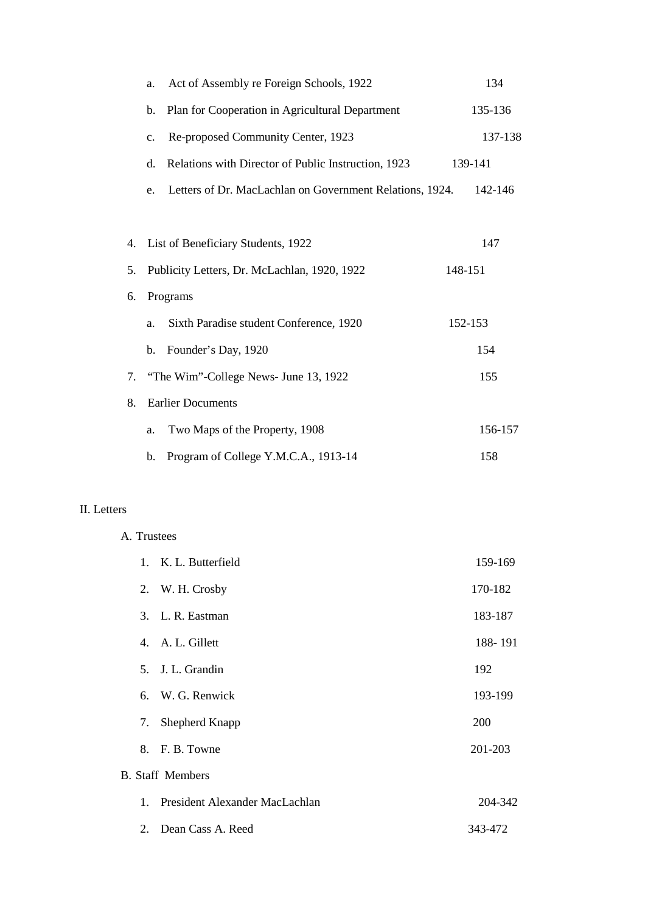a. Act of Assembly re Foreign Schools, 1922 134

b. Plan for Cooperation in Agricultural Department 135-136

c. Re-proposed Community Center, 1923 137-138

d. Relations with Director of Public Instruction, 1923 139-141

e. Letters of Dr. MacLachlan on Government Relations, 1924. 142-146

4. List of Beneficiary Students, 1922 147
5. Publicity Letters, Dr. McLachlan, 1920, 1922 148-151
6. Programs
   a. Sixth Paradise student Conference, 1920 152-153
   b. Founder's Day, 1920 154
7. "The Wim"-College News- June 13, 1922 155
8. Earlier Documents
   a. Two Maps of the Property, 1908 156-157
   b. Program of College Y.M.C.A., 1913-14 158

II. Letters

A. Trustees

1. K. L. Butterfield 159-169
2. W. H. Crosby 170-182
3. L. R. Eastman 183-187
4. A. L. Gillett 188- 191
5. J. L. Grandin 192
6. W. G. Renwick 193-199
7. Shepherd Knapp 200
8. F. B. Towne 201-203

B. Staff Members

1. President Alexander MacLachlan 204-342
2. Dean Cass A. Reed 343-472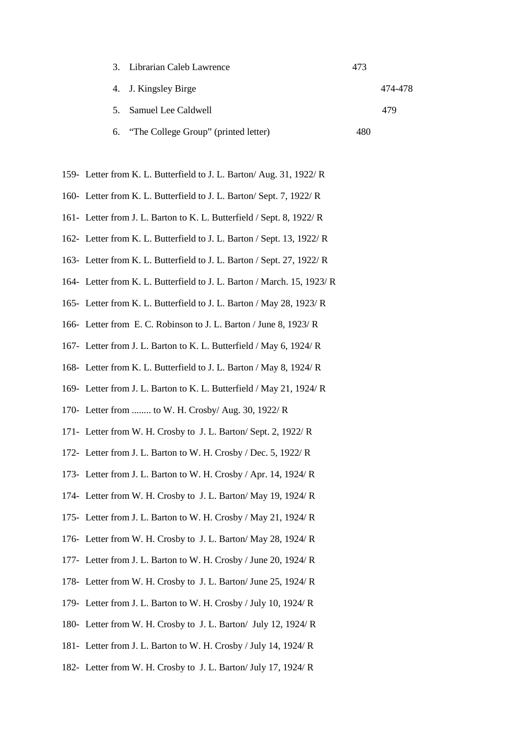3. Librarian Caleb Lawrence 473
4. J. Kingsley Birge 474-478
5. Samuel Lee Caldwell 479
6. "The College Group" (printed letter) 480

159- Letter from K. L. Butterfield to J. L. Barton/ Aug. 31, 1922/ R

160- Letter from K. L. Butterfield to J. L. Barton/ Sept. 7, 1922/ R

161- Letter from J. L. Barton to K. L. Butterfield / Sept. 8, 1922/ R

162- Letter from K. L. Butterfield to J. L. Barton / Sept. 13, 1922/ R

163- Letter from K. L. Butterfield to J. L. Barton / Sept. 27, 1922/ R

164- Letter from K. L. Butterfield to J. L. Barton / March. 15, 1923/ R

165- Letter from K. L. Butterfield to J. L. Barton / May 28, 1923/ R

166- Letter from E. C. Robinson to J. L. Barton / June 8, 1923/ R

167- Letter from J. L. Barton to K. L. Butterfield / May 6, 1924/ R

168- Letter from K. L. Butterfield to J. L. Barton / May 8, 1924/ R

169- Letter from J. L. Barton to K. L. Butterfield / May 21, 1924/ R

170- Letter from ........ to W. H. Crosby/ Aug. 30, 1922/ R

171- Letter from W. H. Crosby to J. L. Barton/ Sept. 2, 1922/ R

172- Letter from J. L. Barton to W. H. Crosby / Dec. 5, 1922/ R

173- Letter from J. L. Barton to W. H. Crosby / Apr. 14, 1924/ R

174- Letter from W. H. Crosby to J. L. Barton/ May 19, 1924/ R

175- Letter from J. L. Barton to W. H. Crosby / May 21, 1924/ R

176- Letter from W. H. Crosby to J. L. Barton/ May 28, 1924/ R

177- Letter from J. L. Barton to W. H. Crosby / June 20, 1924/ R

178- Letter from W. H. Crosby to J. L. Barton/ June 25, 1924/ R

179- Letter from J. L. Barton to W. H. Crosby / July 10, 1924/ R

180- Letter from W. H. Crosby to J. L. Barton/ July 12, 1924/ R

181- Letter from J. L. Barton to W. H. Crosby / July 14, 1924/ R

182- Letter from W. H. Crosby to J. L. Barton/ July 17, 1924/ R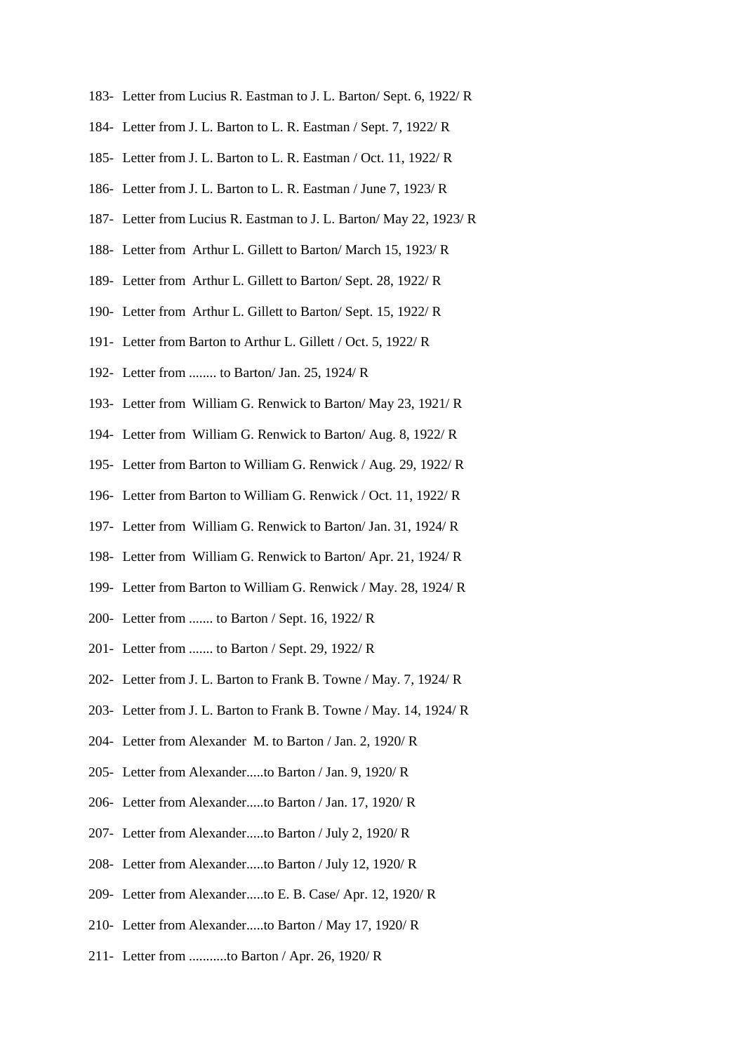183- Letter from Lucius R. Eastman to J. L. Barton/ Sept. 6, 1922/ R

184- Letter from J. L. Barton to L. R. Eastman / Sept. 7, 1922/ R

185- Letter from J. L. Barton to L. R. Eastman / Oct. 11, 1922/ R

186- Letter from J. L. Barton to L. R. Eastman / June 7, 1923/ R

187- Letter from Lucius R. Eastman to J. L. Barton/ May 22, 1923/ R

188- Letter from Arthur L. Gillett to Barton/ March 15, 1923/ R

189- Letter from Arthur L. Gillett to Barton/ Sept. 28, 1922/ R

190- Letter from Arthur L. Gillett to Barton/ Sept. 15, 1922/ R

191- Letter from Barton to Arthur L. Gillett / Oct. 5, 1922/ R

192- Letter from ........ to Barton/ Jan. 25, 1924/ R

193- Letter from William G. Renwick to Barton/ May 23, 1921/ R

194- Letter from William G. Renwick to Barton/ Aug. 8, 1922/ R

195- Letter from Barton to William G. Renwick / Aug. 29, 1922/ R

196- Letter from Barton to William G. Renwick / Oct. 11, 1922/ R

197- Letter from William G. Renwick to Barton/ Jan. 31, 1924/ R

198- Letter from William G. Renwick to Barton/ Apr. 21, 1924/ R

199- Letter from Barton to William G. Renwick / May. 28, 1924/ R

200- Letter from ....... to Barton / Sept. 16, 1922/ R

201- Letter from ....... to Barton / Sept. 29, 1922/ R

202- Letter from J. L. Barton to Frank B. Towne / May. 7, 1924/ R

203- Letter from J. L. Barton to Frank B. Towne / May. 14, 1924/ R

204- Letter from Alexander M. to Barton / Jan. 2, 1920/ R

205- Letter from Alexander.....to Barton / Jan. 9, 1920/ R

206- Letter from Alexander.....to Barton / Jan. 17, 1920/ R

207- Letter from Alexander.....to Barton / July 2, 1920/ R

208- Letter from Alexander.....to Barton / July 12, 1920/ R

209- Letter from Alexander.....to E. B. Case/ Apr. 12, 1920/ R

210- Letter from Alexander.....to Barton / May 17, 1920/ R

211- Letter from ...........to Barton / Apr. 26, 1920/ R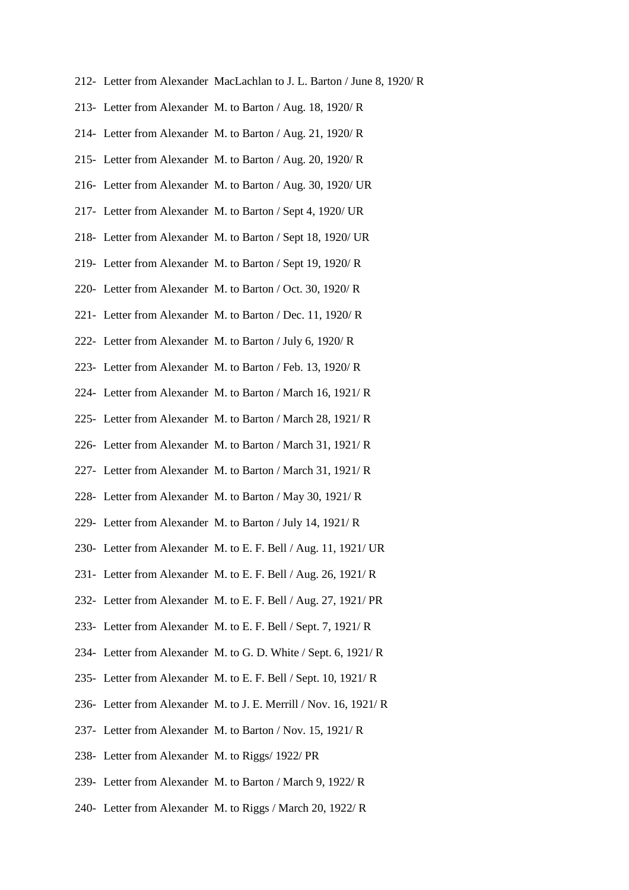212- Letter from Alexander MacLachlan to J. L. Barton / June 8, 1920/ R

213- Letter from Alexander M. to Barton / Aug. 18, 1920/ R

214- Letter from Alexander M. to Barton / Aug. 21, 1920/ R

215- Letter from Alexander M. to Barton / Aug. 20, 1920/ R

216- Letter from Alexander M. to Barton / Aug. 30, 1920/ UR

217- Letter from Alexander M. to Barton / Sept 4, 1920/ UR

218- Letter from Alexander M. to Barton / Sept 18, 1920/ UR

219- Letter from Alexander M. to Barton / Sept 19, 1920/ R

220- Letter from Alexander M. to Barton / Oct. 30, 1920/ R

221- Letter from Alexander M. to Barton / Dec. 11, 1920/ R

222- Letter from Alexander M. to Barton / July 6, 1920/ R

223- Letter from Alexander M. to Barton / Feb. 13, 1920/ R

224- Letter from Alexander M. to Barton / March 16, 1921/ R

225- Letter from Alexander M. to Barton / March 28, 1921/ R

226- Letter from Alexander M. to Barton / March 31, 1921/ R

227- Letter from Alexander M. to Barton / March 31, 1921/ R

228- Letter from Alexander M. to Barton / May 30, 1921/ R

229- Letter from Alexander M. to Barton / July 14, 1921/ R

230- Letter from Alexander M. to E. F. Bell / Aug. 11, 1921/ UR

231- Letter from Alexander M. to E. F. Bell / Aug. 26, 1921/ R

232- Letter from Alexander M. to E. F. Bell / Aug. 27, 1921/ PR

233- Letter from Alexander M. to E. F. Bell / Sept. 7, 1921/ R

234- Letter from Alexander M. to G. D. White / Sept. 6, 1921/ R

235- Letter from Alexander M. to E. F. Bell / Sept. 10, 1921/ R

236- Letter from Alexander M. to J. E. Merrill / Nov. 16, 1921/ R

237- Letter from Alexander M. to Barton / Nov. 15, 1921/ R

238- Letter from Alexander M. to Riggs/ 1922/ PR

239- Letter from Alexander M. to Barton / March 9, 1922/ R

240- Letter from Alexander M. to Riggs / March 20, 1922/ R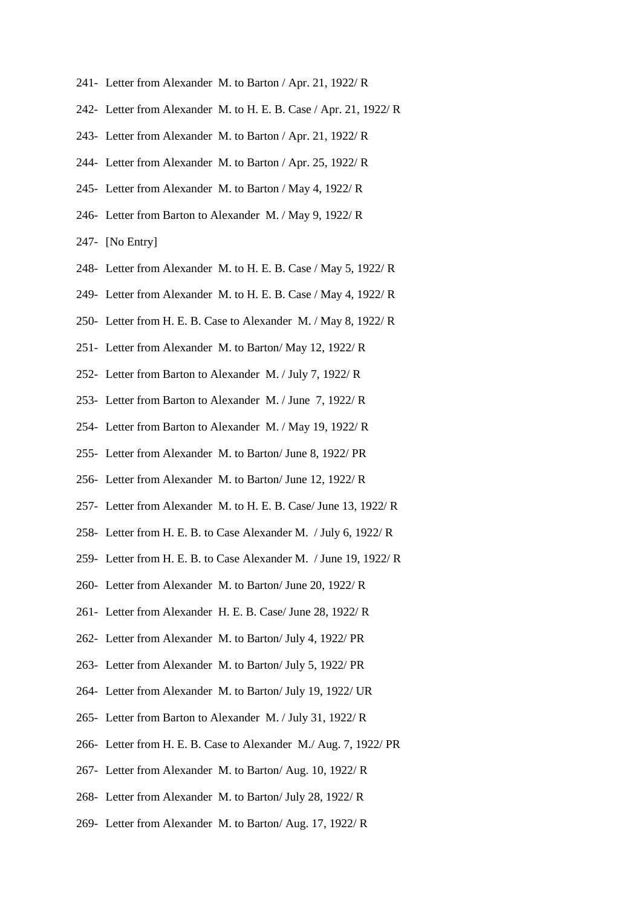241- Letter from Alexander M. to Barton / Apr. 21, 1922/ R

242- Letter from Alexander M. to H. E. B. Case / Apr. 21, 1922/ R

243- Letter from Alexander M. to Barton / Apr. 21, 1922/ R

244- Letter from Alexander M. to Barton / Apr. 25, 1922/ R

245- Letter from Alexander M. to Barton / May 4, 1922/ R

246- Letter from Barton to Alexander M. / May 9, 1922/ R

247- [No Entry]

248- Letter from Alexander M. to H. E. B. Case / May 5, 1922/ R

249- Letter from Alexander M. to H. E. B. Case / May 4, 1922/ R

250- Letter from H. E. B. Case to Alexander M. / May 8, 1922/ R

251- Letter from Alexander M. to Barton/ May 12, 1922/ R

252- Letter from Barton to Alexander M. / July 7, 1922/ R

253- Letter from Barton to Alexander M. / June 7, 1922/ R

254- Letter from Barton to Alexander M. / May 19, 1922/ R

255- Letter from Alexander M. to Barton/ June 8, 1922/ PR

256- Letter from Alexander M. to Barton/ June 12, 1922/ R

257- Letter from Alexander M. to H. E. B. Case/ June 13, 1922/ R

258- Letter from H. E. B. to Case Alexander M. / July 6, 1922/ R

259- Letter from H. E. B. to Case Alexander M. / June 19, 1922/ R

260- Letter from Alexander M. to Barton/ June 20, 1922/ R

261- Letter from Alexander H. E. B. Case/ June 28, 1922/ R

262- Letter from Alexander M. to Barton/ July 4, 1922/ PR

263- Letter from Alexander M. to Barton/ July 5, 1922/ PR

264- Letter from Alexander M. to Barton/ July 19, 1922/ UR

265- Letter from Barton to Alexander M. / July 31, 1922/ R

266- Letter from H. E. B. Case to Alexander M./ Aug. 7, 1922/ PR

267- Letter from Alexander M. to Barton/ Aug. 10, 1922/ R

268- Letter from Alexander M. to Barton/ July 28, 1922/ R

269- Letter from Alexander M. to Barton/ Aug. 17, 1922/ R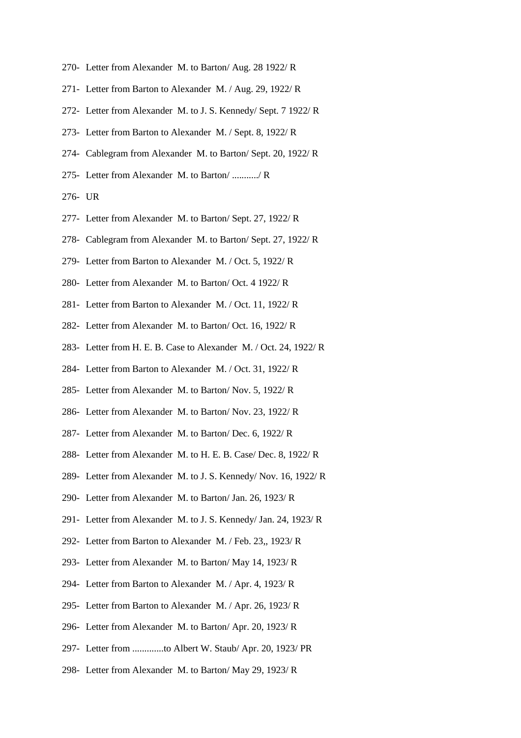270- Letter from Alexander M. to Barton/ Aug. 28 1922/ R

271- Letter from Barton to Alexander M. / Aug. 29, 1922/ R

272- Letter from Alexander M. to J. S. Kennedy/ Sept. 7 1922/ R

273- Letter from Barton to Alexander M. / Sept. 8, 1922/ R

274- Cablegram from Alexander M. to Barton/ Sept. 20, 1922/ R

275- Letter from Alexander M. to Barton/ .........../ R

276- UR

277- Letter from Alexander M. to Barton/ Sept. 27, 1922/ R

278- Cablegram from Alexander M. to Barton/ Sept. 27, 1922/ R

279- Letter from Barton to Alexander M. / Oct. 5, 1922/ R

280- Letter from Alexander M. to Barton/ Oct. 4 1922/ R

281- Letter from Barton to Alexander M. / Oct. 11, 1922/ R

282- Letter from Alexander M. to Barton/ Oct. 16, 1922/ R

283- Letter from H. E. B. Case to Alexander M. / Oct. 24, 1922/ R

284- Letter from Barton to Alexander M. / Oct. 31, 1922/ R

285- Letter from Alexander M. to Barton/ Nov. 5, 1922/ R

286- Letter from Alexander M. to Barton/ Nov. 23, 1922/ R

287- Letter from Alexander M. to Barton/ Dec. 6, 1922/ R

288- Letter from Alexander M. to H. E. B. Case/ Dec. 8, 1922/ R

289- Letter from Alexander M. to J. S. Kennedy/ Nov. 16, 1922/ R

290- Letter from Alexander M. to Barton/ Jan. 26, 1923/ R

291- Letter from Alexander M. to J. S. Kennedy/ Jan. 24, 1923/ R

292- Letter from Barton to Alexander M. / Feb. 23,, 1923/ R

293- Letter from Alexander M. to Barton/ May 14, 1923/ R

294- Letter from Barton to Alexander M. / Apr. 4, 1923/ R

295- Letter from Barton to Alexander M. / Apr. 26, 1923/ R

296- Letter from Alexander M. to Barton/ Apr. 20, 1923/ R

297- Letter from .............to Albert W. Staub/ Apr. 20, 1923/ PR

298- Letter from Alexander M. to Barton/ May 29, 1923/ R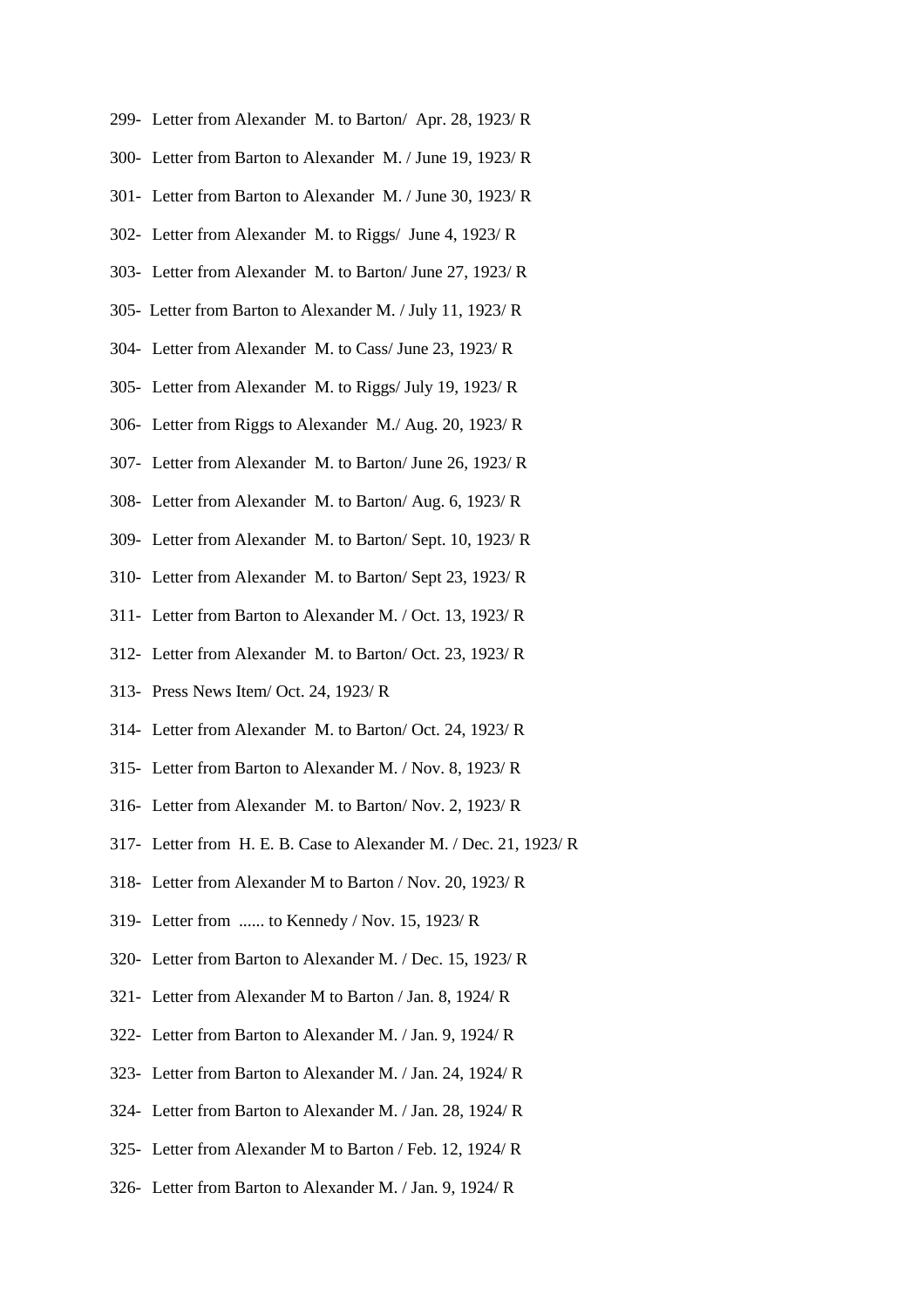299- Letter from Alexander M. to Barton/ Apr. 28, 1923/ R

300- Letter from Barton to Alexander M. / June 19, 1923/ R

301- Letter from Barton to Alexander M. / June 30, 1923/ R

302- Letter from Alexander M. to Riggs/ June 4, 1923/ R

303- Letter from Alexander M. to Barton/ June 27, 1923/ R

305- Letter from Barton to Alexander M. / July 11, 1923/ R

304- Letter from Alexander M. to Cass/ June 23, 1923/ R

305- Letter from Alexander M. to Riggs/ July 19, 1923/ R

306- Letter from Riggs to Alexander M./ Aug. 20, 1923/ R

307- Letter from Alexander M. to Barton/ June 26, 1923/ R

308- Letter from Alexander M. to Barton/ Aug. 6, 1923/ R

309- Letter from Alexander M. to Barton/ Sept. 10, 1923/ R

310- Letter from Alexander M. to Barton/ Sept 23, 1923/ R

311- Letter from Barton to Alexander M. / Oct. 13, 1923/ R

312- Letter from Alexander M. to Barton/ Oct. 23, 1923/ R

313- Press News Item/ Oct. 24, 1923/ R

314- Letter from Alexander M. to Barton/ Oct. 24, 1923/ R

315- Letter from Barton to Alexander M. / Nov. 8, 1923/ R

316- Letter from Alexander M. to Barton/ Nov. 2, 1923/ R

317- Letter from H. E. B. Case to Alexander M. / Dec. 21, 1923/ R

318- Letter from Alexander M to Barton / Nov. 20, 1923/ R

319- Letter from ...... to Kennedy / Nov. 15, 1923/ R

320- Letter from Barton to Alexander M. / Dec. 15, 1923/ R

321- Letter from Alexander M to Barton / Jan. 8, 1924/ R

322- Letter from Barton to Alexander M. / Jan. 9, 1924/ R

323- Letter from Barton to Alexander M. / Jan. 24, 1924/ R

324- Letter from Barton to Alexander M. / Jan. 28, 1924/ R

325- Letter from Alexander M to Barton / Feb. 12, 1924/ R

326- Letter from Barton to Alexander M. / Jan. 9, 1924/ R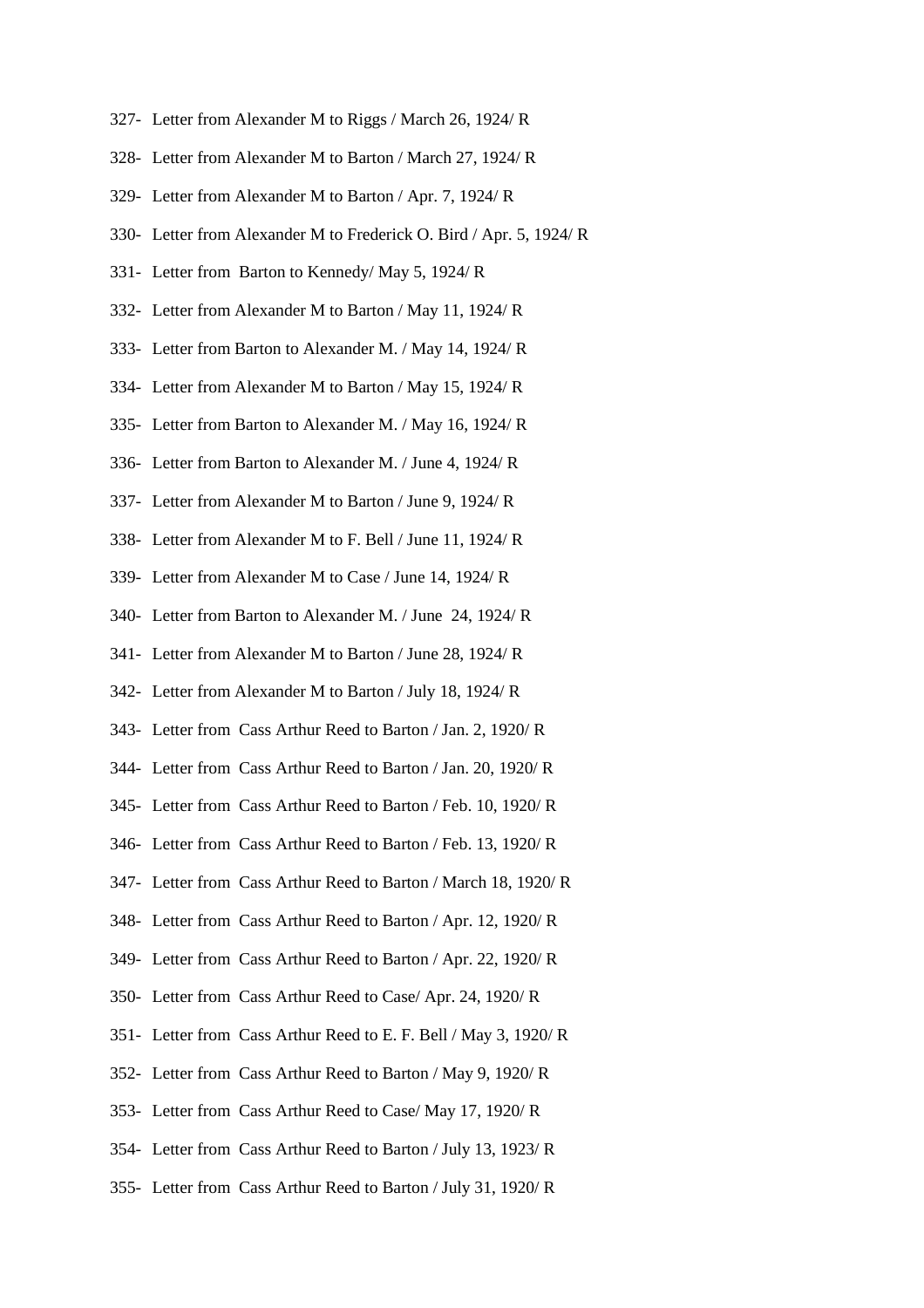327- Letter from Alexander M to Riggs / March 26, 1924/ R

328- Letter from Alexander M to Barton / March 27, 1924/ R

329- Letter from Alexander M to Barton / Apr. 7, 1924/ R

330- Letter from Alexander M to Frederick O. Bird / Apr. 5, 1924/ R

331- Letter from Barton to Kennedy/ May 5, 1924/ R

332- Letter from Alexander M to Barton / May 11, 1924/ R

333- Letter from Barton to Alexander M. / May 14, 1924/ R

334- Letter from Alexander M to Barton / May 15, 1924/ R

335- Letter from Barton to Alexander M. / May 16, 1924/ R

336- Letter from Barton to Alexander M. / June 4, 1924/ R

337- Letter from Alexander M to Barton / June 9, 1924/ R

338- Letter from Alexander M to F. Bell / June 11, 1924/ R

339- Letter from Alexander M to Case / June 14, 1924/ R

340- Letter from Barton to Alexander M. / June 24, 1924/ R

341- Letter from Alexander M to Barton / June 28, 1924/ R

342- Letter from Alexander M to Barton / July 18, 1924/ R

343- Letter from Cass Arthur Reed to Barton / Jan. 2, 1920/ R

344- Letter from Cass Arthur Reed to Barton / Jan. 20, 1920/ R

345- Letter from Cass Arthur Reed to Barton / Feb. 10, 1920/ R

346- Letter from Cass Arthur Reed to Barton / Feb. 13, 1920/ R

347- Letter from Cass Arthur Reed to Barton / March 18, 1920/ R

348- Letter from Cass Arthur Reed to Barton / Apr. 12, 1920/ R

349- Letter from Cass Arthur Reed to Barton / Apr. 22, 1920/ R

350- Letter from Cass Arthur Reed to Case/ Apr. 24, 1920/ R

351- Letter from Cass Arthur Reed to E. F. Bell / May 3, 1920/ R

352- Letter from Cass Arthur Reed to Barton / May 9, 1920/ R

353- Letter from Cass Arthur Reed to Case/ May 17, 1920/ R

354- Letter from Cass Arthur Reed to Barton / July 13, 1923/ R

355- Letter from Cass Arthur Reed to Barton / July 31, 1920/ R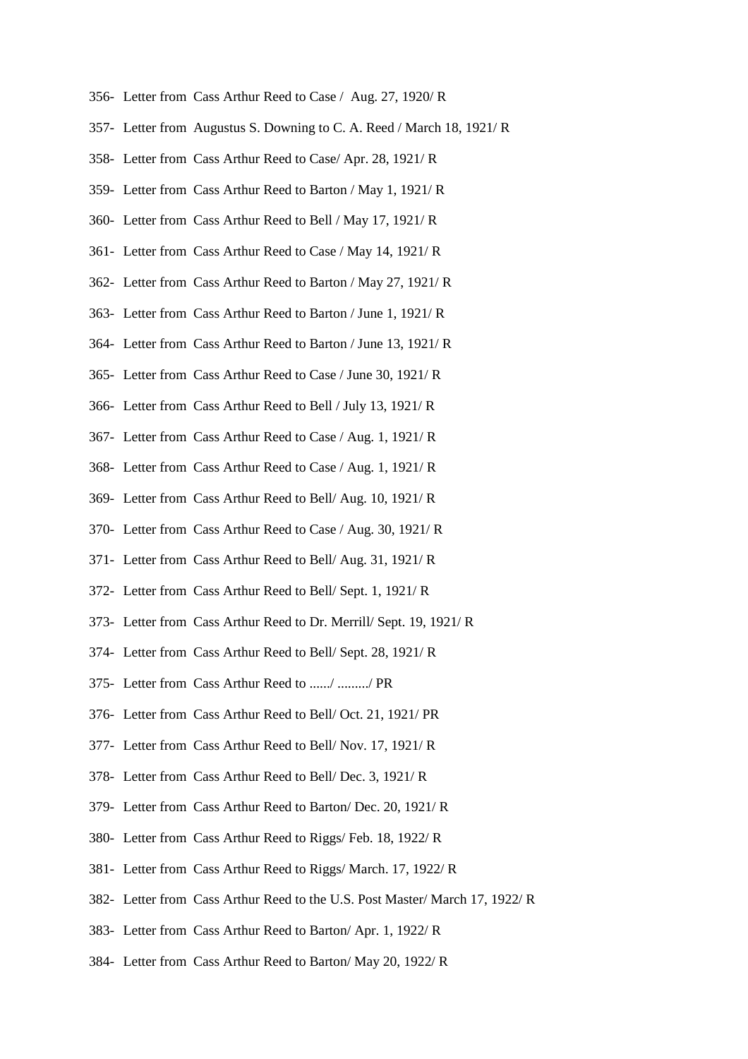356- Letter from Cass Arthur Reed to Case / Aug. 27, 1920/ R

357- Letter from Augustus S. Downing to C. A. Reed / March 18, 1921/ R

358- Letter from Cass Arthur Reed to Case/ Apr. 28, 1921/ R

359- Letter from Cass Arthur Reed to Barton / May 1, 1921/ R

360- Letter from Cass Arthur Reed to Bell / May 17, 1921/ R

361- Letter from Cass Arthur Reed to Case / May 14, 1921/ R

362- Letter from Cass Arthur Reed to Barton / May 27, 1921/ R

363- Letter from Cass Arthur Reed to Barton / June 1, 1921/ R

364- Letter from Cass Arthur Reed to Barton / June 13, 1921/ R

365- Letter from Cass Arthur Reed to Case / June 30, 1921/ R

366- Letter from Cass Arthur Reed to Bell / July 13, 1921/ R

367- Letter from Cass Arthur Reed to Case / Aug. 1, 1921/ R

368- Letter from Cass Arthur Reed to Case / Aug. 1, 1921/ R

369- Letter from Cass Arthur Reed to Bell/ Aug. 10, 1921/ R

370- Letter from Cass Arthur Reed to Case / Aug. 30, 1921/ R

371- Letter from Cass Arthur Reed to Bell/ Aug. 31, 1921/ R

372- Letter from Cass Arthur Reed to Bell/ Sept. 1, 1921/ R

373- Letter from Cass Arthur Reed to Dr. Merrill/ Sept. 19, 1921/ R

374- Letter from Cass Arthur Reed to Bell/ Sept. 28, 1921/ R

375- Letter from Cass Arthur Reed to ....../ ........./ PR

376- Letter from Cass Arthur Reed to Bell/ Oct. 21, 1921/ PR

377- Letter from Cass Arthur Reed to Bell/ Nov. 17, 1921/ R

378- Letter from Cass Arthur Reed to Bell/ Dec. 3, 1921/ R

379- Letter from Cass Arthur Reed to Barton/ Dec. 20, 1921/ R

380- Letter from Cass Arthur Reed to Riggs/ Feb. 18, 1922/ R

381- Letter from Cass Arthur Reed to Riggs/ March. 17, 1922/ R

382- Letter from Cass Arthur Reed to the U.S. Post Master/ March 17, 1922/ R

383- Letter from Cass Arthur Reed to Barton/ Apr. 1, 1922/ R

384- Letter from Cass Arthur Reed to Barton/ May 20, 1922/ R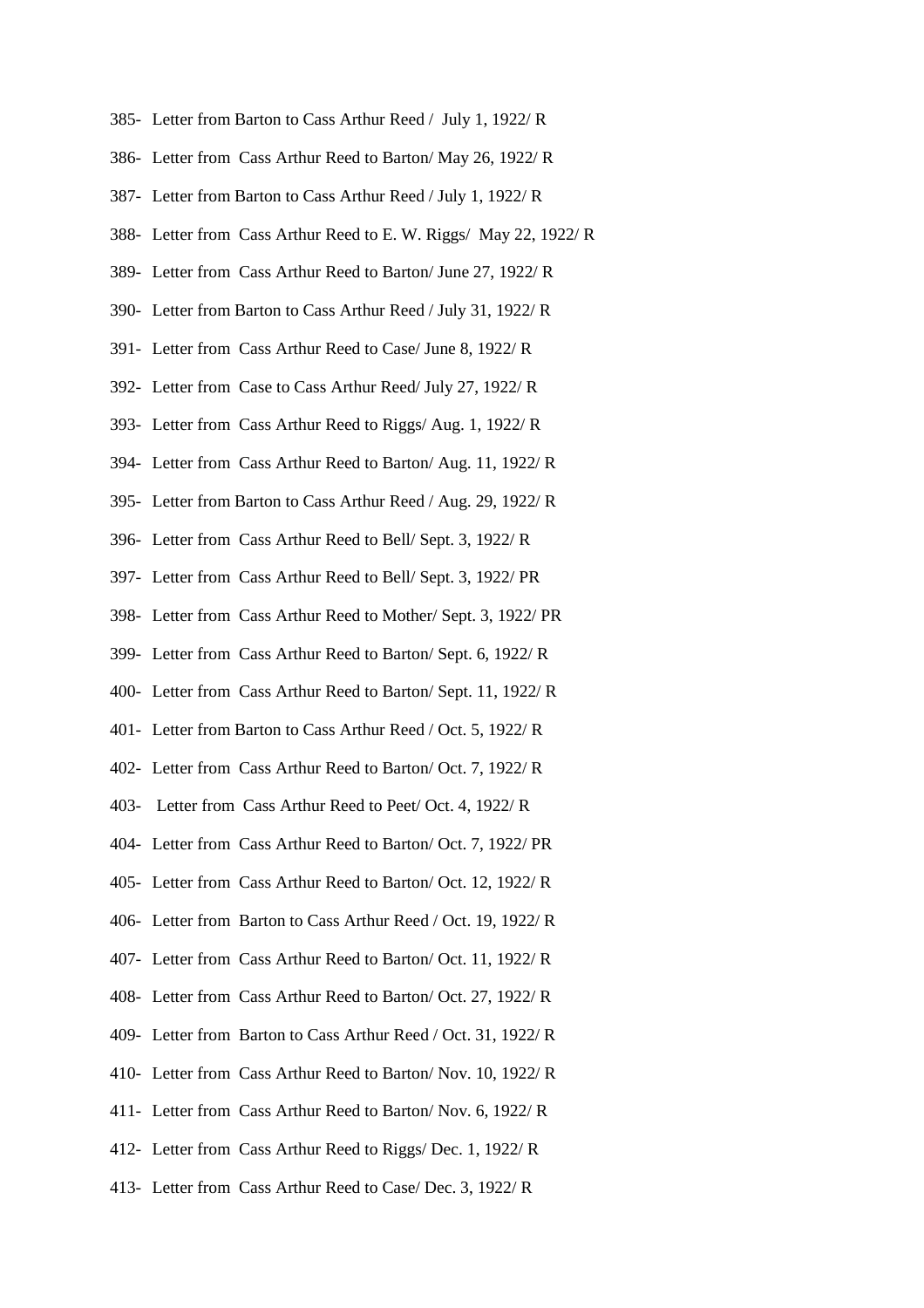385- Letter from Barton to Cass Arthur Reed / July 1, 1922/ R

386- Letter from Cass Arthur Reed to Barton/ May 26, 1922/ R

387- Letter from Barton to Cass Arthur Reed / July 1, 1922/ R

388- Letter from Cass Arthur Reed to E. W. Riggs/ May 22, 1922/ R

389- Letter from Cass Arthur Reed to Barton/ June 27, 1922/ R

390- Letter from Barton to Cass Arthur Reed / July 31, 1922/ R

391- Letter from Cass Arthur Reed to Case/ June 8, 1922/ R

392- Letter from Case to Cass Arthur Reed/ July 27, 1922/ R

393- Letter from Cass Arthur Reed to Riggs/ Aug. 1, 1922/ R

394- Letter from Cass Arthur Reed to Barton/ Aug. 11, 1922/ R

395- Letter from Barton to Cass Arthur Reed / Aug. 29, 1922/ R

396- Letter from Cass Arthur Reed to Bell/ Sept. 3, 1922/ R

397- Letter from Cass Arthur Reed to Bell/ Sept. 3, 1922/ PR

398- Letter from Cass Arthur Reed to Mother/ Sept. 3, 1922/ PR

399- Letter from Cass Arthur Reed to Barton/ Sept. 6, 1922/ R

400- Letter from Cass Arthur Reed to Barton/ Sept. 11, 1922/ R

401- Letter from Barton to Cass Arthur Reed / Oct. 5, 1922/ R

402- Letter from Cass Arthur Reed to Barton/ Oct. 7, 1922/ R

403- Letter from Cass Arthur Reed to Peet/ Oct. 4, 1922/ R

404- Letter from Cass Arthur Reed to Barton/ Oct. 7, 1922/ PR

405- Letter from Cass Arthur Reed to Barton/ Oct. 12, 1922/ R

406- Letter from Barton to Cass Arthur Reed / Oct. 19, 1922/ R

407- Letter from Cass Arthur Reed to Barton/ Oct. 11, 1922/ R

408- Letter from Cass Arthur Reed to Barton/ Oct. 27, 1922/ R

409- Letter from Barton to Cass Arthur Reed / Oct. 31, 1922/ R

410- Letter from Cass Arthur Reed to Barton/ Nov. 10, 1922/ R

411- Letter from Cass Arthur Reed to Barton/ Nov. 6, 1922/ R

412- Letter from Cass Arthur Reed to Riggs/ Dec. 1, 1922/ R

413- Letter from Cass Arthur Reed to Case/ Dec. 3, 1922/ R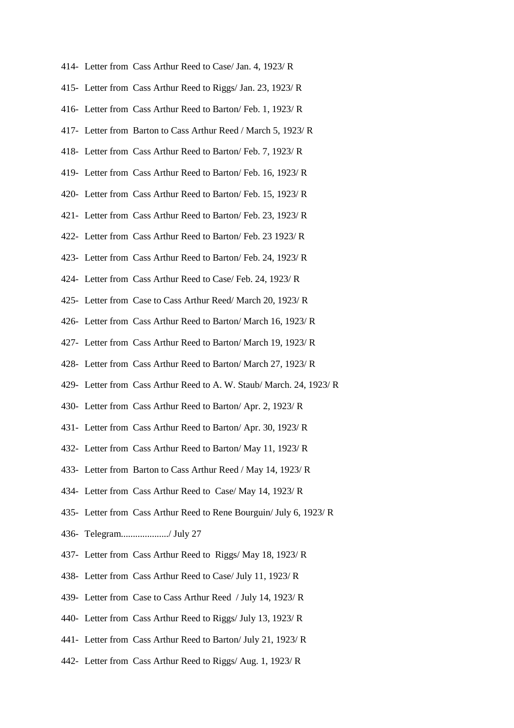414- Letter from Cass Arthur Reed to Case/ Jan. 4, 1923/ R

415- Letter from Cass Arthur Reed to Riggs/ Jan. 23, 1923/ R

416- Letter from Cass Arthur Reed to Barton/ Feb. 1, 1923/ R

417- Letter from Barton to Cass Arthur Reed / March 5, 1923/ R

418- Letter from Cass Arthur Reed to Barton/ Feb. 7, 1923/ R

419- Letter from Cass Arthur Reed to Barton/ Feb. 16, 1923/ R

420- Letter from Cass Arthur Reed to Barton/ Feb. 15, 1923/ R

421- Letter from Cass Arthur Reed to Barton/ Feb. 23, 1923/ R

422- Letter from Cass Arthur Reed to Barton/ Feb. 23 1923/ R

423- Letter from Cass Arthur Reed to Barton/ Feb. 24, 1923/ R

424- Letter from Cass Arthur Reed to Case/ Feb. 24, 1923/ R

425- Letter from Case to Cass Arthur Reed/ March 20, 1923/ R

426- Letter from Cass Arthur Reed to Barton/ March 16, 1923/ R

427- Letter from Cass Arthur Reed to Barton/ March 19, 1923/ R

428- Letter from Cass Arthur Reed to Barton/ March 27, 1923/ R

429- Letter from Cass Arthur Reed to A. W. Staub/ March. 24, 1923/ R

430- Letter from Cass Arthur Reed to Barton/ Apr. 2, 1923/ R

431- Letter from Cass Arthur Reed to Barton/ Apr. 30, 1923/ R

432- Letter from Cass Arthur Reed to Barton/ May 11, 1923/ R

433- Letter from Barton to Cass Arthur Reed / May 14, 1923/ R

434- Letter from Cass Arthur Reed to Case/ May 14, 1923/ R

435- Letter from Cass Arthur Reed to Rene Bourguin/ July 6, 1923/ R

436- Telegram..................../ July 27

437- Letter from Cass Arthur Reed to Riggs/ May 18, 1923/ R

438- Letter from Cass Arthur Reed to Case/ July 11, 1923/ R

439- Letter from Case to Cass Arthur Reed / July 14, 1923/ R

440- Letter from Cass Arthur Reed to Riggs/ July 13, 1923/ R

441- Letter from Cass Arthur Reed to Barton/ July 21, 1923/ R

442- Letter from Cass Arthur Reed to Riggs/ Aug. 1, 1923/ R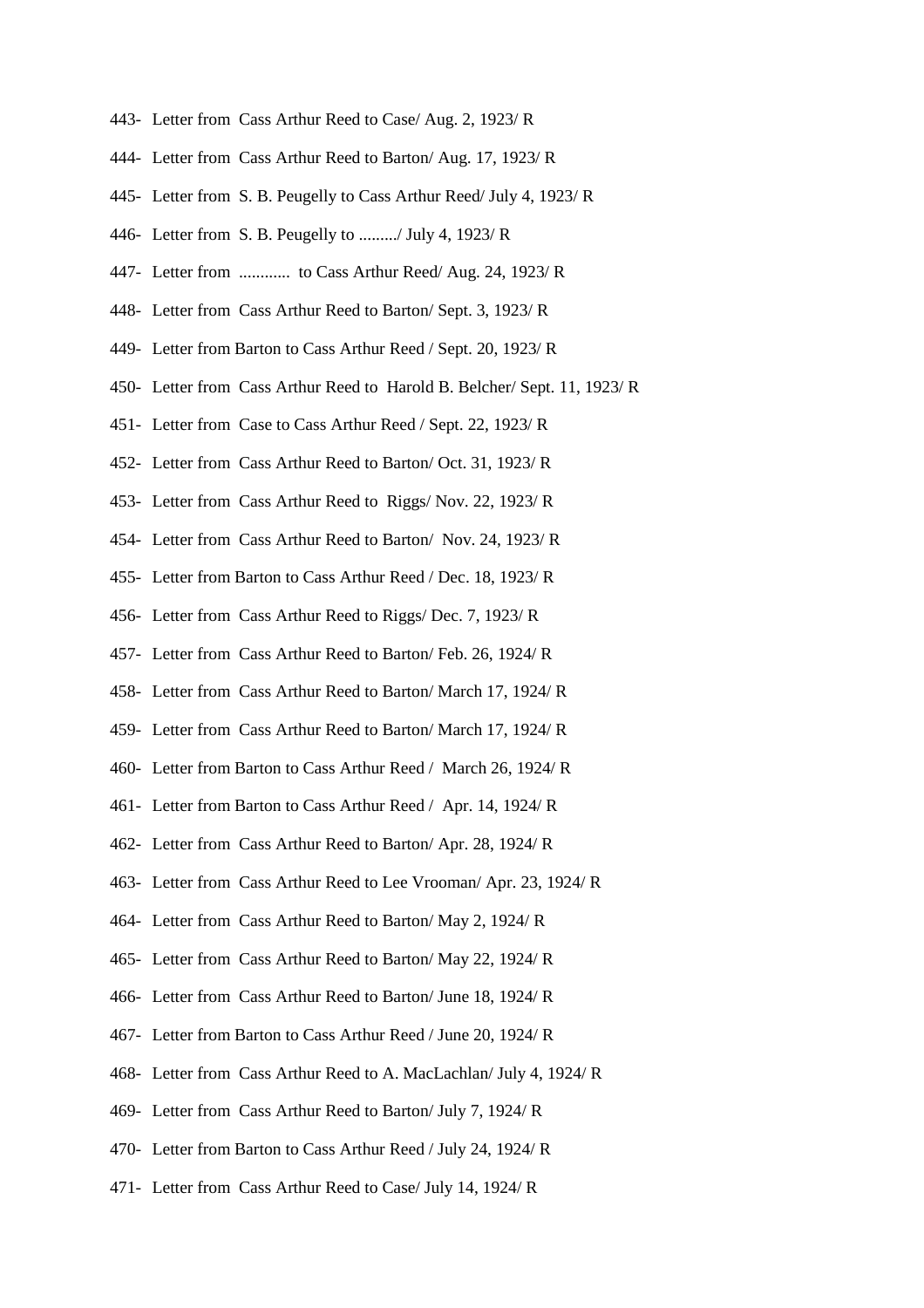443- Letter from Cass Arthur Reed to Case/ Aug. 2, 1923/ R

444- Letter from Cass Arthur Reed to Barton/ Aug. 17, 1923/ R

445- Letter from S. B. Peugelly to Cass Arthur Reed/ July 4, 1923/ R

446- Letter from S. B. Peugelly to ........./ July 4, 1923/ R

447- Letter from ............ to Cass Arthur Reed/ Aug. 24, 1923/ R

448- Letter from Cass Arthur Reed to Barton/ Sept. 3, 1923/ R

449- Letter from Barton to Cass Arthur Reed / Sept. 20, 1923/ R

450- Letter from Cass Arthur Reed to Harold B. Belcher/ Sept. 11, 1923/ R

451- Letter from Case to Cass Arthur Reed / Sept. 22, 1923/ R

452- Letter from Cass Arthur Reed to Barton/ Oct. 31, 1923/ R

453- Letter from Cass Arthur Reed to Riggs/ Nov. 22, 1923/ R

454- Letter from Cass Arthur Reed to Barton/ Nov. 24, 1923/ R

455- Letter from Barton to Cass Arthur Reed / Dec. 18, 1923/ R

456- Letter from Cass Arthur Reed to Riggs/ Dec. 7, 1923/ R

457- Letter from Cass Arthur Reed to Barton/ Feb. 26, 1924/ R

458- Letter from Cass Arthur Reed to Barton/ March 17, 1924/ R

459- Letter from Cass Arthur Reed to Barton/ March 17, 1924/ R

460- Letter from Barton to Cass Arthur Reed / March 26, 1924/ R

461- Letter from Barton to Cass Arthur Reed / Apr. 14, 1924/ R

462- Letter from Cass Arthur Reed to Barton/ Apr. 28, 1924/ R

463- Letter from Cass Arthur Reed to Lee Vrooman/ Apr. 23, 1924/ R

464- Letter from Cass Arthur Reed to Barton/ May 2, 1924/ R

465- Letter from Cass Arthur Reed to Barton/ May 22, 1924/ R

466- Letter from Cass Arthur Reed to Barton/ June 18, 1924/ R

467- Letter from Barton to Cass Arthur Reed / June 20, 1924/ R

468- Letter from Cass Arthur Reed to A. MacLachlan/ July 4, 1924/ R

469- Letter from Cass Arthur Reed to Barton/ July 7, 1924/ R

470- Letter from Barton to Cass Arthur Reed / July 24, 1924/ R

471- Letter from Cass Arthur Reed to Case/ July 14, 1924/ R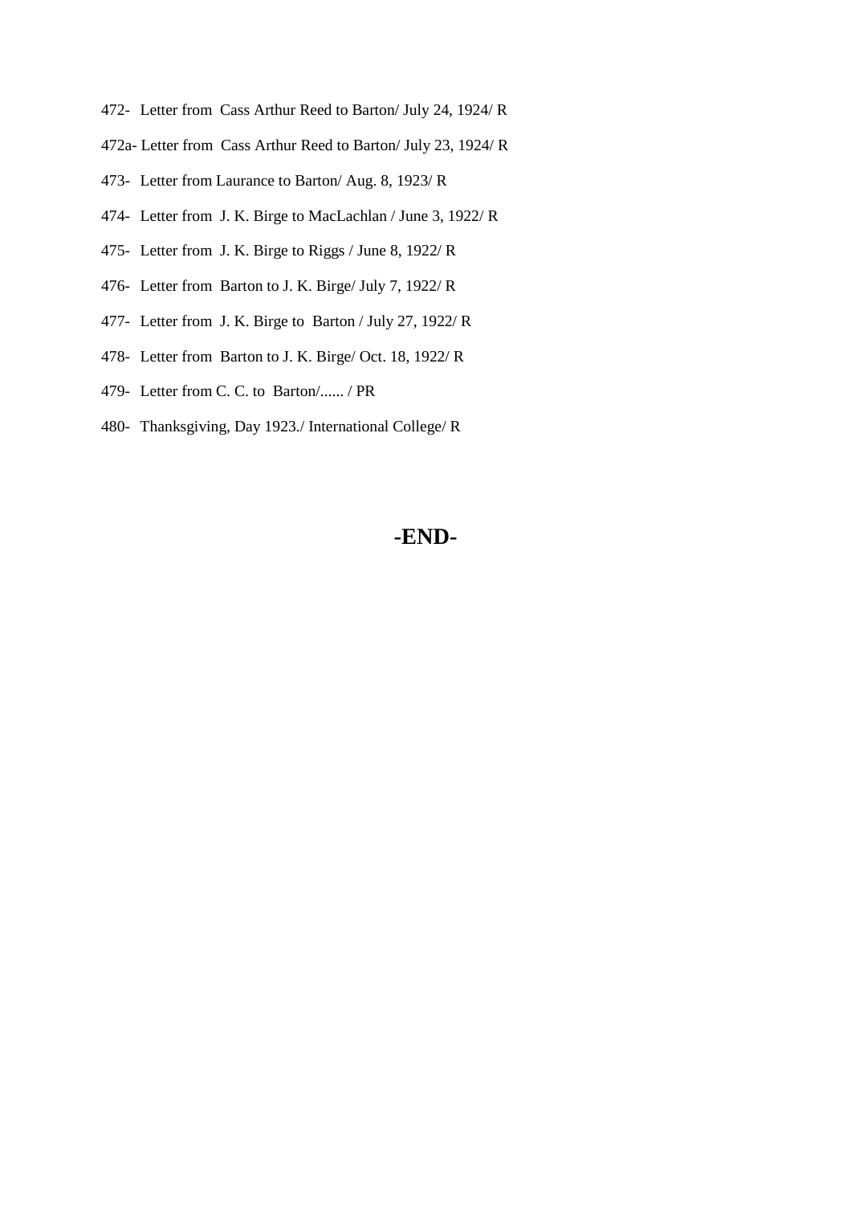472- Letter from Cass Arthur Reed to Barton/ July 24, 1924/ R

472a- Letter from Cass Arthur Reed to Barton/ July 23, 1924/ R

473- Letter from Laurance to Barton/ Aug. 8, 1923/ R

474- Letter from J. K. Birge to MacLachlan / June 3, 1922/ R

475- Letter from J. K. Birge to Riggs / June 8, 1922/ R

476- Letter from Barton to J. K. Birge/ July 7, 1922/ R

477- Letter from J. K. Birge to Barton / July 27, 1922/ R

478- Letter from Barton to J. K. Birge/ Oct. 18, 1922/ R

479- Letter from C. C. to Barton/...... / PR

480- Thanksgiving, Day 1923./ International College/ R

**-END-**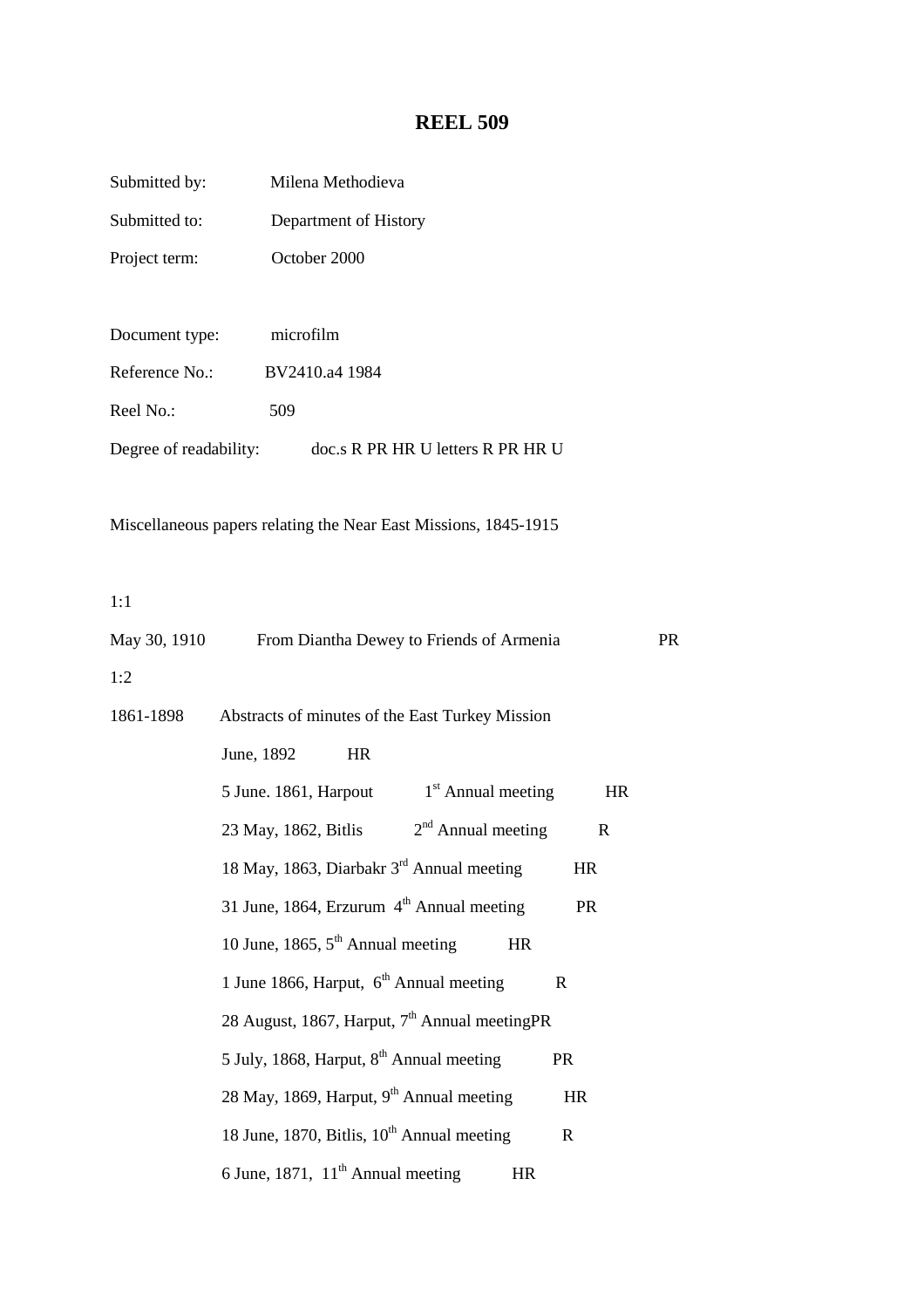# REEL 509

Submitted by: Milena Methodieva

Submitted to: Department of History

Project term: October 2000

Document type: microfilm

Reference No.: BV2410.a4 1984

Reel No.: 509

Degree of readability: doc.s R PR HR U letters R PR HR U

Miscellaneous papers relating the Near East Missions, 1845-1915

1:1

May 30, 1910 From Diantha Dewey to Friends of Armenia PR

1:2

1861-1898 Abstracts of minutes of the East Turkey Mission

June, 1892 HR

5 June. 1861, Harpout 1st Annual meeting HR

23 May, 1862, Bitlis 2nd Annual meeting R

18 May, 1863, Diarbakr 3rd Annual meeting HR

31 June, 1864, Erzurum 4th Annual meeting PR

10 June, 1865, 5th Annual meeting HR

1 June 1866, Harput, 6th Annual meeting R

28 August, 1867, Harput, 7th Annual meetingPR

5 July, 1868, Harput, 8th Annual meeting PR

28 May, 1869, Harput, 9th Annual meeting HR

18 June, 1870, Bitlis, 10th Annual meeting R

6 June, 1871, 11th Annual meeting HR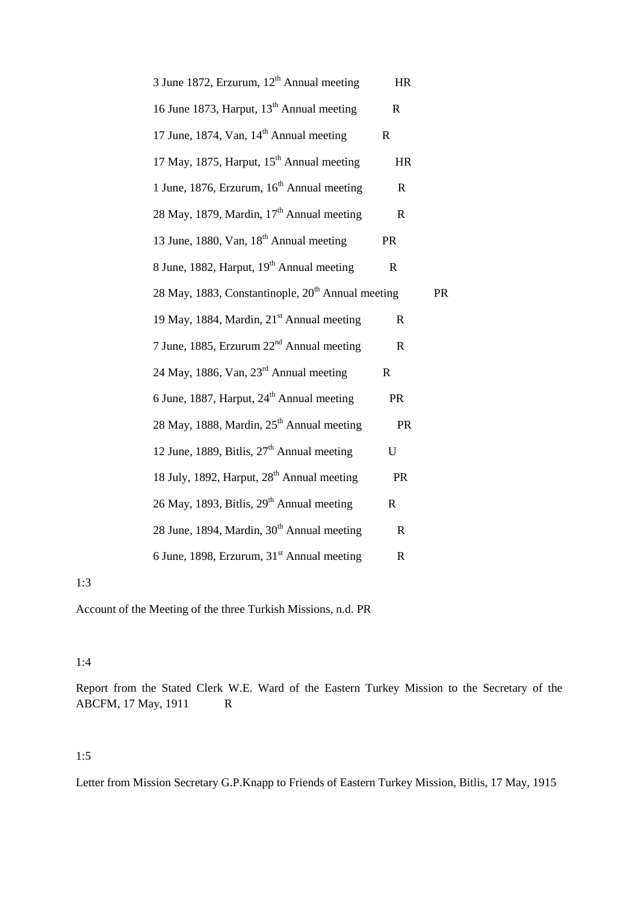3 June 1872, Erzurum, 12th Annual meeting HR

16 June 1873, Harput, 13th Annual meeting R

17 June, 1874, Van, 14th Annual meeting R

17 May, 1875, Harput, 15th Annual meeting HR

1 June, 1876, Erzurum, 16th Annual meeting R

28 May, 1879, Mardin, 17th Annual meeting R

13 June, 1880, Van, 18th Annual meeting PR

8 June, 1882, Harput, 19th Annual meeting R

28 May, 1883, Constantinople, 20th Annual meeting PR

19 May, 1884, Mardin, 21st Annual meeting R

7 June, 1885, Erzurum 22nd Annual meeting R

24 May, 1886, Van, 23rd Annual meeting R

6 June, 1887, Harput, 24th Annual meeting PR

28 May, 1888, Mardin, 25th Annual meeting PR

12 June, 1889, Bitlis, 27th Annual meeting U

18 July, 1892, Harput, 28th Annual meeting PR

26 May, 1893, Bitlis, 29th Annual meeting R

28 June, 1894, Mardin, 30th Annual meeting R

6 June, 1898, Erzurum, 31st Annual meeting R

1:3

Account of the Meeting of the three Turkish Missions, n.d. PR

1:4

Report from the Stated Clerk W.E. Ward of the Eastern Turkey Mission to the Secretary of the ABCFM, 17 May, 1911 R

1:5

Letter from Mission Secretary G.P.Knapp to Friends of Eastern Turkey Mission, Bitlis, 17 May, 1915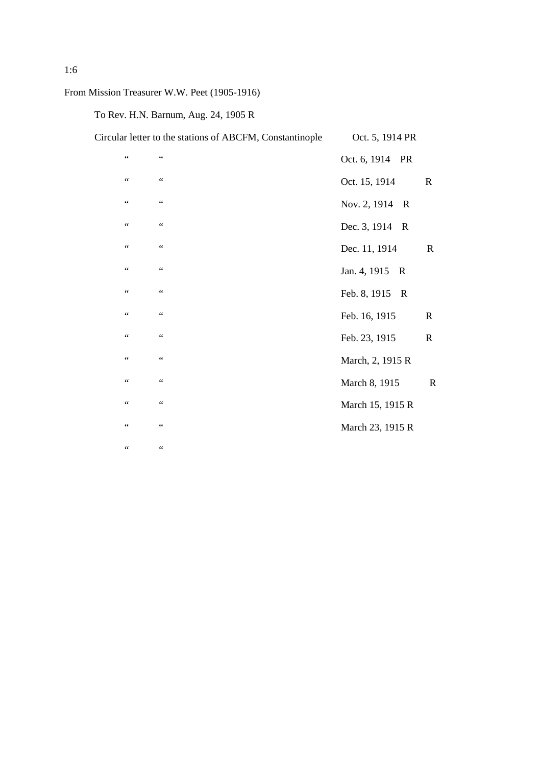1:6

From Mission Treasurer W.W. Peet (1905-1916)

To Rev. H.N. Barnum, Aug. 24, 1905 R

| Circular letter to the stations of ABCFM, Constantinople | Oct. 5, 1914 PR |
|---|---|
| “ “ | Oct. 6, 1914 PR |
| “ “ | Oct. 15, 1914 R |
| “ “ | Nov. 2, 1914 R |
| “ “ | Dec. 3, 1914 R |
| “ “ | Dec. 11, 1914 R |
| “ “ | Jan. 4, 1915 R |
| “ “ | Feb. 8, 1915 R |
| “ “ | Feb. 16, 1915 R |
| “ “ | Feb. 23, 1915 R |
| “ “ | March, 2, 1915 R |
| “ “ | March 8, 1915 R |
| “ “ | March 15, 1915 R |
| “ “ | March 23, 1915 R |
| “ “ | |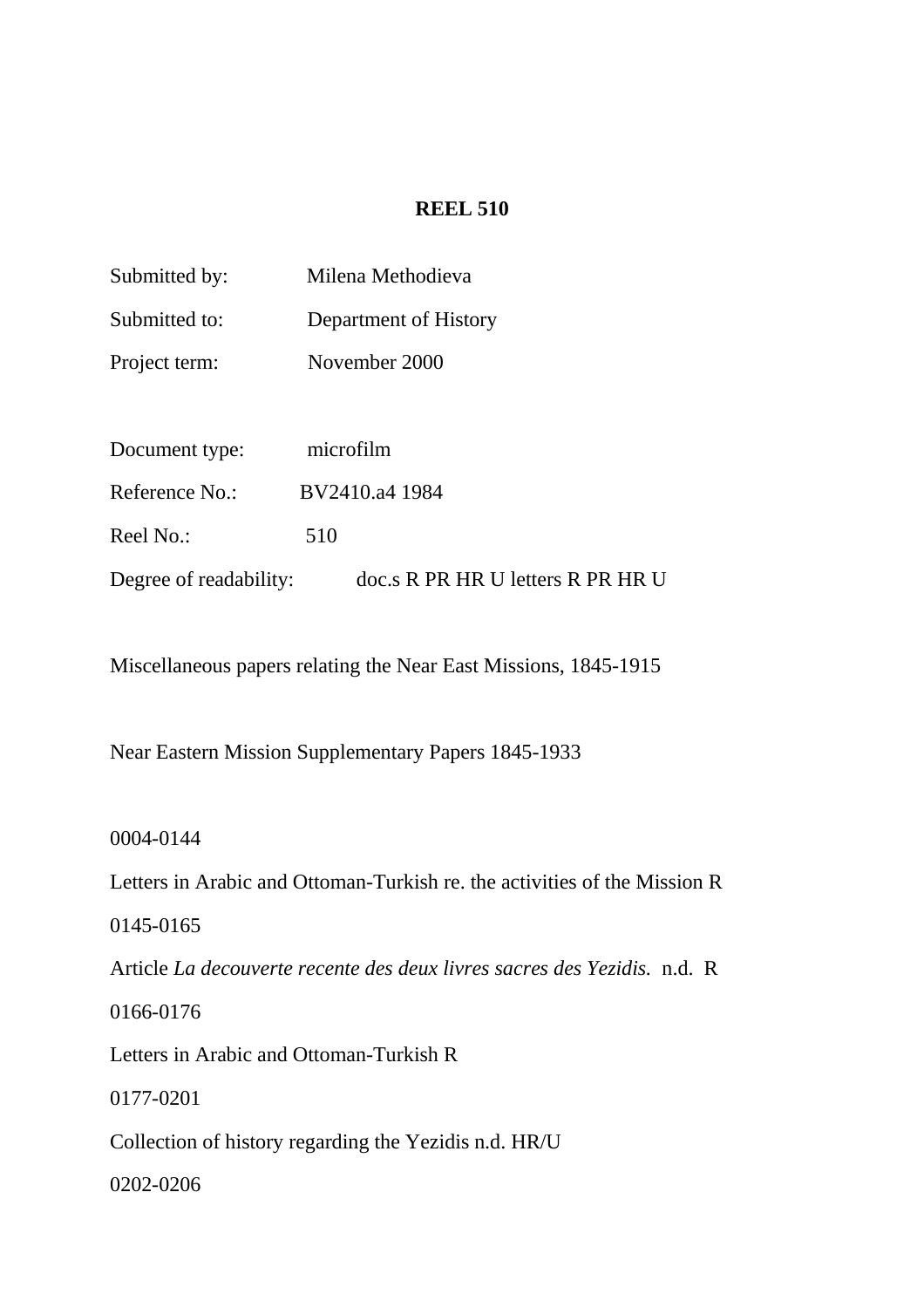**REEL 510**

Submitted by: Milena Methodieva

Submitted to: Department of History

Project term: November 2000

Document type: microfilm

Reference No.: BV2410.a4 1984

Reel No.: 510

Degree of readability: doc.s R PR HR U letters R PR HR U

Miscellaneous papers relating the Near East Missions, 1845-1915

Near Eastern Mission Supplementary Papers 1845-1933

0004-0144

Letters in Arabic and Ottoman-Turkish re. the activities of the Mission R

0145-0165

Article *La decouverte recente des deux livres sacres des Yezidis.* n.d. R

0166-0176

Letters in Arabic and Ottoman-Turkish R

0177-0201

Collection of history regarding the Yezidis n.d. HR/U

0202-0206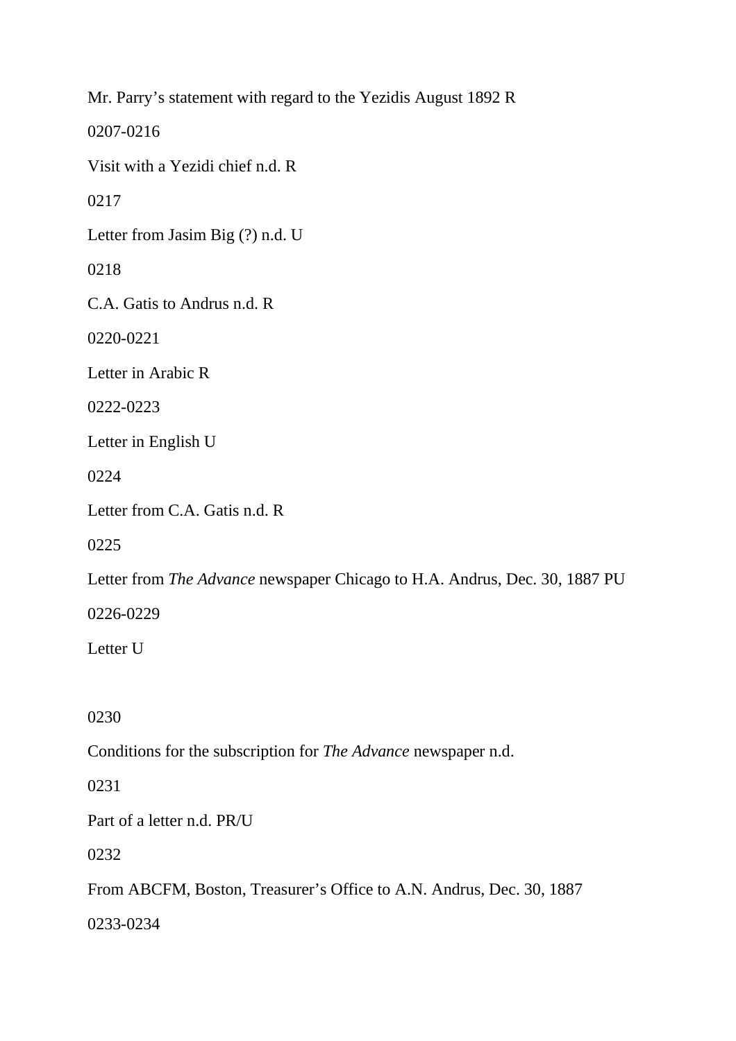Mr. Parry's statement with regard to the Yezidis August 1892 R

0207-0216

Visit with a Yezidi chief n.d. R

0217

Letter from Jasim Big (?) n.d. U

0218

C.A. Gatis to Andrus n.d. R

0220-0221

Letter in Arabic R

0222-0223

Letter in English U

0224

Letter from C.A. Gatis n.d. R

0225

Letter from *The Advance* newspaper Chicago to H.A. Andrus, Dec. 30, 1887 PU

0226-0229

Letter U

0230

Conditions for the subscription for *The Advance* newspaper n.d.

0231

Part of a letter n.d. PR/U

0232

From ABCFM, Boston, Treasurer's Office to A.N. Andrus, Dec. 30, 1887

0233-0234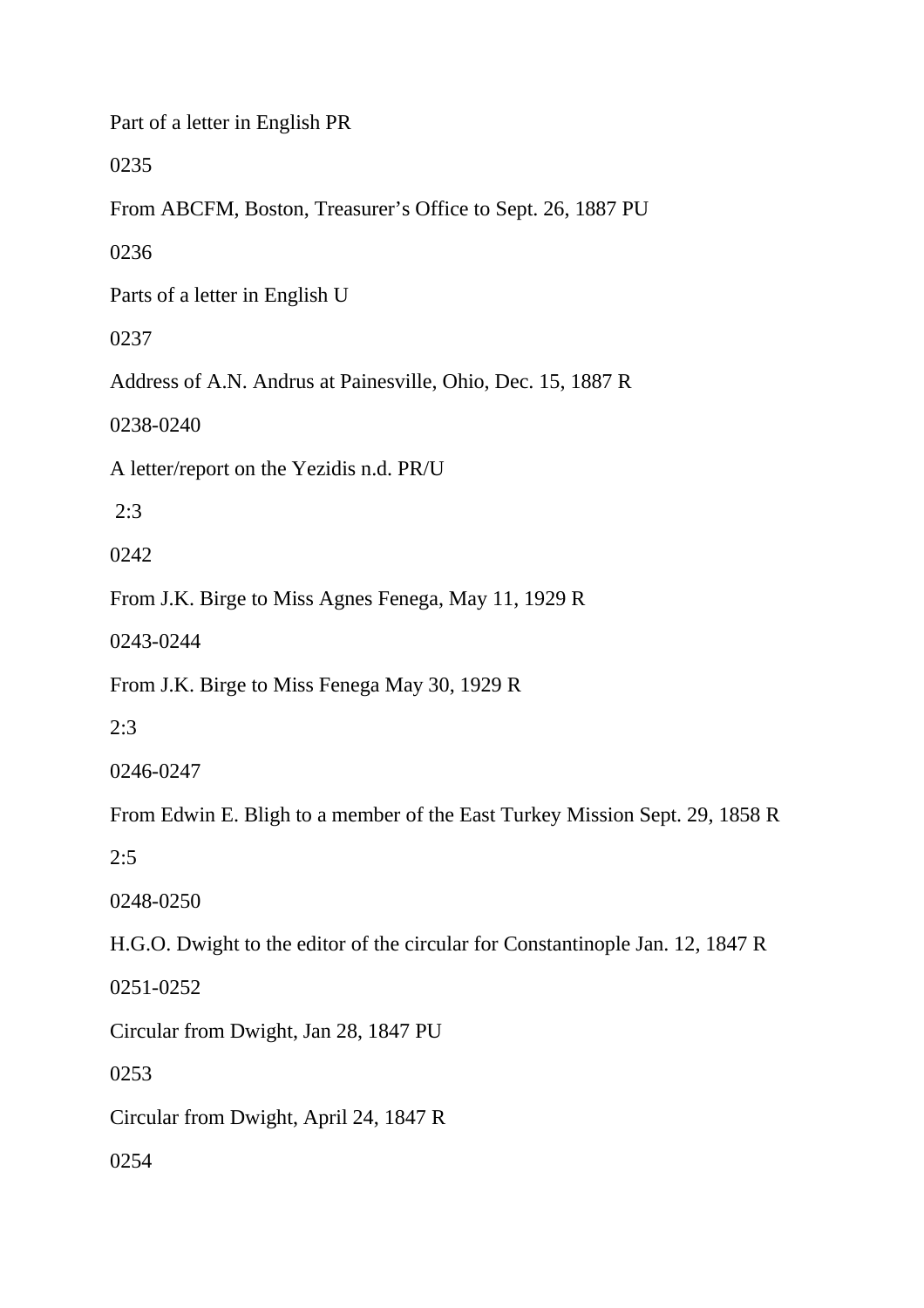Part of a letter in English PR

0235

From ABCFM, Boston, Treasurer's Office to Sept. 26, 1887 PU

0236

Parts of a letter in English U

0237

Address of A.N. Andrus at Painesville, Ohio, Dec. 15, 1887 R

0238-0240

A letter/report on the Yezidis n.d. PR/U

2:3

0242

From J.K. Birge to Miss Agnes Fenega, May 11, 1929 R

0243-0244

From J.K. Birge to Miss Fenega May 30, 1929 R

2:3

0246-0247

From Edwin E. Bligh to a member of the East Turkey Mission Sept. 29, 1858 R

2:5

0248-0250

H.G.O. Dwight to the editor of the circular for Constantinople Jan. 12, 1847 R

0251-0252

Circular from Dwight, Jan 28, 1847 PU

0253

Circular from Dwight, April 24, 1847 R

0254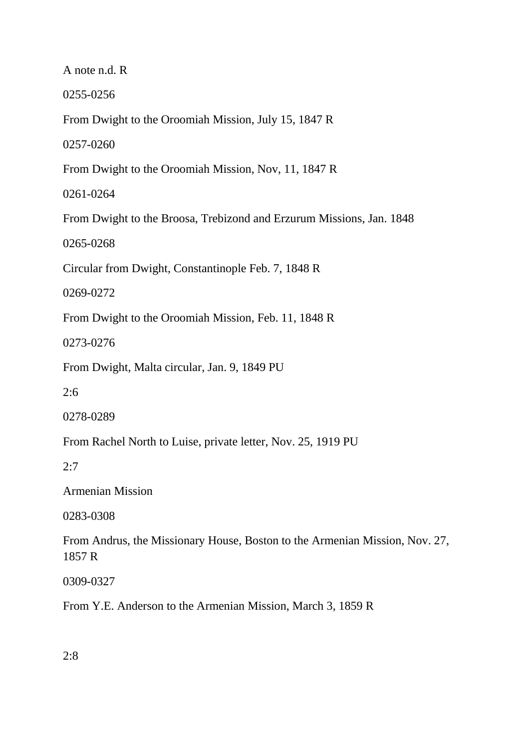A note n.d. R

0255-0256

From Dwight to the Oroomiah Mission, July 15, 1847 R

0257-0260

From Dwight to the Oroomiah Mission, Nov, 11, 1847 R

0261-0264

From Dwight to the Broosa, Trebizond and Erzurum Missions, Jan. 1848

0265-0268

Circular from Dwight, Constantinople Feb. 7, 1848 R

0269-0272

From Dwight to the Oroomiah Mission, Feb. 11, 1848 R

0273-0276

From Dwight, Malta circular, Jan. 9, 1849 PU

2:6

0278-0289

From Rachel North to Luise, private letter, Nov. 25, 1919 PU

2:7

Armenian Mission

0283-0308

From Andrus, the Missionary House, Boston to the Armenian Mission, Nov. 27, 1857 R

0309-0327

From Y.E. Anderson to the Armenian Mission, March 3, 1859 R

2:8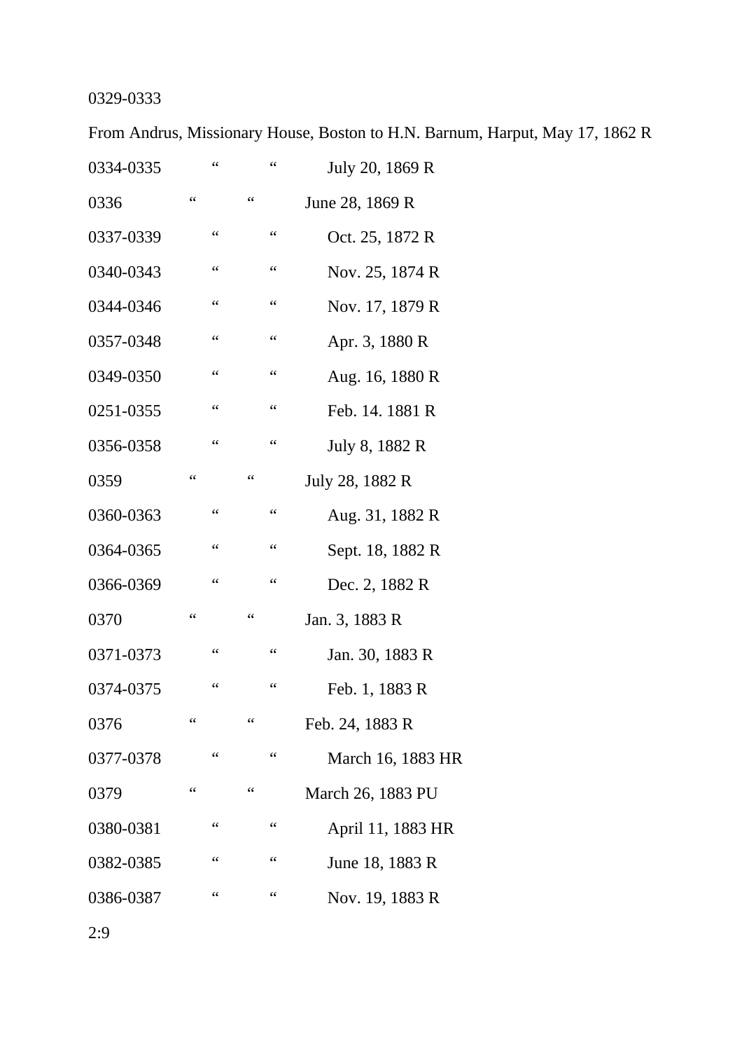0329-0333

From Andrus, Missionary House, Boston to H.N. Barnum, Harput, May 17, 1862 R

0334-0335 " " July 20, 1869 R

0336 " " June 28, 1869 R

0337-0339 " " Oct. 25, 1872 R

0340-0343 " " Nov. 25, 1874 R

0344-0346 " " Nov. 17, 1879 R

0357-0348 " " Apr. 3, 1880 R

0349-0350 " " Aug. 16, 1880 R

0251-0355 " " Feb. 14. 1881 R

0356-0358 " " July 8, 1882 R

0359 " " July 28, 1882 R

0360-0363 " " Aug. 31, 1882 R

0364-0365 " " Sept. 18, 1882 R

0366-0369 " " Dec. 2, 1882 R

0370 " " Jan. 3, 1883 R

0371-0373 " " Jan. 30, 1883 R

0374-0375 " " Feb. 1, 1883 R

0376 " " Feb. 24, 1883 R

0377-0378 " " March 16, 1883 HR

0379 " " March 26, 1883 PU

0380-0381 " " April 11, 1883 HR

0382-0385 " " June 18, 1883 R

0386-0387 " " Nov. 19, 1883 R

2:9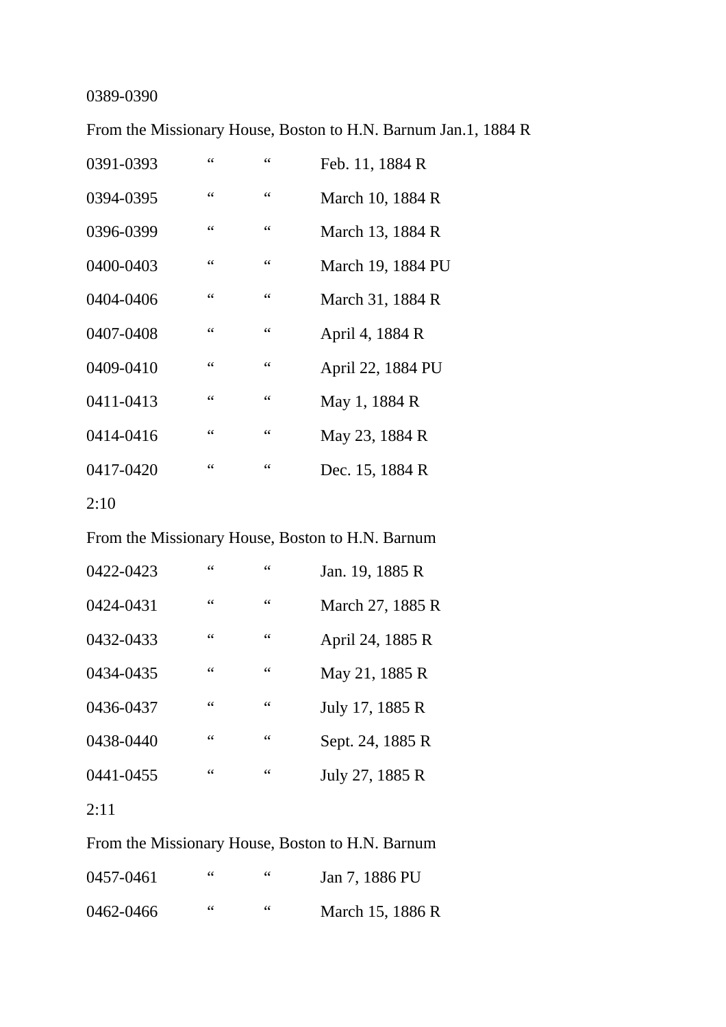0389-0390

From the Missionary House, Boston to H.N. Barnum Jan.1, 1884 R

| | | | |
|---|---|---|---|
| 0391-0393 | " | " | Feb. 11, 1884 R |
| 0394-0395 | " | " | March 10, 1884 R |
| 0396-0399 | " | " | March 13, 1884 R |
| 0400-0403 | " | " | March 19, 1884 PU |
| 0404-0406 | " | " | March 31, 1884 R |
| 0407-0408 | " | " | April 4, 1884 R |
| 0409-0410 | " | " | April 22, 1884 PU |
| 0411-0413 | " | " | May 1, 1884 R |
| 0414-0416 | " | " | May 23, 1884 R |
| 0417-0420 | " | " | Dec. 15, 1884 R |

2:10

From the Missionary House, Boston to H.N. Barnum

| | | | |
|---|---|---|---|
| 0422-0423 | " | " | Jan. 19, 1885 R |
| 0424-0431 | " | " | March 27, 1885 R |
| 0432-0433 | " | " | April 24, 1885 R |
| 0434-0435 | " | " | May 21, 1885 R |
| 0436-0437 | " | " | July 17, 1885 R |
| 0438-0440 | " | " | Sept. 24, 1885 R |
| 0441-0455 | " | " | July 27, 1885 R |

2:11

From the Missionary House, Boston to H.N. Barnum

| | | | |
|---|---|---|---|
| 0457-0461 | " | " | Jan 7, 1886 PU |
| 0462-0466 | " | " | March 15, 1886 R |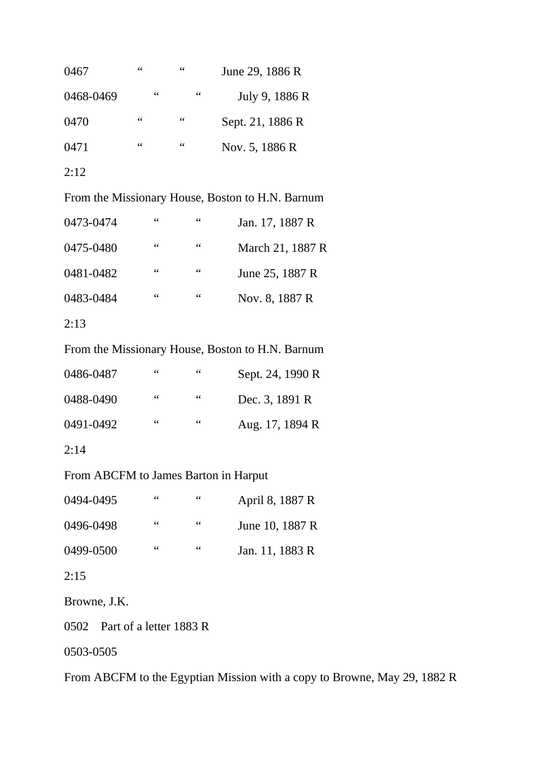0467 “ “ June 29, 1886 R

0468-0469 “ “ July 9, 1886 R

0470 “ “ Sept. 21, 1886 R

0471 “ “ Nov. 5, 1886 R

2:12

From the Missionary House, Boston to H.N. Barnum

0473-0474 “ “ Jan. 17, 1887 R

0475-0480 “ “ March 21, 1887 R

0481-0482 “ “ June 25, 1887 R

0483-0484 “ “ Nov. 8, 1887 R

2:13

From the Missionary House, Boston to H.N. Barnum

0486-0487 “ “ Sept. 24, 1990 R

0488-0490 “ “ Dec. 3, 1891 R

0491-0492 “ “ Aug. 17, 1894 R

2:14

From ABCFM to James Barton in Harput

0494-0495 “ “ April 8, 1887 R

0496-0498 “ “ June 10, 1887 R

0499-0500 “ “ Jan. 11, 1883 R

2:15

Browne, J.K.

0502 Part of a letter 1883 R

0503-0505

From ABCFM to the Egyptian Mission with a copy to Browne, May 29, 1882 R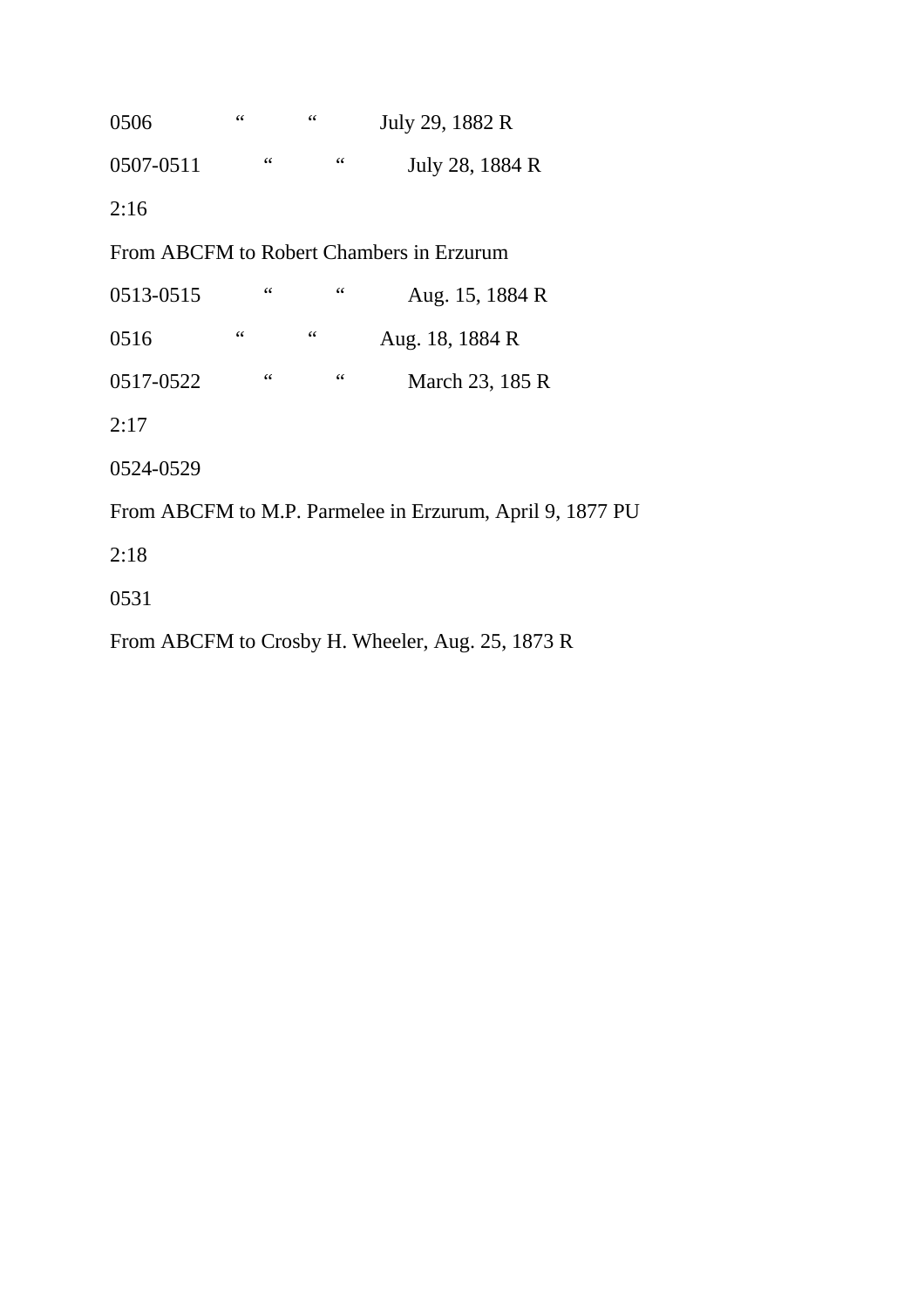0506 “ “ July 29, 1882 R

0507-0511 “ “ July 28, 1884 R

2:16

From ABCFM to Robert Chambers in Erzurum

0513-0515 “ “ Aug. 15, 1884 R

0516 “ “ Aug. 18, 1884 R

0517-0522 “ “ March 23, 185 R

2:17

0524-0529

From ABCFM to M.P. Parmelee in Erzurum, April 9, 1877 PU

2:18

0531

From ABCFM to Crosby H. Wheeler, Aug. 25, 1873 R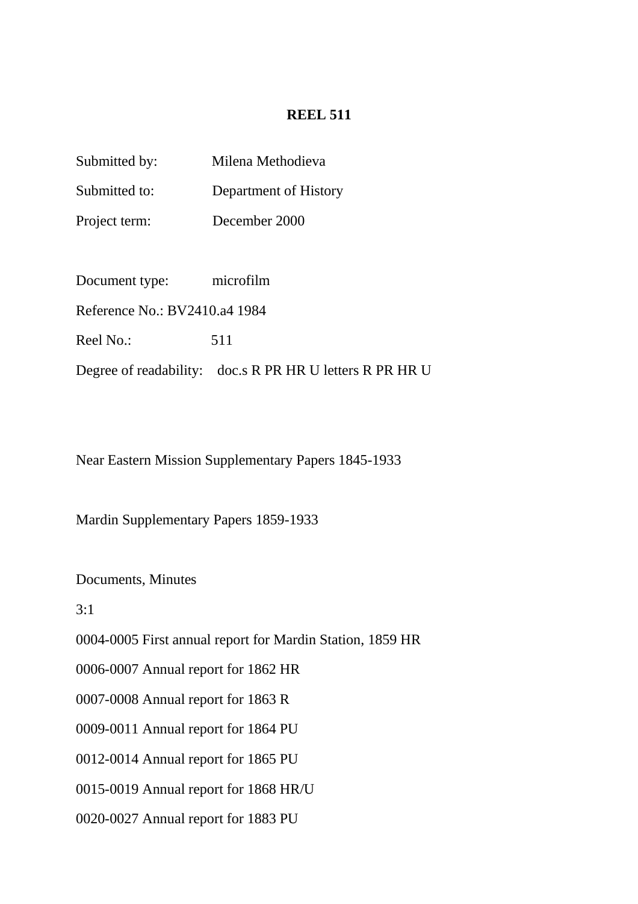**REEL 511**

Submitted by: Milena Methodieva

Submitted to: Department of History

Project term: December 2000

Document type: microfilm

Reference No.: BV2410.a4 1984

Reel No.: 511

Degree of readability: doc.s R PR HR U letters R PR HR U

Near Eastern Mission Supplementary Papers 1845-1933

Mardin Supplementary Papers 1859-1933

Documents, Minutes

3:1

0004-0005 First annual report for Mardin Station, 1859 HR

0006-0007 Annual report for 1862 HR

0007-0008 Annual report for 1863 R

0009-0011 Annual report for 1864 PU

0012-0014 Annual report for 1865 PU

0015-0019 Annual report for 1868 HR/U

0020-0027 Annual report for 1883 PU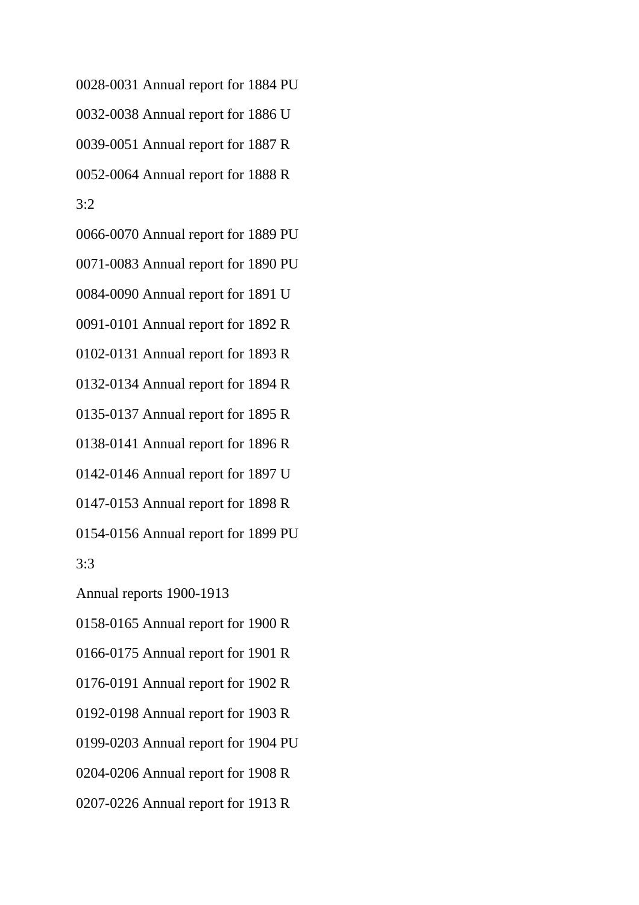0028-0031 Annual report for 1884 PU

0032-0038 Annual report for 1886 U

0039-0051 Annual report for 1887 R

0052-0064 Annual report for 1888 R

3:2

0066-0070 Annual report for 1889 PU

0071-0083 Annual report for 1890 PU

0084-0090 Annual report for 1891 U

0091-0101 Annual report for 1892 R

0102-0131 Annual report for 1893 R

0132-0134 Annual report for 1894 R

0135-0137 Annual report for 1895 R

0138-0141 Annual report for 1896 R

0142-0146 Annual report for 1897 U

0147-0153 Annual report for 1898 R

0154-0156 Annual report for 1899 PU

3:3

Annual reports 1900-1913

0158-0165 Annual report for 1900 R

0166-0175 Annual report for 1901 R

0176-0191 Annual report for 1902 R

0192-0198 Annual report for 1903 R

0199-0203 Annual report for 1904 PU

0204-0206 Annual report for 1908 R

0207-0226 Annual report for 1913 R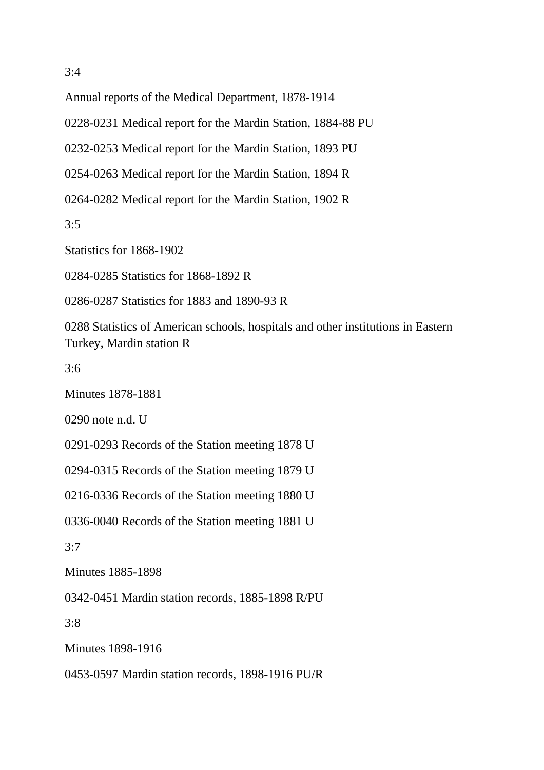3:4

Annual reports of the Medical Department, 1878-1914

0228-0231 Medical report for the Mardin Station, 1884-88 PU

0232-0253 Medical report for the Mardin Station, 1893 PU

0254-0263 Medical report for the Mardin Station, 1894 R

0264-0282 Medical report for the Mardin Station, 1902 R

3:5

Statistics for 1868-1902

0284-0285 Statistics for 1868-1892 R

0286-0287 Statistics for 1883 and 1890-93 R

0288 Statistics of American schools, hospitals and other institutions in Eastern Turkey, Mardin station R

3:6

Minutes 1878-1881

0290 note n.d. U

0291-0293 Records of the Station meeting 1878 U

0294-0315 Records of the Station meeting 1879 U

0216-0336 Records of the Station meeting 1880 U

0336-0040 Records of the Station meeting 1881 U

3:7

Minutes 1885-1898

0342-0451 Mardin station records, 1885-1898 R/PU

3:8

Minutes 1898-1916

0453-0597 Mardin station records, 1898-1916 PU/R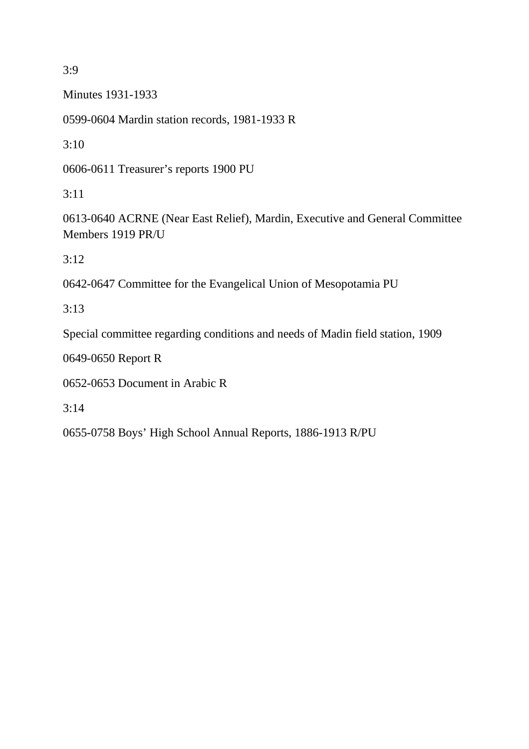3:9

Minutes 1931-1933

0599-0604 Mardin station records, 1981-1933 R

3:10

0606-0611 Treasurer's reports 1900 PU

3:11

0613-0640 ACRNE (Near East Relief), Mardin, Executive and General Committee Members 1919 PR/U

3:12

0642-0647 Committee for the Evangelical Union of Mesopotamia PU

3:13

Special committee regarding conditions and needs of Madin field station, 1909

0649-0650 Report R

0652-0653 Document in Arabic R

3:14

0655-0758 Boys' High School Annual Reports, 1886-1913 R/PU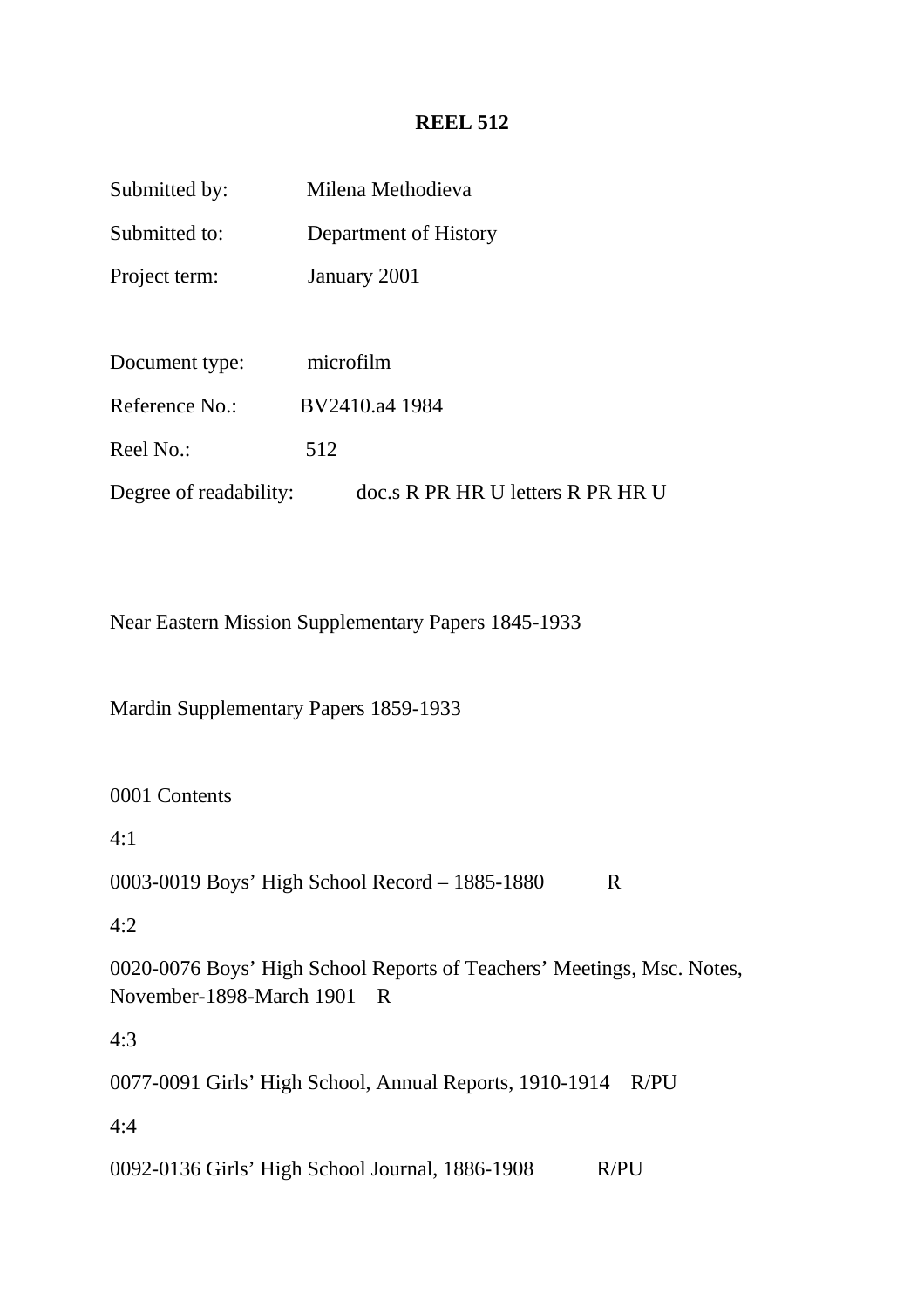**REEL 512**

Submitted by: Milena Methodieva

Submitted to: Department of History

Project term: January 2001

Document type: microfilm

Reference No.: BV2410.a4 1984

Reel No.: 512

Degree of readability: doc.s R PR HR U letters R PR HR U

Near Eastern Mission Supplementary Papers 1845-1933

Mardin Supplementary Papers 1859-1933

0001 Contents

4:1

0003-0019 Boys' High School Record – 1885-1880 R

4:2

0020-0076 Boys' High School Reports of Teachers' Meetings, Msc. Notes, November-1898-March 1901 R

4:3

0077-0091 Girls' High School, Annual Reports, 1910-1914 R/PU

4:4

0092-0136 Girls' High School Journal, 1886-1908 R/PU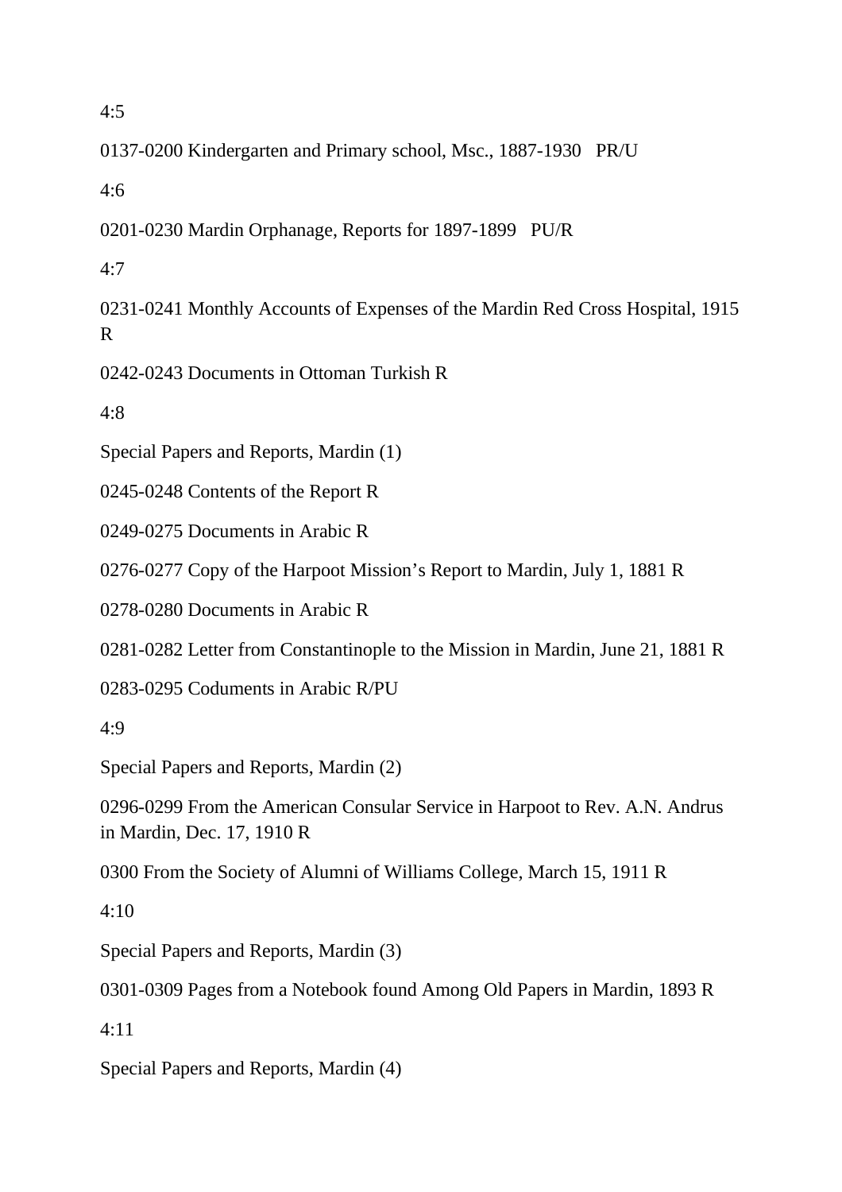4:5

0137-0200 Kindergarten and Primary school, Msc., 1887-1930 PR/U

4:6

0201-0230 Mardin Orphanage, Reports for 1897-1899 PU/R

4:7

0231-0241 Monthly Accounts of Expenses of the Mardin Red Cross Hospital, 1915 R

0242-0243 Documents in Ottoman Turkish R

4:8

Special Papers and Reports, Mardin (1)

0245-0248 Contents of the Report R

0249-0275 Documents in Arabic R

0276-0277 Copy of the Harpoot Mission's Report to Mardin, July 1, 1881 R

0278-0280 Documents in Arabic R

0281-0282 Letter from Constantinople to the Mission in Mardin, June 21, 1881 R

0283-0295 Coduments in Arabic R/PU

4:9

Special Papers and Reports, Mardin (2)

0296-0299 From the American Consular Service in Harpoot to Rev. A.N. Andrus in Mardin, Dec. 17, 1910 R

0300 From the Society of Alumni of Williams College, March 15, 1911 R

4:10

Special Papers and Reports, Mardin (3)

0301-0309 Pages from a Notebook found Among Old Papers in Mardin, 1893 R

4:11

Special Papers and Reports, Mardin (4)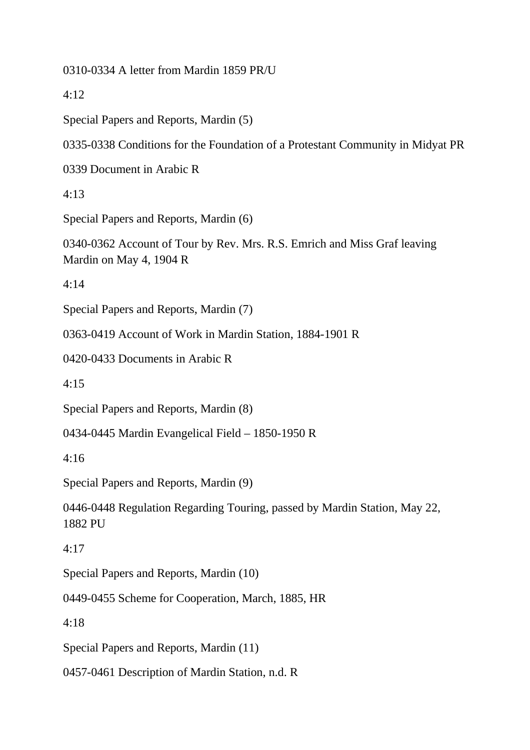0310-0334 A letter from Mardin 1859 PR/U

4:12

Special Papers and Reports, Mardin (5)

0335-0338 Conditions for the Foundation of a Protestant Community in Midyat PR

0339 Document in Arabic R

4:13

Special Papers and Reports, Mardin (6)

0340-0362 Account of Tour by Rev. Mrs. R.S. Emrich and Miss Graf leaving Mardin on May 4, 1904 R

4:14

Special Papers and Reports, Mardin (7)

0363-0419 Account of Work in Mardin Station, 1884-1901 R

0420-0433 Documents in Arabic R

4:15

Special Papers and Reports, Mardin (8)

0434-0445 Mardin Evangelical Field – 1850-1950 R

4:16

Special Papers and Reports, Mardin (9)

0446-0448 Regulation Regarding Touring, passed by Mardin Station, May 22, 1882 PU

4:17

Special Papers and Reports, Mardin (10)

0449-0455 Scheme for Cooperation, March, 1885, HR

4:18

Special Papers and Reports, Mardin (11)

0457-0461 Description of Mardin Station, n.d. R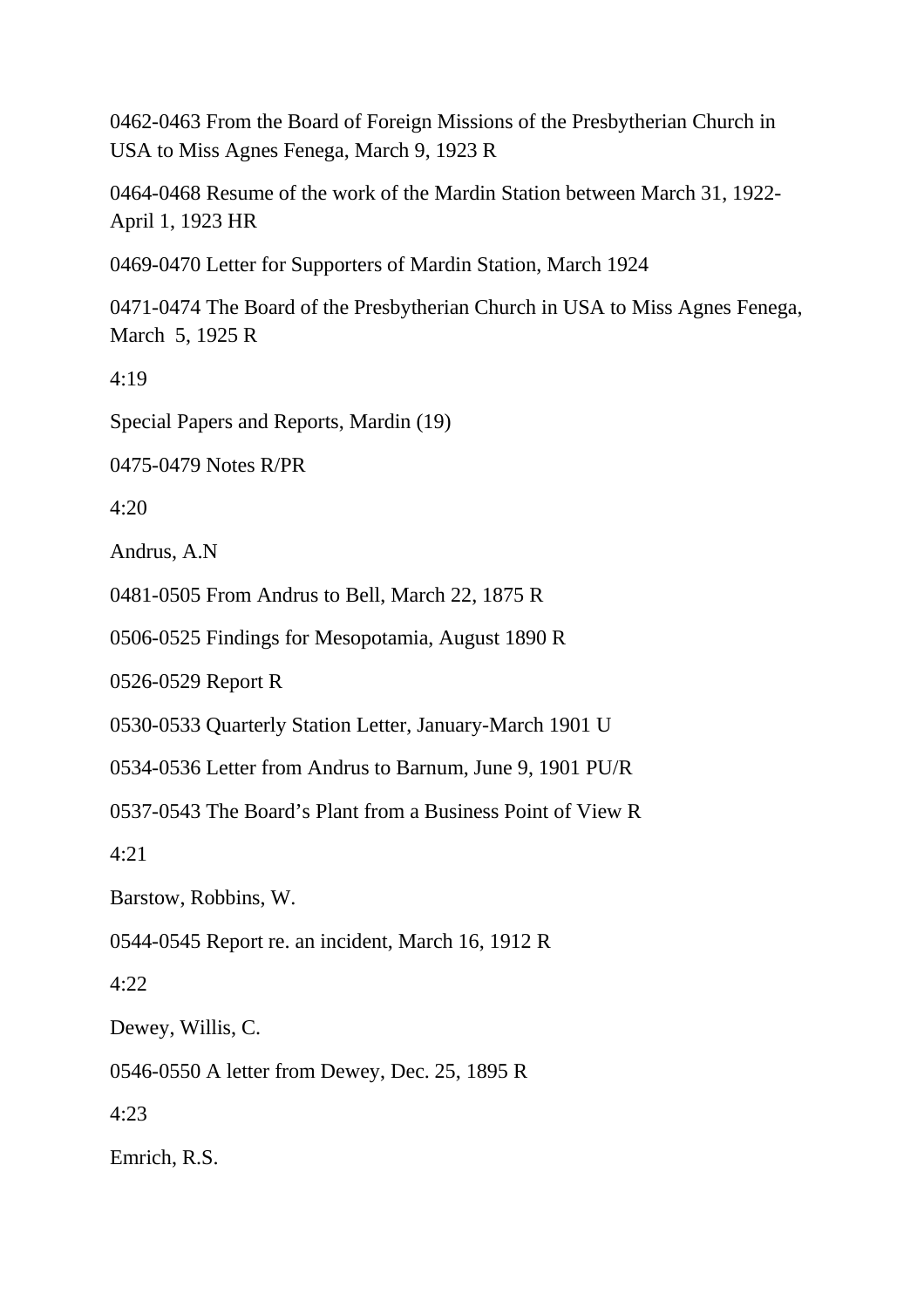0462-0463 From the Board of Foreign Missions of the Presbytherian Church in USA to Miss Agnes Fenega, March 9, 1923 R

0464-0468 Resume of the work of the Mardin Station between March 31, 1922-April 1, 1923 HR

0469-0470 Letter for Supporters of Mardin Station, March 1924

0471-0474 The Board of the Presbytherian Church in USA to Miss Agnes Fenega, March 5, 1925 R

4:19

Special Papers and Reports, Mardin (19)

0475-0479 Notes R/PR

4:20

Andrus, A.N

0481-0505 From Andrus to Bell, March 22, 1875 R

0506-0525 Findings for Mesopotamia, August 1890 R

0526-0529 Report R

0530-0533 Quarterly Station Letter, January-March 1901 U

0534-0536 Letter from Andrus to Barnum, June 9, 1901 PU/R

0537-0543 The Board's Plant from a Business Point of View R

4:21

Barstow, Robbins, W.

0544-0545 Report re. an incident, March 16, 1912 R

4:22

Dewey, Willis, C.

0546-0550 A letter from Dewey, Dec. 25, 1895 R

4:23

Emrich, R.S.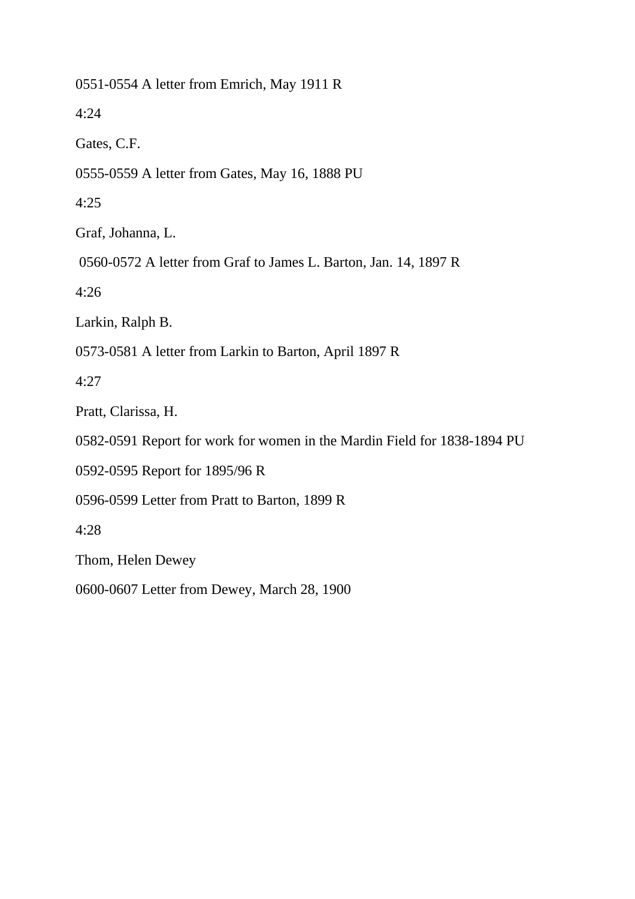0551-0554 A letter from Emrich, May 1911 R

4:24

Gates, C.F.

0555-0559 A letter from Gates, May 16, 1888 PU

4:25

Graf, Johanna, L.

0560-0572 A letter from Graf to James L. Barton, Jan. 14, 1897 R

4:26

Larkin, Ralph B.

0573-0581 A letter from Larkin to Barton, April 1897 R

4:27

Pratt, Clarissa, H.

0582-0591 Report for work for women in the Mardin Field for 1838-1894 PU

0592-0595 Report for 1895/96 R

0596-0599 Letter from Pratt to Barton, 1899 R

4:28

Thom, Helen Dewey

0600-0607 Letter from Dewey, March 28, 1900